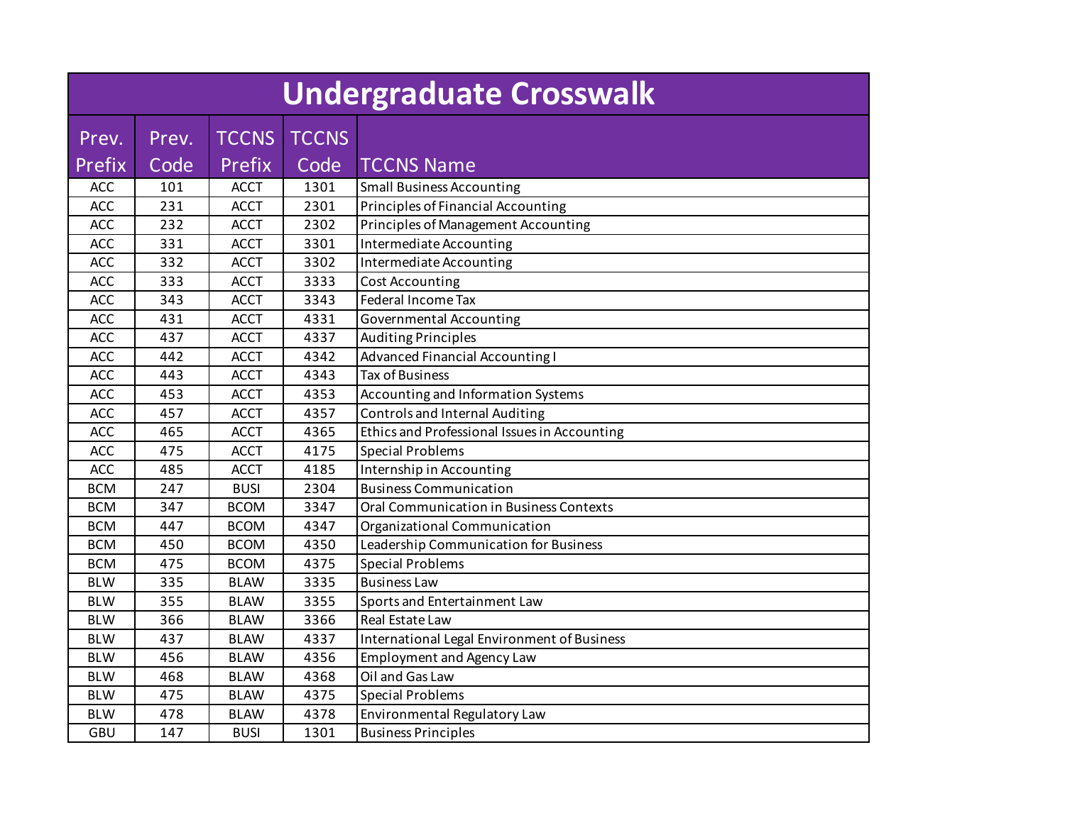# Undergraduate Crosswalk

| Prev. Prefix | Prev. Code | TCCNS Prefix | TCCNS Code | TCCNS Name |
|---|---|---|---|---|
| ACC | 101 | ACCT | 1301 | Small Business Accounting |
| ACC | 231 | ACCT | 2301 | Principles of Financial Accounting |
| ACC | 232 | ACCT | 2302 | Principles of Management Accounting |
| ACC | 331 | ACCT | 3301 | Intermediate Accounting |
| ACC | 332 | ACCT | 3302 | Intermediate Accounting |
| ACC | 333 | ACCT | 3333 | Cost Accounting |
| ACC | 343 | ACCT | 3343 | Federal Income Tax |
| ACC | 431 | ACCT | 4331 | Governmental Accounting |
| ACC | 437 | ACCT | 4337 | Auditing Principles |
| ACC | 442 | ACCT | 4342 | Advanced Financial Accounting I |
| ACC | 443 | ACCT | 4343 | Tax of Business |
| ACC | 453 | ACCT | 4353 | Accounting and Information Systems |
| ACC | 457 | ACCT | 4357 | Controls and Internal Auditing |
| ACC | 465 | ACCT | 4365 | Ethics and Professional Issues in Accounting |
| ACC | 475 | ACCT | 4175 | Special Problems |
| ACC | 485 | ACCT | 4185 | Internship in Accounting |
| BCM | 247 | BUSI | 2304 | Business Communication |
| BCM | 347 | BCOM | 3347 | Oral Communication in Business Contexts |
| BCM | 447 | BCOM | 4347 | Organizational Communication |
| BCM | 450 | BCOM | 4350 | Leadership Communication for Business |
| BCM | 475 | BCOM | 4375 | Special Problems |
| BLW | 335 | BLAW | 3335 | Business Law |
| BLW | 355 | BLAW | 3355 | Sports and Entertainment Law |
| BLW | 366 | BLAW | 3366 | Real Estate Law |
| BLW | 437 | BLAW | 4337 | International Legal Environment of Business |
| BLW | 456 | BLAW | 4356 | Employment and Agency Law |
| BLW | 468 | BLAW | 4368 | Oil and Gas Law |
| BLW | 475 | BLAW | 4375 | Special Problems |
| BLW | 478 | BLAW | 4378 | Environmental Regulatory Law |
| GBU | 147 | BUSI | 1301 | Business Principles |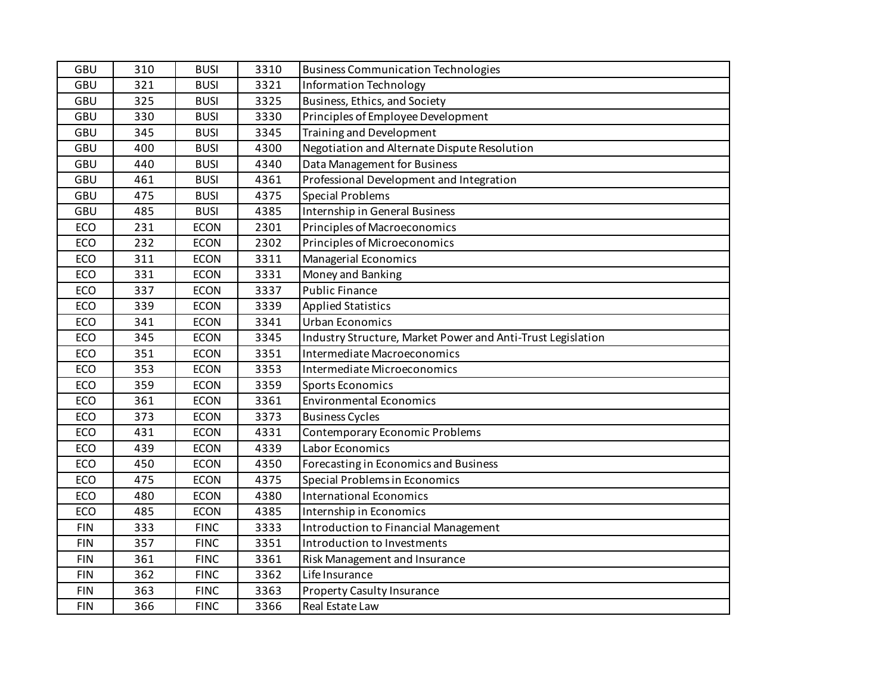| | | | | |
|---|---|---|---|---|
| GBU | 310 | BUSI | 3310 | Business Communication Technologies |
| GBU | 321 | BUSI | 3321 | Information Technology |
| GBU | 325 | BUSI | 3325 | Business, Ethics, and Society |
| GBU | 330 | BUSI | 3330 | Principles of Employee Development |
| GBU | 345 | BUSI | 3345 | Training and Development |
| GBU | 400 | BUSI | 4300 | Negotiation and Alternate Dispute Resolution |
| GBU | 440 | BUSI | 4340 | Data Management for Business |
| GBU | 461 | BUSI | 4361 | Professional Development and Integration |
| GBU | 475 | BUSI | 4375 | Special Problems |
| GBU | 485 | BUSI | 4385 | Internship in General Business |
| ECO | 231 | ECON | 2301 | Principles of Macroeconomics |
| ECO | 232 | ECON | 2302 | Principles of Microeconomics |
| ECO | 311 | ECON | 3311 | Managerial Economics |
| ECO | 331 | ECON | 3331 | Money and Banking |
| ECO | 337 | ECON | 3337 | Public Finance |
| ECO | 339 | ECON | 3339 | Applied Statistics |
| ECO | 341 | ECON | 3341 | Urban Economics |
| ECO | 345 | ECON | 3345 | Industry Structure, Market Power and Anti-Trust Legislation |
| ECO | 351 | ECON | 3351 | Intermediate Macroeconomics |
| ECO | 353 | ECON | 3353 | Intermediate Microeconomics |
| ECO | 359 | ECON | 3359 | Sports Economics |
| ECO | 361 | ECON | 3361 | Environmental Economics |
| ECO | 373 | ECON | 3373 | Business Cycles |
| ECO | 431 | ECON | 4331 | Contemporary Economic Problems |
| ECO | 439 | ECON | 4339 | Labor Economics |
| ECO | 450 | ECON | 4350 | Forecasting in Economics and Business |
| ECO | 475 | ECON | 4375 | Special Problems in Economics |
| ECO | 480 | ECON | 4380 | International Economics |
| ECO | 485 | ECON | 4385 | Internship in Economics |
| FIN | 333 | FINC | 3333 | Introduction to Financial Management |
| FIN | 357 | FINC | 3351 | Introduction to Investments |
| FIN | 361 | FINC | 3361 | Risk Management and Insurance |
| FIN | 362 | FINC | 3362 | Life Insurance |
| FIN | 363 | FINC | 3363 | Property Casulty Insurance |
| FIN | 366 | FINC | 3366 | Real Estate Law |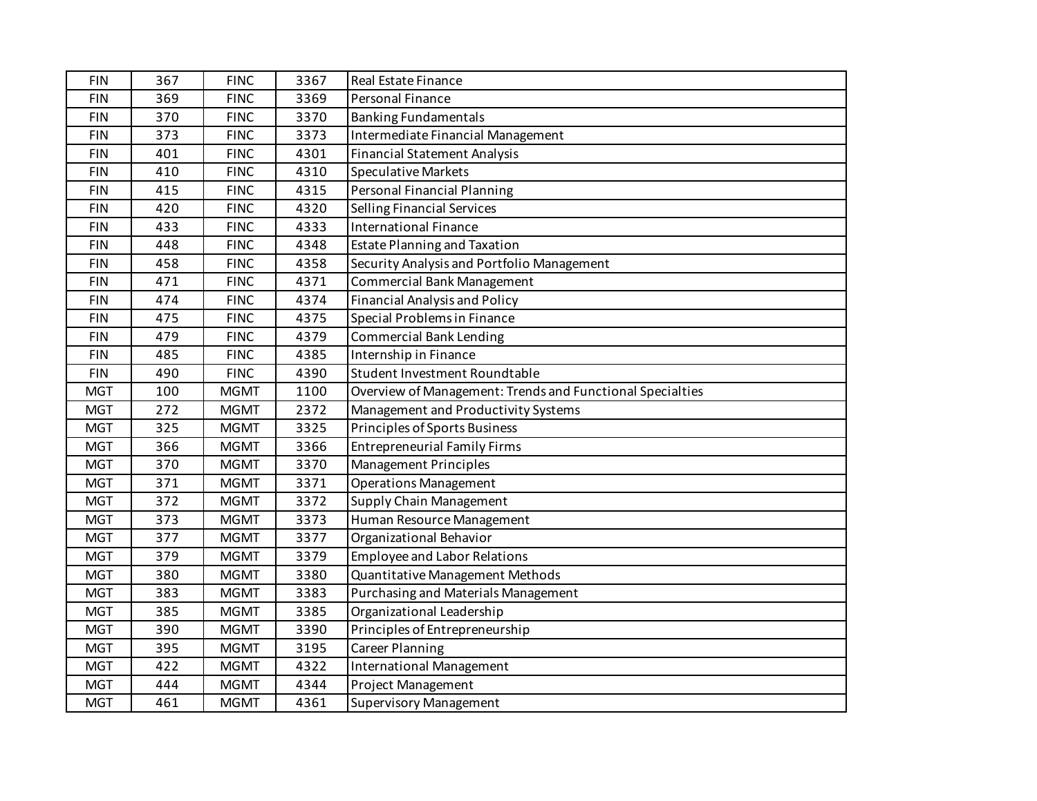| FIN | 367 | FINC | 3367 | Real Estate Finance |
|---|---|---|---|---|
| FIN | 369 | FINC | 3369 | Personal Finance |
| FIN | 370 | FINC | 3370 | Banking Fundamentals |
| FIN | 373 | FINC | 3373 | Intermediate Financial Management |
| FIN | 401 | FINC | 4301 | Financial Statement Analysis |
| FIN | 410 | FINC | 4310 | Speculative Markets |
| FIN | 415 | FINC | 4315 | Personal Financial Planning |
| FIN | 420 | FINC | 4320 | Selling Financial Services |
| FIN | 433 | FINC | 4333 | International Finance |
| FIN | 448 | FINC | 4348 | Estate Planning and Taxation |
| FIN | 458 | FINC | 4358 | Security Analysis and Portfolio Management |
| FIN | 471 | FINC | 4371 | Commercial Bank Management |
| FIN | 474 | FINC | 4374 | Financial Analysis and Policy |
| FIN | 475 | FINC | 4375 | Special Problems in Finance |
| FIN | 479 | FINC | 4379 | Commercial Bank Lending |
| FIN | 485 | FINC | 4385 | Internship in Finance |
| FIN | 490 | FINC | 4390 | Student Investment Roundtable |
| MGT | 100 | MGMT | 1100 | Overview of Management: Trends and Functional Specialties |
| MGT | 272 | MGMT | 2372 | Management and Productivity Systems |
| MGT | 325 | MGMT | 3325 | Principles of Sports Business |
| MGT | 366 | MGMT | 3366 | Entrepreneurial Family Firms |
| MGT | 370 | MGMT | 3370 | Management Principles |
| MGT | 371 | MGMT | 3371 | Operations Management |
| MGT | 372 | MGMT | 3372 | Supply Chain Management |
| MGT | 373 | MGMT | 3373 | Human Resource Management |
| MGT | 377 | MGMT | 3377 | Organizational Behavior |
| MGT | 379 | MGMT | 3379 | Employee and Labor Relations |
| MGT | 380 | MGMT | 3380 | Quantitative Management Methods |
| MGT | 383 | MGMT | 3383 | Purchasing and Materials Management |
| MGT | 385 | MGMT | 3385 | Organizational Leadership |
| MGT | 390 | MGMT | 3390 | Principles of Entrepreneurship |
| MGT | 395 | MGMT | 3195 | Career Planning |
| MGT | 422 | MGMT | 4322 | International Management |
| MGT | 444 | MGMT | 4344 | Project Management |
| MGT | 461 | MGMT | 4361 | Supervisory Management |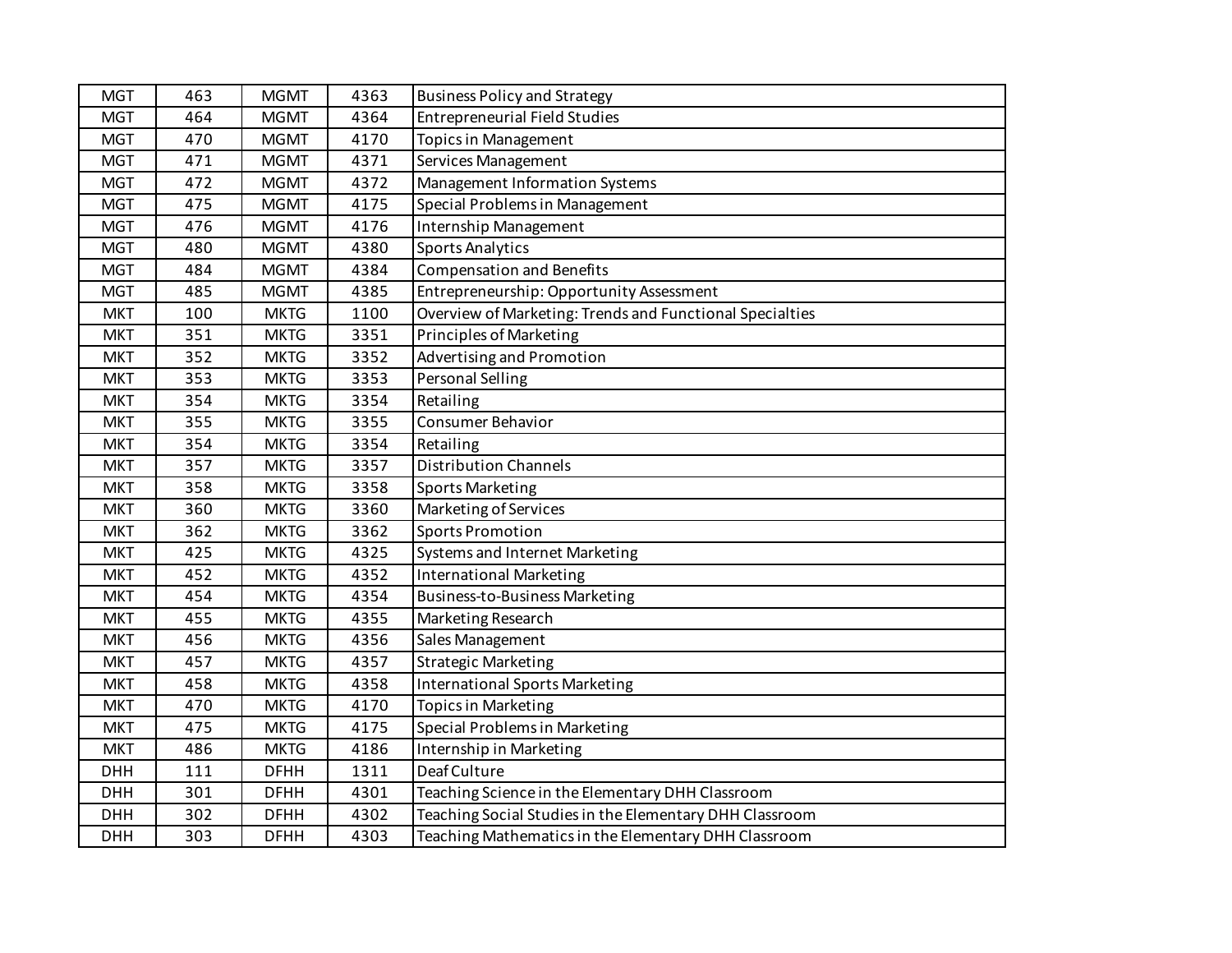| MGT | 463 | MGMT | 4363 | Business Policy and Strategy |
|---|---|---|---|---|
| MGT | 464 | MGMT | 4364 | Entrepreneurial Field Studies |
| MGT | 470 | MGMT | 4170 | Topics in Management |
| MGT | 471 | MGMT | 4371 | Services Management |
| MGT | 472 | MGMT | 4372 | Management Information Systems |
| MGT | 475 | MGMT | 4175 | Special Problems in Management |
| MGT | 476 | MGMT | 4176 | Internship Management |
| MGT | 480 | MGMT | 4380 | Sports Analytics |
| MGT | 484 | MGMT | 4384 | Compensation and Benefits |
| MGT | 485 | MGMT | 4385 | Entrepreneurship: Opportunity Assessment |
| MKT | 100 | MKTG | 1100 | Overview of Marketing: Trends and Functional Specialties |
| MKT | 351 | MKTG | 3351 | Principles of Marketing |
| MKT | 352 | MKTG | 3352 | Advertising and Promotion |
| MKT | 353 | MKTG | 3353 | Personal Selling |
| MKT | 354 | MKTG | 3354 | Retailing |
| MKT | 355 | MKTG | 3355 | Consumer Behavior |
| MKT | 354 | MKTG | 3354 | Retailing |
| MKT | 357 | MKTG | 3357 | Distribution Channels |
| MKT | 358 | MKTG | 3358 | Sports Marketing |
| MKT | 360 | MKTG | 3360 | Marketing of Services |
| MKT | 362 | MKTG | 3362 | Sports Promotion |
| MKT | 425 | MKTG | 4325 | Systems and Internet Marketing |
| MKT | 452 | MKTG | 4352 | International Marketing |
| MKT | 454 | MKTG | 4354 | Business-to-Business Marketing |
| MKT | 455 | MKTG | 4355 | Marketing Research |
| MKT | 456 | MKTG | 4356 | Sales Management |
| MKT | 457 | MKTG | 4357 | Strategic Marketing |
| MKT | 458 | MKTG | 4358 | International Sports Marketing |
| MKT | 470 | MKTG | 4170 | Topics in Marketing |
| MKT | 475 | MKTG | 4175 | Special Problems in Marketing |
| MKT | 486 | MKTG | 4186 | Internship in Marketing |
| DHH | 111 | DFHH | 1311 | Deaf Culture |
| DHH | 301 | DFHH | 4301 | Teaching Science in the Elementary DHH Classroom |
| DHH | 302 | DFHH | 4302 | Teaching Social Studies in the Elementary DHH Classroom |
| DHH | 303 | DFHH | 4303 | Teaching Mathematics in the Elementary DHH Classroom |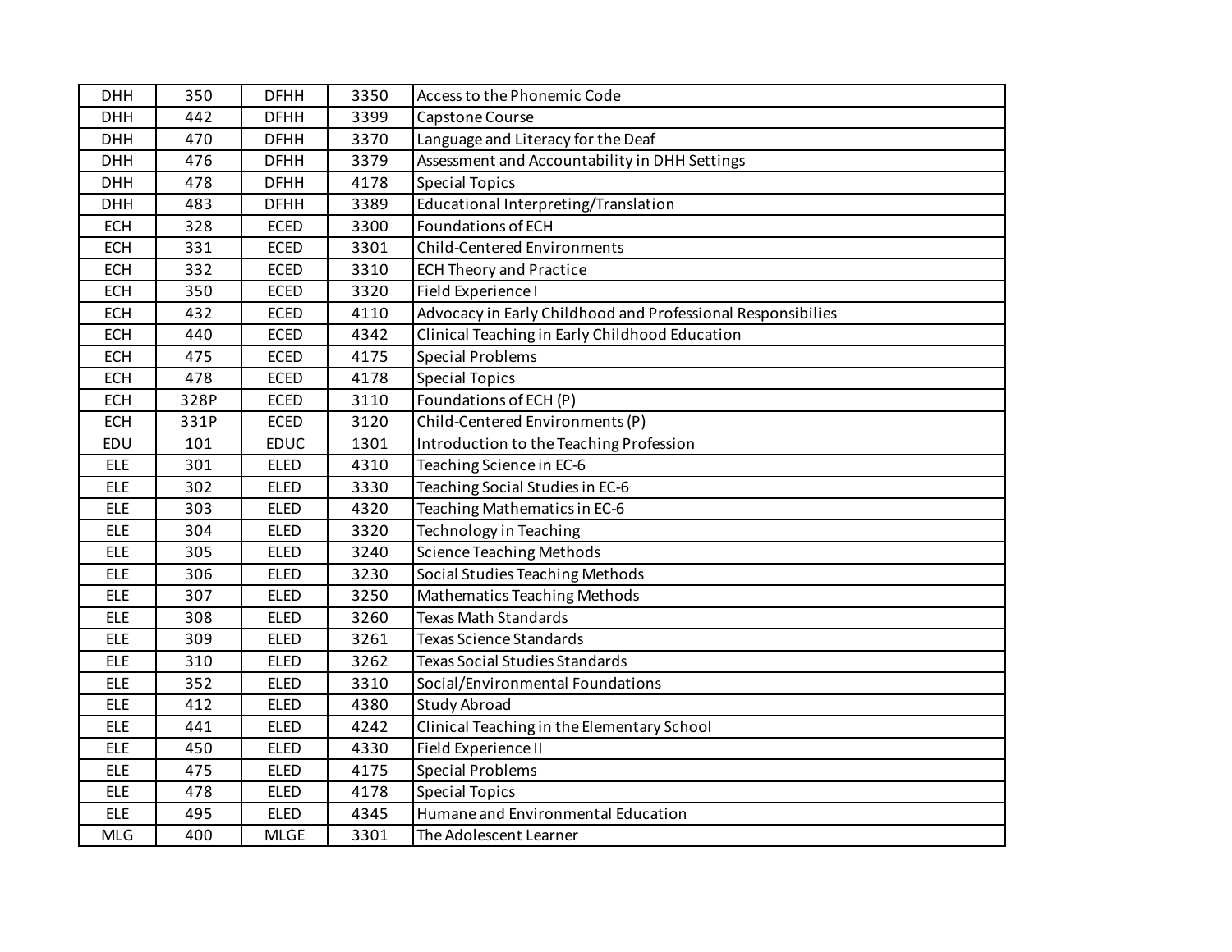| DHH | 350 | DFHH | 3350 | Access to the Phonemic Code |
|---|---|---|---|---|
| DHH | 442 | DFHH | 3399 | Capstone Course |
| DHH | 470 | DFHH | 3370 | Language and Literacy for the Deaf |
| DHH | 476 | DFHH | 3379 | Assessment and Accountability in DHH Settings |
| DHH | 478 | DFHH | 4178 | Special Topics |
| DHH | 483 | DFHH | 3389 | Educational Interpreting/Translation |
| ECH | 328 | ECED | 3300 | Foundations of ECH |
| ECH | 331 | ECED | 3301 | Child-Centered Environments |
| ECH | 332 | ECED | 3310 | ECH Theory and Practice |
| ECH | 350 | ECED | 3320 | Field Experience I |
| ECH | 432 | ECED | 4110 | Advocacy in Early Childhood and Professional Responsibilies |
| ECH | 440 | ECED | 4342 | Clinical Teaching in Early Childhood Education |
| ECH | 475 | ECED | 4175 | Special Problems |
| ECH | 478 | ECED | 4178 | Special Topics |
| ECH | 328P | ECED | 3110 | Foundations of ECH (P) |
| ECH | 331P | ECED | 3120 | Child-Centered Environments (P) |
| EDU | 101 | EDUC | 1301 | Introduction to the Teaching Profession |
| ELE | 301 | ELED | 4310 | Teaching Science in EC-6 |
| ELE | 302 | ELED | 3330 | Teaching Social Studies in EC-6 |
| ELE | 303 | ELED | 4320 | Teaching Mathematics in EC-6 |
| ELE | 304 | ELED | 3320 | Technology in Teaching |
| ELE | 305 | ELED | 3240 | Science Teaching Methods |
| ELE | 306 | ELED | 3230 | Social Studies Teaching Methods |
| ELE | 307 | ELED | 3250 | Mathematics Teaching Methods |
| ELE | 308 | ELED | 3260 | Texas Math Standards |
| ELE | 309 | ELED | 3261 | Texas Science Standards |
| ELE | 310 | ELED | 3262 | Texas Social Studies Standards |
| ELE | 352 | ELED | 3310 | Social/Environmental Foundations |
| ELE | 412 | ELED | 4380 | Study Abroad |
| ELE | 441 | ELED | 4242 | Clinical Teaching in the Elementary School |
| ELE | 450 | ELED | 4330 | Field Experience II |
| ELE | 475 | ELED | 4175 | Special Problems |
| ELE | 478 | ELED | 4178 | Special Topics |
| ELE | 495 | ELED | 4345 | Humane and Environmental Education |
| MLG | 400 | MLGE | 3301 | The Adolescent Learner |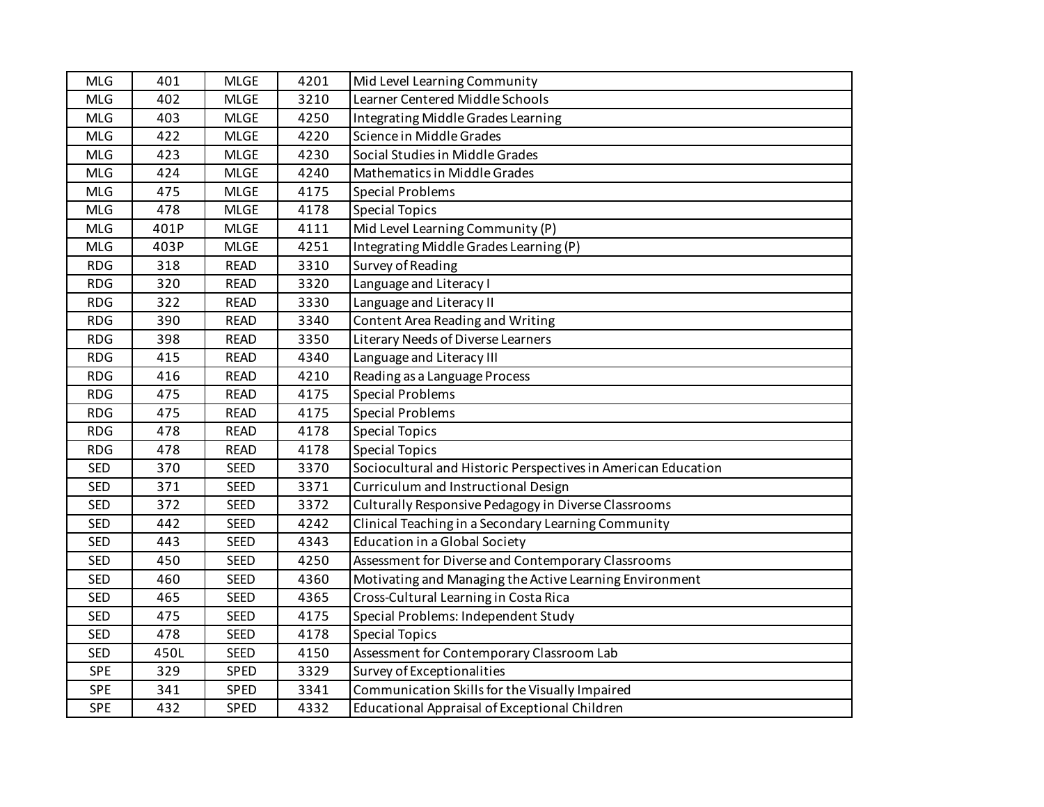| MLG | 401 | MLGE | 4201 | Mid Level Learning Community |
|---|---|---|---|---|
| MLG | 402 | MLGE | 3210 | Learner Centered Middle Schools |
| MLG | 403 | MLGE | 4250 | Integrating Middle Grades Learning |
| MLG | 422 | MLGE | 4220 | Science in Middle Grades |
| MLG | 423 | MLGE | 4230 | Social Studies in Middle Grades |
| MLG | 424 | MLGE | 4240 | Mathematics in Middle Grades |
| MLG | 475 | MLGE | 4175 | Special Problems |
| MLG | 478 | MLGE | 4178 | Special Topics |
| MLG | 401P | MLGE | 4111 | Mid Level Learning Community (P) |
| MLG | 403P | MLGE | 4251 | Integrating Middle Grades Learning (P) |
| RDG | 318 | READ | 3310 | Survey of Reading |
| RDG | 320 | READ | 3320 | Language and Literacy I |
| RDG | 322 | READ | 3330 | Language and Literacy II |
| RDG | 390 | READ | 3340 | Content Area Reading and Writing |
| RDG | 398 | READ | 3350 | Literary Needs of Diverse Learners |
| RDG | 415 | READ | 4340 | Language and Literacy III |
| RDG | 416 | READ | 4210 | Reading as a Language Process |
| RDG | 475 | READ | 4175 | Special Problems |
| RDG | 475 | READ | 4175 | Special Problems |
| RDG | 478 | READ | 4178 | Special Topics |
| RDG | 478 | READ | 4178 | Special Topics |
| SED | 370 | SEED | 3370 | Sociocultural and Historic Perspectives in American Education |
| SED | 371 | SEED | 3371 | Curriculum and Instructional Design |
| SED | 372 | SEED | 3372 | Culturally Responsive Pedagogy in Diverse Classrooms |
| SED | 442 | SEED | 4242 | Clinical Teaching in a Secondary Learning Community |
| SED | 443 | SEED | 4343 | Education in a Global Society |
| SED | 450 | SEED | 4250 | Assessment for Diverse and Contemporary Classrooms |
| SED | 460 | SEED | 4360 | Motivating and Managing the Active Learning Environment |
| SED | 465 | SEED | 4365 | Cross-Cultural Learning in Costa Rica |
| SED | 475 | SEED | 4175 | Special Problems: Independent Study |
| SED | 478 | SEED | 4178 | Special Topics |
| SED | 450L | SEED | 4150 | Assessment for Contemporary Classroom Lab |
| SPE | 329 | SPED | 3329 | Survey of Exceptionalities |
| SPE | 341 | SPED | 3341 | Communication Skills for the Visually Impaired |
| SPE | 432 | SPED | 4332 | Educational Appraisal of Exceptional Children |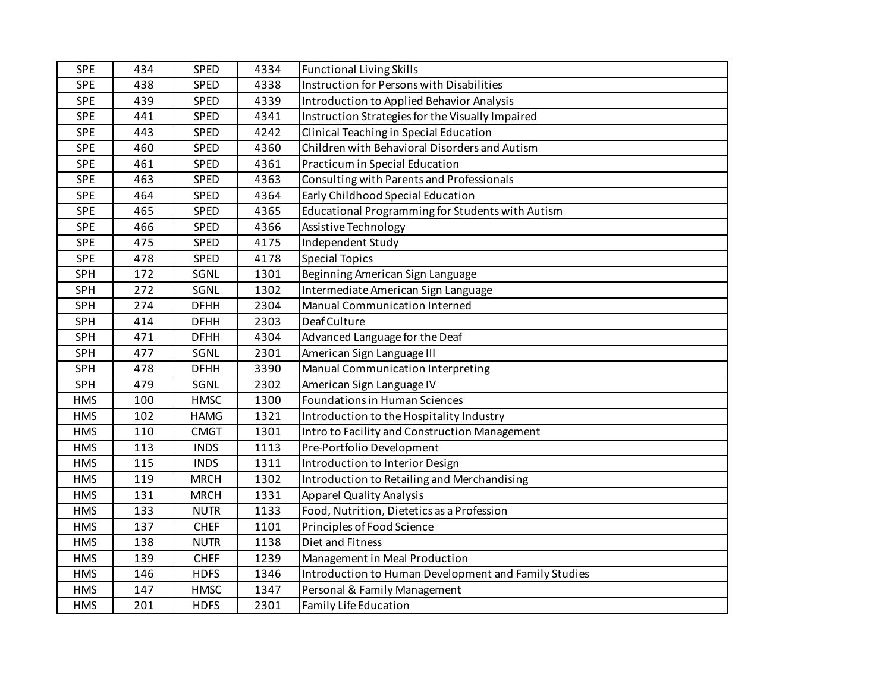| | | | | |
|---|---|---|---|---|
| SPE | 434 | SPED | 4334 | Functional Living Skills |
| SPE | 438 | SPED | 4338 | Instruction for Persons with Disabilities |
| SPE | 439 | SPED | 4339 | Introduction to Applied Behavior Analysis |
| SPE | 441 | SPED | 4341 | Instruction Strategies for the Visually Impaired |
| SPE | 443 | SPED | 4242 | Clinical Teaching in Special Education |
| SPE | 460 | SPED | 4360 | Children with Behavioral Disorders and Autism |
| SPE | 461 | SPED | 4361 | Practicum in Special Education |
| SPE | 463 | SPED | 4363 | Consulting with Parents and Professionals |
| SPE | 464 | SPED | 4364 | Early Childhood Special Education |
| SPE | 465 | SPED | 4365 | Educational Programming for Students with Autism |
| SPE | 466 | SPED | 4366 | Assistive Technology |
| SPE | 475 | SPED | 4175 | Independent Study |
| SPE | 478 | SPED | 4178 | Special Topics |
| SPH | 172 | SGNL | 1301 | Beginning American Sign Language |
| SPH | 272 | SGNL | 1302 | Intermediate American Sign Language |
| SPH | 274 | DFHH | 2304 | Manual Communication Interned |
| SPH | 414 | DFHH | 2303 | Deaf Culture |
| SPH | 471 | DFHH | 4304 | Advanced Language for the Deaf |
| SPH | 477 | SGNL | 2301 | American Sign Language III |
| SPH | 478 | DFHH | 3390 | Manual Communication Interpreting |
| SPH | 479 | SGNL | 2302 | American Sign Language IV |
| HMS | 100 | HMSC | 1300 | Foundations in Human Sciences |
| HMS | 102 | HAMG | 1321 | Introduction to the Hospitality Industry |
| HMS | 110 | CMGT | 1301 | Intro to Facility and Construction Management |
| HMS | 113 | INDS | 1113 | Pre-Portfolio Development |
| HMS | 115 | INDS | 1311 | Introduction to Interior Design |
| HMS | 119 | MRCH | 1302 | Introduction to Retailing and Merchandising |
| HMS | 131 | MRCH | 1331 | Apparel Quality Analysis |
| HMS | 133 | NUTR | 1133 | Food, Nutrition, Dietetics as a Profession |
| HMS | 137 | CHEF | 1101 | Principles of Food Science |
| HMS | 138 | NUTR | 1138 | Diet and Fitness |
| HMS | 139 | CHEF | 1239 | Management in Meal Production |
| HMS | 146 | HDFS | 1346 | Introduction to Human Development and Family Studies |
| HMS | 147 | HMSC | 1347 | Personal & Family Management |
| HMS | 201 | HDFS | 2301 | Family Life Education |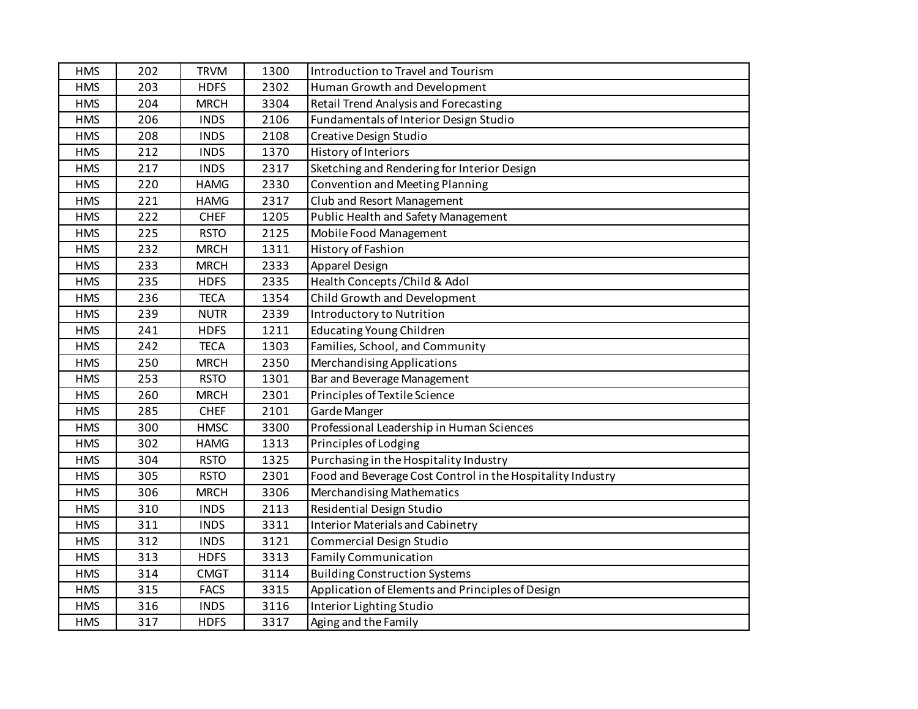| | | | | |
|---|---|---|---|---|
| HMS | 202 | TRVM | 1300 | Introduction to Travel and Tourism |
| HMS | 203 | HDFS | 2302 | Human Growth and Development |
| HMS | 204 | MRCH | 3304 | Retail Trend Analysis and Forecasting |
| HMS | 206 | INDS | 2106 | Fundamentals of Interior Design Studio |
| HMS | 208 | INDS | 2108 | Creative Design Studio |
| HMS | 212 | INDS | 1370 | History of Interiors |
| HMS | 217 | INDS | 2317 | Sketching and Rendering for Interior Design |
| HMS | 220 | HAMG | 2330 | Convention and Meeting Planning |
| HMS | 221 | HAMG | 2317 | Club and Resort Management |
| HMS | 222 | CHEF | 1205 | Public Health and Safety Management |
| HMS | 225 | RSTO | 2125 | Mobile Food Management |
| HMS | 232 | MRCH | 1311 | History of Fashion |
| HMS | 233 | MRCH | 2333 | Apparel Design |
| HMS | 235 | HDFS | 2335 | Health Concepts /Child & Adol |
| HMS | 236 | TECA | 1354 | Child Growth and Development |
| HMS | 239 | NUTR | 2339 | Introductory to Nutrition |
| HMS | 241 | HDFS | 1211 | Educating Young Children |
| HMS | 242 | TECA | 1303 | Families, School, and Community |
| HMS | 250 | MRCH | 2350 | Merchandising Applications |
| HMS | 253 | RSTO | 1301 | Bar and Beverage Management |
| HMS | 260 | MRCH | 2301 | Principles of Textile Science |
| HMS | 285 | CHEF | 2101 | Garde Manger |
| HMS | 300 | HMSC | 3300 | Professional Leadership in Human Sciences |
| HMS | 302 | HAMG | 1313 | Principles of Lodging |
| HMS | 304 | RSTO | 1325 | Purchasing in the Hospitality Industry |
| HMS | 305 | RSTO | 2301 | Food and Beverage Cost Control in the Hospitality Industry |
| HMS | 306 | MRCH | 3306 | Merchandising Mathematics |
| HMS | 310 | INDS | 2113 | Residential Design Studio |
| HMS | 311 | INDS | 3311 | Interior Materials and Cabinetry |
| HMS | 312 | INDS | 3121 | Commercial Design Studio |
| HMS | 313 | HDFS | 3313 | Family Communication |
| HMS | 314 | CMGT | 3114 | Building Construction Systems |
| HMS | 315 | FACS | 3315 | Application of Elements and Principles of Design |
| HMS | 316 | INDS | 3116 | Interior Lighting Studio |
| HMS | 317 | HDFS | 3317 | Aging and the Family |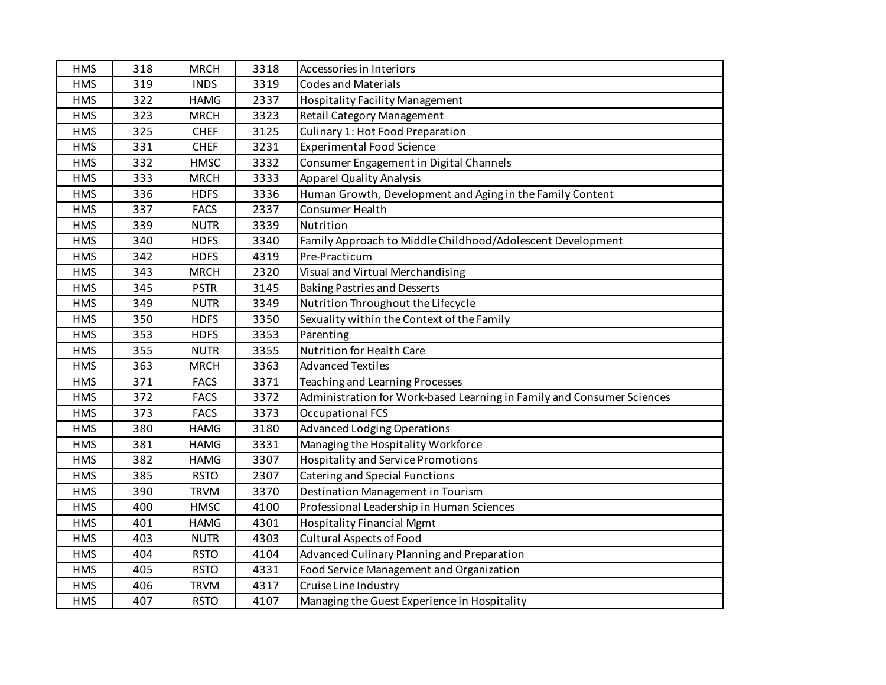| HMS | 318 | MRCH | 3318 | Accessories in Interiors |
|---|---|---|---|---|
| HMS | 319 | INDS | 3319 | Codes and Materials |
| HMS | 322 | HAMG | 2337 | Hospitality Facility Management |
| HMS | 323 | MRCH | 3323 | Retail Category Management |
| HMS | 325 | CHEF | 3125 | Culinary 1: Hot Food Preparation |
| HMS | 331 | CHEF | 3231 | Experimental Food Science |
| HMS | 332 | HMSC | 3332 | Consumer Engagement in Digital Channels |
| HMS | 333 | MRCH | 3333 | Apparel Quality Analysis |
| HMS | 336 | HDFS | 3336 | Human Growth, Development and Aging in the Family Content |
| HMS | 337 | FACS | 2337 | Consumer Health |
| HMS | 339 | NUTR | 3339 | Nutrition |
| HMS | 340 | HDFS | 3340 | Family Approach to Middle Childhood/Adolescent Development |
| HMS | 342 | HDFS | 4319 | Pre-Practicum |
| HMS | 343 | MRCH | 2320 | Visual and Virtual Merchandising |
| HMS | 345 | PSTR | 3145 | Baking Pastries and Desserts |
| HMS | 349 | NUTR | 3349 | Nutrition Throughout the Lifecycle |
| HMS | 350 | HDFS | 3350 | Sexuality within the Context of the Family |
| HMS | 353 | HDFS | 3353 | Parenting |
| HMS | 355 | NUTR | 3355 | Nutrition for Health Care |
| HMS | 363 | MRCH | 3363 | Advanced Textiles |
| HMS | 371 | FACS | 3371 | Teaching and Learning Processes |
| HMS | 372 | FACS | 3372 | Administration for Work-based Learning in Family and Consumer Sciences |
| HMS | 373 | FACS | 3373 | Occupational FCS |
| HMS | 380 | HAMG | 3180 | Advanced Lodging Operations |
| HMS | 381 | HAMG | 3331 | Managing the Hospitality Workforce |
| HMS | 382 | HAMG | 3307 | Hospitality and Service Promotions |
| HMS | 385 | RSTO | 2307 | Catering and Special Functions |
| HMS | 390 | TRVM | 3370 | Destination Management in Tourism |
| HMS | 400 | HMSC | 4100 | Professional Leadership in Human Sciences |
| HMS | 401 | HAMG | 4301 | Hospitality Financial Mgmt |
| HMS | 403 | NUTR | 4303 | Cultural Aspects of Food |
| HMS | 404 | RSTO | 4104 | Advanced Culinary Planning and Preparation |
| HMS | 405 | RSTO | 4331 | Food Service Management and Organization |
| HMS | 406 | TRVM | 4317 | Cruise Line Industry |
| HMS | 407 | RSTO | 4107 | Managing the Guest Experience in Hospitality |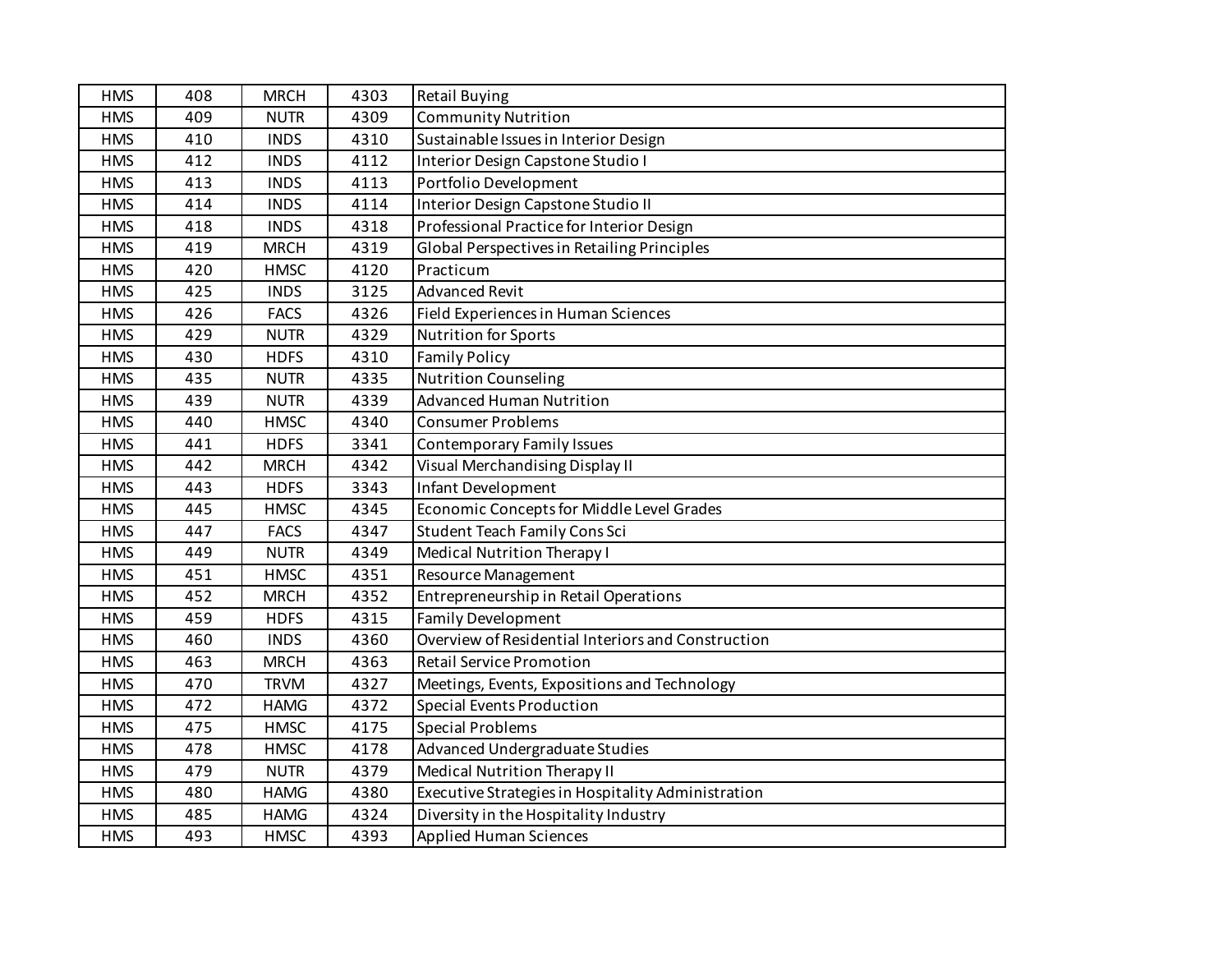| | | | | |
|---|---|---|---|---|
| HMS | 408 | MRCH | 4303 | Retail Buying |
| HMS | 409 | NUTR | 4309 | Community Nutrition |
| HMS | 410 | INDS | 4310 | Sustainable Issues in Interior Design |
| HMS | 412 | INDS | 4112 | Interior Design Capstone Studio I |
| HMS | 413 | INDS | 4113 | Portfolio Development |
| HMS | 414 | INDS | 4114 | Interior Design Capstone Studio II |
| HMS | 418 | INDS | 4318 | Professional Practice for Interior Design |
| HMS | 419 | MRCH | 4319 | Global Perspectives in Retailing Principles |
| HMS | 420 | HMSC | 4120 | Practicum |
| HMS | 425 | INDS | 3125 | Advanced Revit |
| HMS | 426 | FACS | 4326 | Field Experiences in Human Sciences |
| HMS | 429 | NUTR | 4329 | Nutrition for Sports |
| HMS | 430 | HDFS | 4310 | Family Policy |
| HMS | 435 | NUTR | 4335 | Nutrition Counseling |
| HMS | 439 | NUTR | 4339 | Advanced Human Nutrition |
| HMS | 440 | HMSC | 4340 | Consumer Problems |
| HMS | 441 | HDFS | 3341 | Contemporary Family Issues |
| HMS | 442 | MRCH | 4342 | Visual Merchandising Display II |
| HMS | 443 | HDFS | 3343 | Infant Development |
| HMS | 445 | HMSC | 4345 | Economic Concepts for Middle Level Grades |
| HMS | 447 | FACS | 4347 | Student Teach Family Cons Sci |
| HMS | 449 | NUTR | 4349 | Medical Nutrition Therapy I |
| HMS | 451 | HMSC | 4351 | Resource Management |
| HMS | 452 | MRCH | 4352 | Entrepreneurship in Retail Operations |
| HMS | 459 | HDFS | 4315 | Family Development |
| HMS | 460 | INDS | 4360 | Overview of Residential Interiors and Construction |
| HMS | 463 | MRCH | 4363 | Retail Service Promotion |
| HMS | 470 | TRVM | 4327 | Meetings, Events, Expositions and Technology |
| HMS | 472 | HAMG | 4372 | Special Events Production |
| HMS | 475 | HMSC | 4175 | Special Problems |
| HMS | 478 | HMSC | 4178 | Advanced Undergraduate Studies |
| HMS | 479 | NUTR | 4379 | Medical Nutrition Therapy II |
| HMS | 480 | HAMG | 4380 | Executive Strategies in Hospitality Administration |
| HMS | 485 | HAMG | 4324 | Diversity in the Hospitality Industry |
| HMS | 493 | HMSC | 4393 | Applied Human Sciences |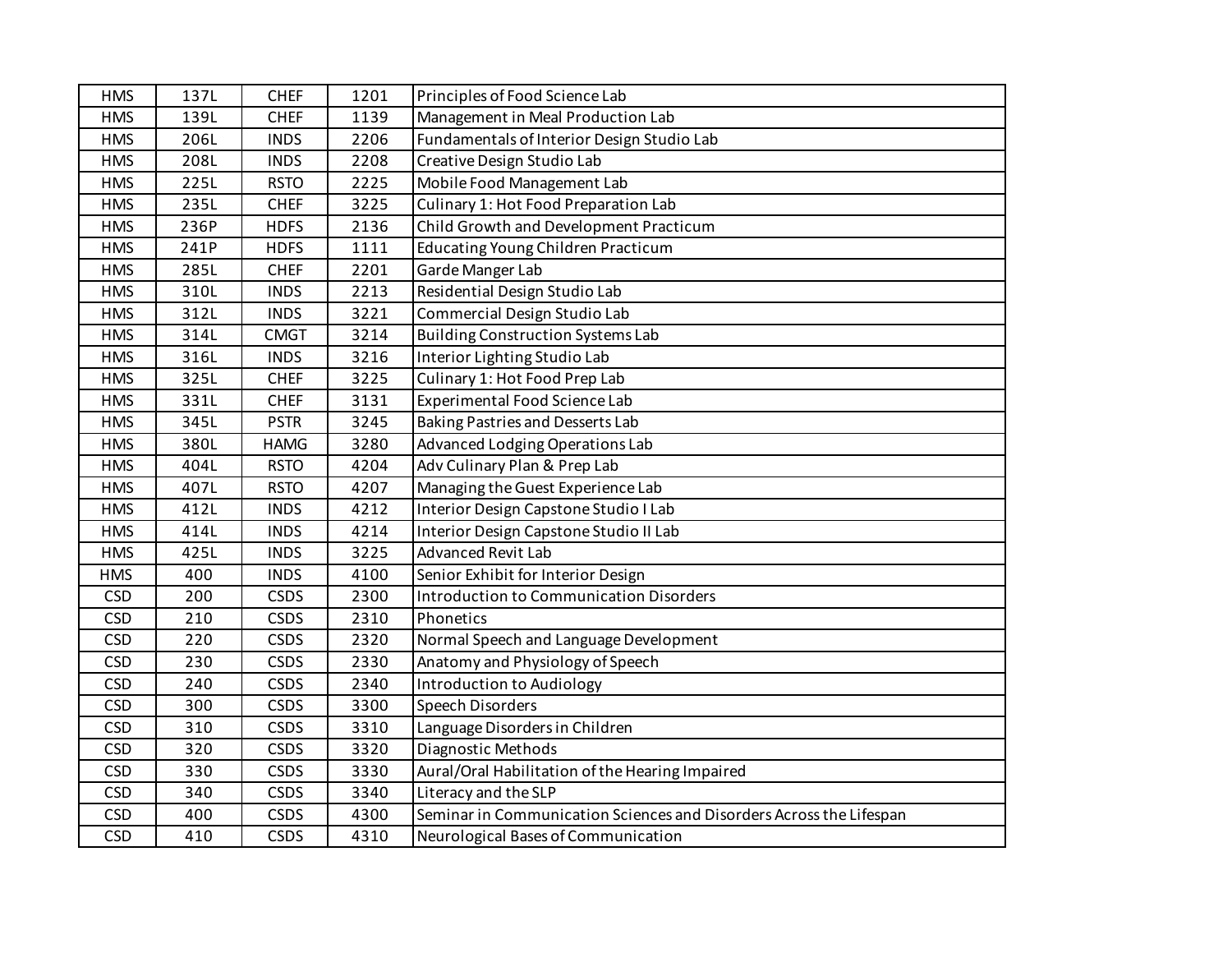| | | | | |
|---|---|---|---|---|
| HMS | 137L | CHEF | 1201 | Principles of Food Science Lab |
| HMS | 139L | CHEF | 1139 | Management in Meal Production Lab |
| HMS | 206L | INDS | 2206 | Fundamentals of Interior Design Studio Lab |
| HMS | 208L | INDS | 2208 | Creative Design Studio Lab |
| HMS | 225L | RSTO | 2225 | Mobile Food Management Lab |
| HMS | 235L | CHEF | 3225 | Culinary 1: Hot Food Preparation Lab |
| HMS | 236P | HDFS | 2136 | Child Growth and Development Practicum |
| HMS | 241P | HDFS | 1111 | Educating Young Children Practicum |
| HMS | 285L | CHEF | 2201 | Garde Manger Lab |
| HMS | 310L | INDS | 2213 | Residential Design Studio Lab |
| HMS | 312L | INDS | 3221 | Commercial Design Studio Lab |
| HMS | 314L | CMGT | 3214 | Building Construction Systems Lab |
| HMS | 316L | INDS | 3216 | Interior Lighting Studio Lab |
| HMS | 325L | CHEF | 3225 | Culinary 1: Hot Food Prep Lab |
| HMS | 331L | CHEF | 3131 | Experimental Food Science Lab |
| HMS | 345L | PSTR | 3245 | Baking Pastries and Desserts Lab |
| HMS | 380L | HAMG | 3280 | Advanced Lodging Operations Lab |
| HMS | 404L | RSTO | 4204 | Adv Culinary Plan & Prep Lab |
| HMS | 407L | RSTO | 4207 | Managing the Guest Experience Lab |
| HMS | 412L | INDS | 4212 | Interior Design Capstone Studio I Lab |
| HMS | 414L | INDS | 4214 | Interior Design Capstone Studio II Lab |
| HMS | 425L | INDS | 3225 | Advanced Revit Lab |
| HMS | 400 | INDS | 4100 | Senior Exhibit for Interior Design |
| CSD | 200 | CSDS | 2300 | Introduction to Communication Disorders |
| CSD | 210 | CSDS | 2310 | Phonetics |
| CSD | 220 | CSDS | 2320 | Normal Speech and Language Development |
| CSD | 230 | CSDS | 2330 | Anatomy and Physiology of Speech |
| CSD | 240 | CSDS | 2340 | Introduction to Audiology |
| CSD | 300 | CSDS | 3300 | Speech Disorders |
| CSD | 310 | CSDS | 3310 | Language Disorders in Children |
| CSD | 320 | CSDS | 3320 | Diagnostic Methods |
| CSD | 330 | CSDS | 3330 | Aural/Oral Habilitation of the Hearing Impaired |
| CSD | 340 | CSDS | 3340 | Literacy and the SLP |
| CSD | 400 | CSDS | 4300 | Seminar in Communication Sciences and Disorders Across the Lifespan |
| CSD | 410 | CSDS | 4310 | Neurological Bases of Communication |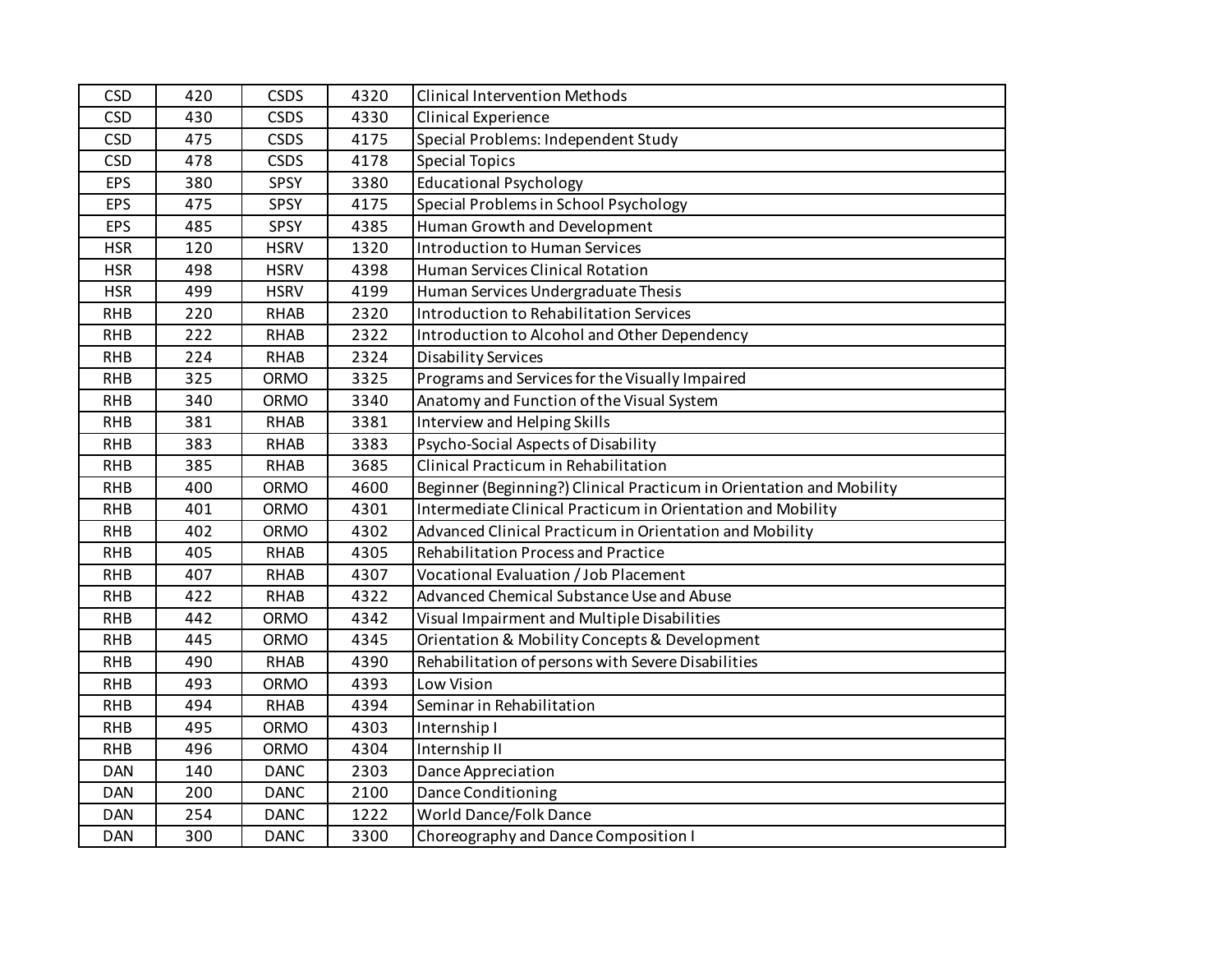| CSD | 420 | CSDS | 4320 | Clinical Intervention Methods |
|---|---|---|---|---|
| CSD | 430 | CSDS | 4330 | Clinical Experience |
| CSD | 475 | CSDS | 4175 | Special Problems: Independent Study |
| CSD | 478 | CSDS | 4178 | Special Topics |
| EPS | 380 | SPSY | 3380 | Educational Psychology |
| EPS | 475 | SPSY | 4175 | Special Problems in School Psychology |
| EPS | 485 | SPSY | 4385 | Human Growth and Development |
| HSR | 120 | HSRV | 1320 | Introduction to Human Services |
| HSR | 498 | HSRV | 4398 | Human Services Clinical Rotation |
| HSR | 499 | HSRV | 4199 | Human Services Undergraduate Thesis |
| RHB | 220 | RHAB | 2320 | Introduction to Rehabilitation Services |
| RHB | 222 | RHAB | 2322 | Introduction to Alcohol and Other Dependency |
| RHB | 224 | RHAB | 2324 | Disability Services |
| RHB | 325 | ORMO | 3325 | Programs and Services for the Visually Impaired |
| RHB | 340 | ORMO | 3340 | Anatomy and Function of the Visual System |
| RHB | 381 | RHAB | 3381 | Interview and Helping Skills |
| RHB | 383 | RHAB | 3383 | Psycho-Social Aspects of Disability |
| RHB | 385 | RHAB | 3685 | Clinical Practicum in Rehabilitation |
| RHB | 400 | ORMO | 4600 | Beginner (Beginning?) Clinical Practicum in Orientation and Mobility |
| RHB | 401 | ORMO | 4301 | Intermediate Clinical Practicum in Orientation and Mobility |
| RHB | 402 | ORMO | 4302 | Advanced Clinical Practicum in Orientation and Mobility |
| RHB | 405 | RHAB | 4305 | Rehabilitation Process and Practice |
| RHB | 407 | RHAB | 4307 | Vocational Evaluation / Job Placement |
| RHB | 422 | RHAB | 4322 | Advanced Chemical Substance Use and Abuse |
| RHB | 442 | ORMO | 4342 | Visual Impairment and Multiple Disabilities |
| RHB | 445 | ORMO | 4345 | Orientation & Mobility Concepts & Development |
| RHB | 490 | RHAB | 4390 | Rehabilitation of persons with Severe Disabilities |
| RHB | 493 | ORMO | 4393 | Low Vision |
| RHB | 494 | RHAB | 4394 | Seminar in Rehabilitation |
| RHB | 495 | ORMO | 4303 | Internship I |
| RHB | 496 | ORMO | 4304 | Internship II |
| DAN | 140 | DANC | 2303 | Dance Appreciation |
| DAN | 200 | DANC | 2100 | Dance Conditioning |
| DAN | 254 | DANC | 1222 | World Dance/Folk Dance |
| DAN | 300 | DANC | 3300 | Choreography and Dance Composition I |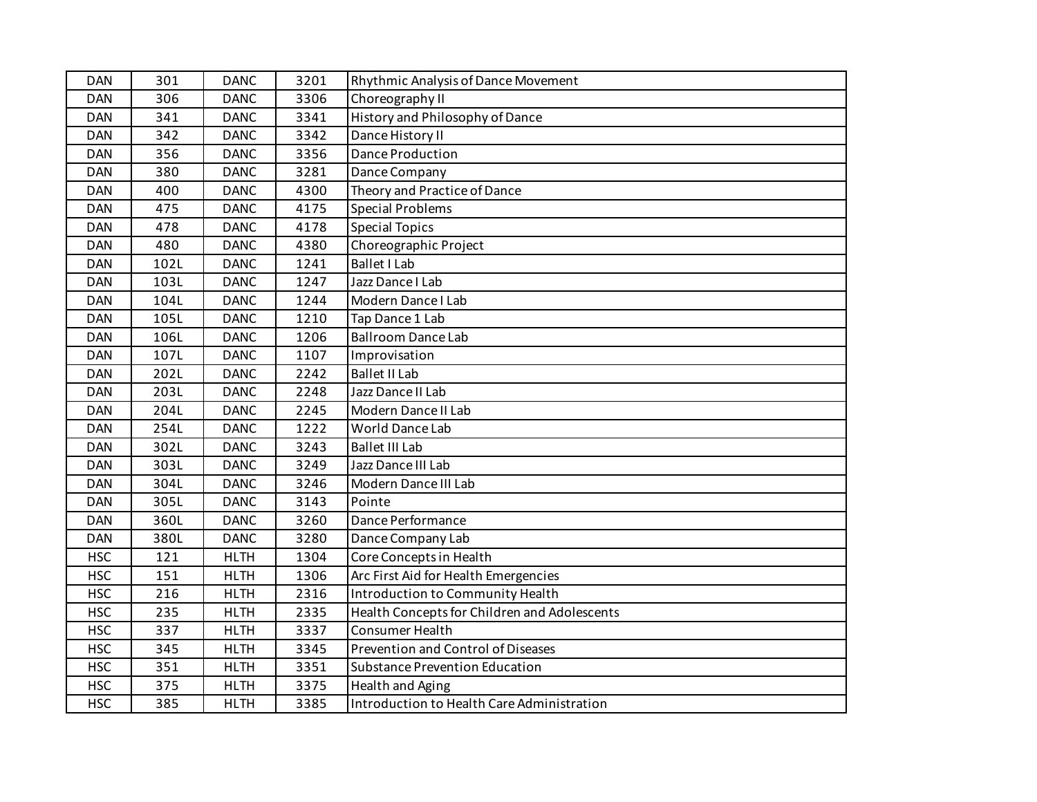| DAN | 301 | DANC | 3201 | Rhythmic Analysis of Dance Movement |
|---|---|---|---|---|
| DAN | 306 | DANC | 3306 | Choreography II |
| DAN | 341 | DANC | 3341 | History and Philosophy of Dance |
| DAN | 342 | DANC | 3342 | Dance History II |
| DAN | 356 | DANC | 3356 | Dance Production |
| DAN | 380 | DANC | 3281 | Dance Company |
| DAN | 400 | DANC | 4300 | Theory and Practice of Dance |
| DAN | 475 | DANC | 4175 | Special Problems |
| DAN | 478 | DANC | 4178 | Special Topics |
| DAN | 480 | DANC | 4380 | Choreographic Project |
| DAN | 102L | DANC | 1241 | Ballet I Lab |
| DAN | 103L | DANC | 1247 | Jazz Dance I Lab |
| DAN | 104L | DANC | 1244 | Modern Dance I Lab |
| DAN | 105L | DANC | 1210 | Tap Dance 1 Lab |
| DAN | 106L | DANC | 1206 | Ballroom Dance Lab |
| DAN | 107L | DANC | 1107 | Improvisation |
| DAN | 202L | DANC | 2242 | Ballet II Lab |
| DAN | 203L | DANC | 2248 | Jazz Dance II Lab |
| DAN | 204L | DANC | 2245 | Modern Dance II Lab |
| DAN | 254L | DANC | 1222 | World Dance Lab |
| DAN | 302L | DANC | 3243 | Ballet III Lab |
| DAN | 303L | DANC | 3249 | Jazz Dance III Lab |
| DAN | 304L | DANC | 3246 | Modern Dance III Lab |
| DAN | 305L | DANC | 3143 | Pointe |
| DAN | 360L | DANC | 3260 | Dance Performance |
| DAN | 380L | DANC | 3280 | Dance Company Lab |
| HSC | 121 | HLTH | 1304 | Core Concepts in Health |
| HSC | 151 | HLTH | 1306 | Arc First Aid for Health Emergencies |
| HSC | 216 | HLTH | 2316 | Introduction to Community Health |
| HSC | 235 | HLTH | 2335 | Health Concepts for Children and Adolescents |
| HSC | 337 | HLTH | 3337 | Consumer Health |
| HSC | 345 | HLTH | 3345 | Prevention and Control of Diseases |
| HSC | 351 | HLTH | 3351 | Substance Prevention Education |
| HSC | 375 | HLTH | 3375 | Health and Aging |
| HSC | 385 | HLTH | 3385 | Introduction to Health Care Administration |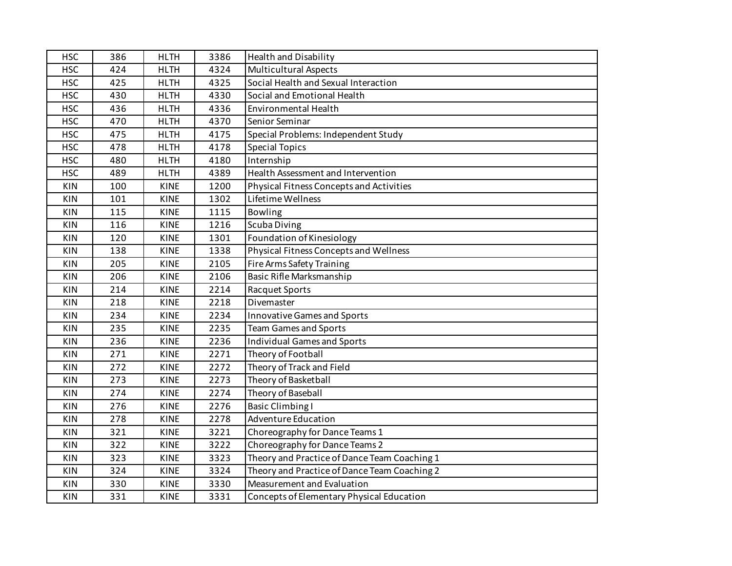| | | | | |
|---|---|---|---|---|
| HSC | 386 | HLTH | 3386 | Health and Disability |
| HSC | 424 | HLTH | 4324 | Multicultural Aspects |
| HSC | 425 | HLTH | 4325 | Social Health and Sexual Interaction |
| HSC | 430 | HLTH | 4330 | Social and Emotional Health |
| HSC | 436 | HLTH | 4336 | Environmental Health |
| HSC | 470 | HLTH | 4370 | Senior Seminar |
| HSC | 475 | HLTH | 4175 | Special Problems: Independent Study |
| HSC | 478 | HLTH | 4178 | Special Topics |
| HSC | 480 | HLTH | 4180 | Internship |
| HSC | 489 | HLTH | 4389 | Health Assessment and Intervention |
| KIN | 100 | KINE | 1200 | Physical Fitness Concepts and Activities |
| KIN | 101 | KINE | 1302 | Lifetime Wellness |
| KIN | 115 | KINE | 1115 | Bowling |
| KIN | 116 | KINE | 1216 | Scuba Diving |
| KIN | 120 | KINE | 1301 | Foundation of Kinesiology |
| KIN | 138 | KINE | 1338 | Physical Fitness Concepts and Wellness |
| KIN | 205 | KINE | 2105 | Fire Arms Safety Training |
| KIN | 206 | KINE | 2106 | Basic Rifle Marksmanship |
| KIN | 214 | KINE | 2214 | Racquet Sports |
| KIN | 218 | KINE | 2218 | Divemaster |
| KIN | 234 | KINE | 2234 | Innovative Games and Sports |
| KIN | 235 | KINE | 2235 | Team Games and Sports |
| KIN | 236 | KINE | 2236 | Individual Games and Sports |
| KIN | 271 | KINE | 2271 | Theory of Football |
| KIN | 272 | KINE | 2272 | Theory of Track and Field |
| KIN | 273 | KINE | 2273 | Theory of Basketball |
| KIN | 274 | KINE | 2274 | Theory of Baseball |
| KIN | 276 | KINE | 2276 | Basic Climbing I |
| KIN | 278 | KINE | 2278 | Adventure Education |
| KIN | 321 | KINE | 3221 | Choreography for Dance Teams 1 |
| KIN | 322 | KINE | 3222 | Choreography for Dance Teams 2 |
| KIN | 323 | KINE | 3323 | Theory and Practice of Dance Team Coaching 1 |
| KIN | 324 | KINE | 3324 | Theory and Practice of Dance Team Coaching 2 |
| KIN | 330 | KINE | 3330 | Measurement and Evaluation |
| KIN | 331 | KINE | 3331 | Concepts of Elementary Physical Education |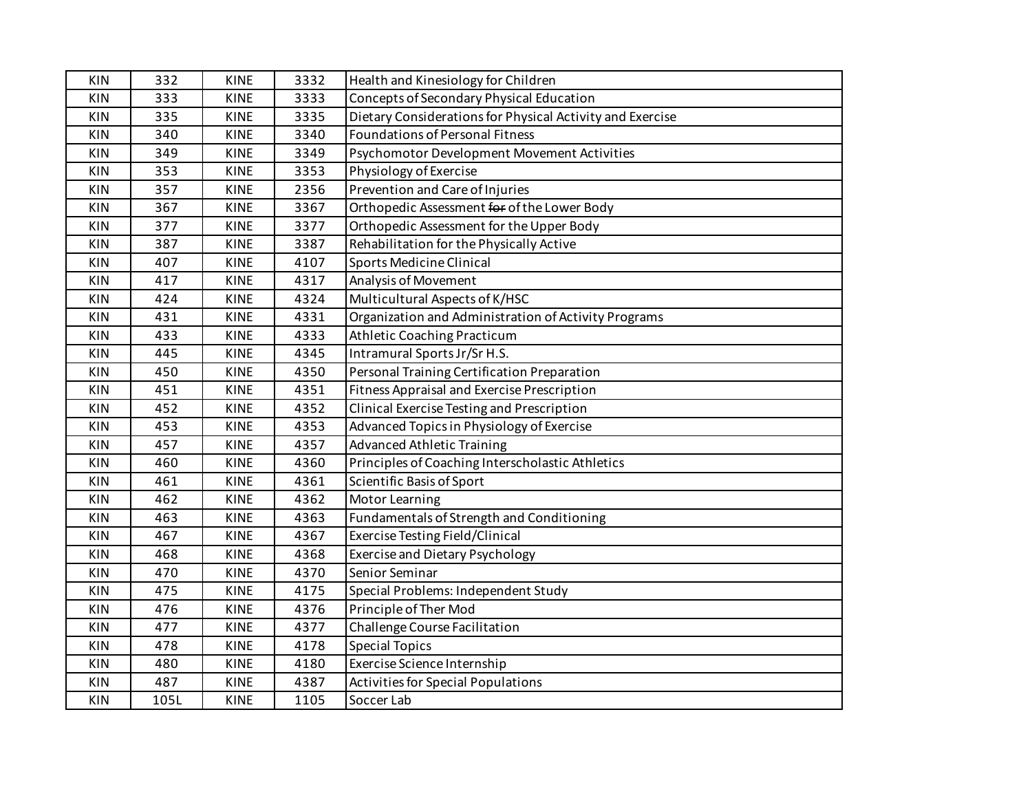| | | | | |
|---|---|---|---|---|
| KIN | 332 | KINE | 3332 | Health and Kinesiology for Children |
| KIN | 333 | KINE | 3333 | Concepts of Secondary Physical Education |
| KIN | 335 | KINE | 3335 | Dietary Considerations for Physical Activity and Exercise |
| KIN | 340 | KINE | 3340 | Foundations of Personal Fitness |
| KIN | 349 | KINE | 3349 | Psychomotor Development Movement Activities |
| KIN | 353 | KINE | 3353 | Physiology of Exercise |
| KIN | 357 | KINE | 2356 | Prevention and Care of Injuries |
| KIN | 367 | KINE | 3367 | Orthopedic Assessment ~~for~~ of the Lower Body |
| KIN | 377 | KINE | 3377 | Orthopedic Assessment for the Upper Body |
| KIN | 387 | KINE | 3387 | Rehabilitation for the Physically Active |
| KIN | 407 | KINE | 4107 | Sports Medicine Clinical |
| KIN | 417 | KINE | 4317 | Analysis of Movement |
| KIN | 424 | KINE | 4324 | Multicultural Aspects of K/HSC |
| KIN | 431 | KINE | 4331 | Organization and Administration of Activity Programs |
| KIN | 433 | KINE | 4333 | Athletic Coaching Practicum |
| KIN | 445 | KINE | 4345 | Intramural Sports Jr/Sr H.S. |
| KIN | 450 | KINE | 4350 | Personal Training Certification Preparation |
| KIN | 451 | KINE | 4351 | Fitness Appraisal and Exercise Prescription |
| KIN | 452 | KINE | 4352 | Clinical Exercise Testing and Prescription |
| KIN | 453 | KINE | 4353 | Advanced Topics in Physiology of Exercise |
| KIN | 457 | KINE | 4357 | Advanced Athletic Training |
| KIN | 460 | KINE | 4360 | Principles of Coaching Interscholastic Athletics |
| KIN | 461 | KINE | 4361 | Scientific Basis of Sport |
| KIN | 462 | KINE | 4362 | Motor Learning |
| KIN | 463 | KINE | 4363 | Fundamentals of Strength and Conditioning |
| KIN | 467 | KINE | 4367 | Exercise Testing Field/Clinical |
| KIN | 468 | KINE | 4368 | Exercise and Dietary Psychology |
| KIN | 470 | KINE | 4370 | Senior Seminar |
| KIN | 475 | KINE | 4175 | Special Problems: Independent Study |
| KIN | 476 | KINE | 4376 | Principle of Ther Mod |
| KIN | 477 | KINE | 4377 | Challenge Course Facilitation |
| KIN | 478 | KINE | 4178 | Special Topics |
| KIN | 480 | KINE | 4180 | Exercise Science Internship |
| KIN | 487 | KINE | 4387 | Activities for Special Populations |
| KIN | 105L | KINE | 1105 | Soccer Lab |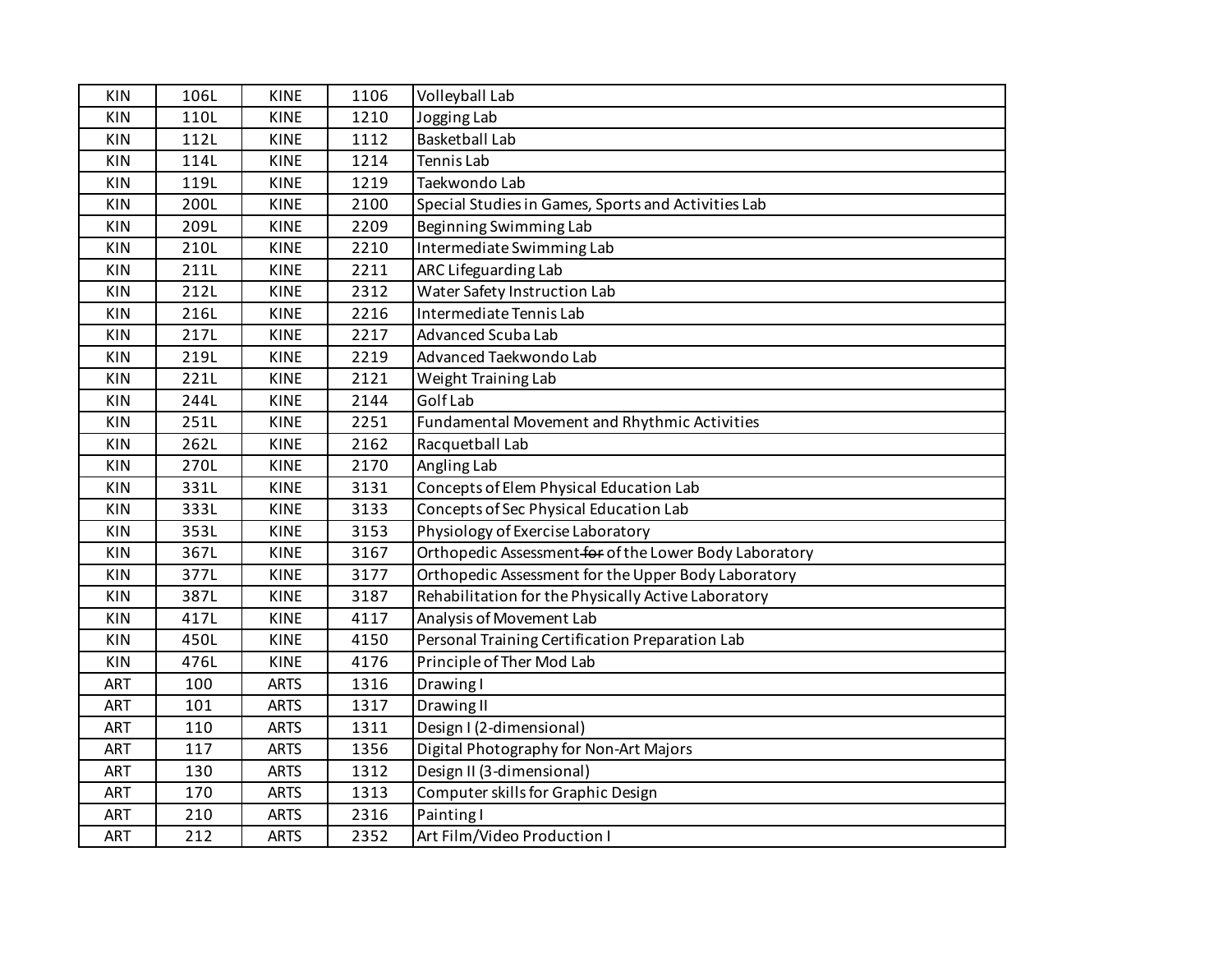| | | | | |
|---|---|---|---|---|
| KIN | 106L | KINE | 1106 | Volleyball Lab |
| KIN | 110L | KINE | 1210 | Jogging Lab |
| KIN | 112L | KINE | 1112 | Basketball Lab |
| KIN | 114L | KINE | 1214 | Tennis Lab |
| KIN | 119L | KINE | 1219 | Taekwondo Lab |
| KIN | 200L | KINE | 2100 | Special Studies in Games, Sports and Activities Lab |
| KIN | 209L | KINE | 2209 | Beginning Swimming Lab |
| KIN | 210L | KINE | 2210 | Intermediate Swimming Lab |
| KIN | 211L | KINE | 2211 | ARC Lifeguarding Lab |
| KIN | 212L | KINE | 2312 | Water Safety Instruction Lab |
| KIN | 216L | KINE | 2216 | Intermediate Tennis Lab |
| KIN | 217L | KINE | 2217 | Advanced Scuba Lab |
| KIN | 219L | KINE | 2219 | Advanced Taekwondo Lab |
| KIN | 221L | KINE | 2121 | Weight Training Lab |
| KIN | 244L | KINE | 2144 | Golf Lab |
| KIN | 251L | KINE | 2251 | Fundamental Movement and Rhythmic Activities |
| KIN | 262L | KINE | 2162 | Racquetball Lab |
| KIN | 270L | KINE | 2170 | Angling Lab |
| KIN | 331L | KINE | 3131 | Concepts of Elem Physical Education Lab |
| KIN | 333L | KINE | 3133 | Concepts of Sec Physical Education Lab |
| KIN | 353L | KINE | 3153 | Physiology of Exercise Laboratory |
| KIN | 367L | KINE | 3167 | Orthopedic Assessment ~~for~~ of the Lower Body Laboratory |
| KIN | 377L | KINE | 3177 | Orthopedic Assessment for the Upper Body Laboratory |
| KIN | 387L | KINE | 3187 | Rehabilitation for the Physically Active Laboratory |
| KIN | 417L | KINE | 4117 | Analysis of Movement Lab |
| KIN | 450L | KINE | 4150 | Personal Training Certification Preparation Lab |
| KIN | 476L | KINE | 4176 | Principle of Ther Mod Lab |
| ART | 100 | ARTS | 1316 | Drawing I |
| ART | 101 | ARTS | 1317 | Drawing II |
| ART | 110 | ARTS | 1311 | Design I (2-dimensional) |
| ART | 117 | ARTS | 1356 | Digital Photography for Non-Art Majors |
| ART | 130 | ARTS | 1312 | Design II (3-dimensional) |
| ART | 170 | ARTS | 1313 | Computer skills for Graphic Design |
| ART | 210 | ARTS | 2316 | Painting I |
| ART | 212 | ARTS | 2352 | Art Film/Video Production I |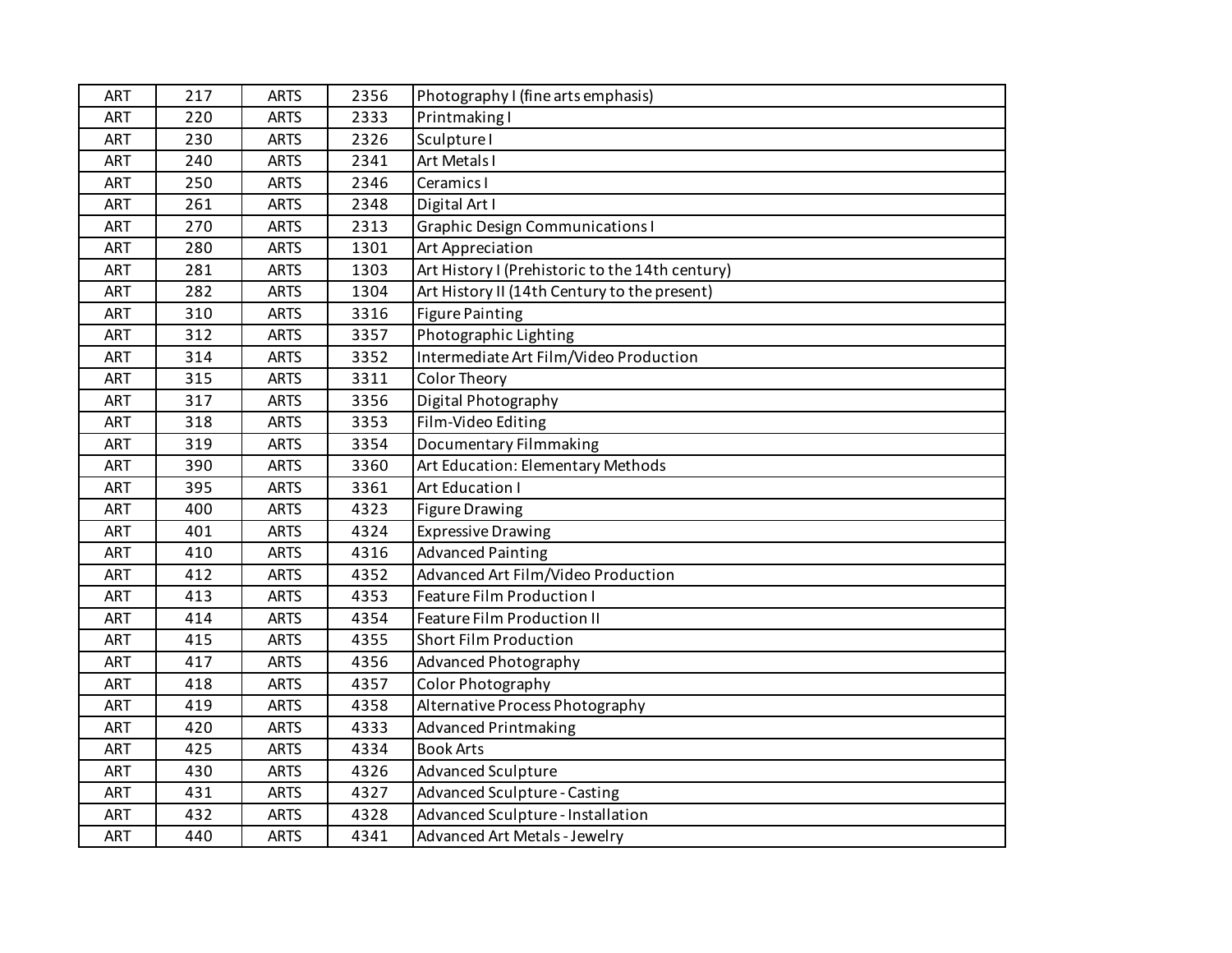| ART | 217 | ARTS | 2356 | Photography I (fine arts emphasis) |
|---|---|---|---|---|
| ART | 220 | ARTS | 2333 | Printmaking I |
| ART | 230 | ARTS | 2326 | Sculpture I |
| ART | 240 | ARTS | 2341 | Art Metals I |
| ART | 250 | ARTS | 2346 | Ceramics I |
| ART | 261 | ARTS | 2348 | Digital Art I |
| ART | 270 | ARTS | 2313 | Graphic Design Communications I |
| ART | 280 | ARTS | 1301 | Art Appreciation |
| ART | 281 | ARTS | 1303 | Art History I (Prehistoric to the 14th century) |
| ART | 282 | ARTS | 1304 | Art History II (14th Century to the present) |
| ART | 310 | ARTS | 3316 | Figure Painting |
| ART | 312 | ARTS | 3357 | Photographic Lighting |
| ART | 314 | ARTS | 3352 | Intermediate Art Film/Video Production |
| ART | 315 | ARTS | 3311 | Color Theory |
| ART | 317 | ARTS | 3356 | Digital Photography |
| ART | 318 | ARTS | 3353 | Film-Video Editing |
| ART | 319 | ARTS | 3354 | Documentary Filmmaking |
| ART | 390 | ARTS | 3360 | Art Education: Elementary Methods |
| ART | 395 | ARTS | 3361 | Art Education I |
| ART | 400 | ARTS | 4323 | Figure Drawing |
| ART | 401 | ARTS | 4324 | Expressive Drawing |
| ART | 410 | ARTS | 4316 | Advanced Painting |
| ART | 412 | ARTS | 4352 | Advanced Art Film/Video Production |
| ART | 413 | ARTS | 4353 | Feature Film Production I |
| ART | 414 | ARTS | 4354 | Feature Film Production II |
| ART | 415 | ARTS | 4355 | Short Film Production |
| ART | 417 | ARTS | 4356 | Advanced Photography |
| ART | 418 | ARTS | 4357 | Color Photography |
| ART | 419 | ARTS | 4358 | Alternative Process Photography |
| ART | 420 | ARTS | 4333 | Advanced Printmaking |
| ART | 425 | ARTS | 4334 | Book Arts |
| ART | 430 | ARTS | 4326 | Advanced Sculpture |
| ART | 431 | ARTS | 4327 | Advanced Sculpture - Casting |
| ART | 432 | ARTS | 4328 | Advanced Sculpture - Installation |
| ART | 440 | ARTS | 4341 | Advanced Art Metals - Jewelry |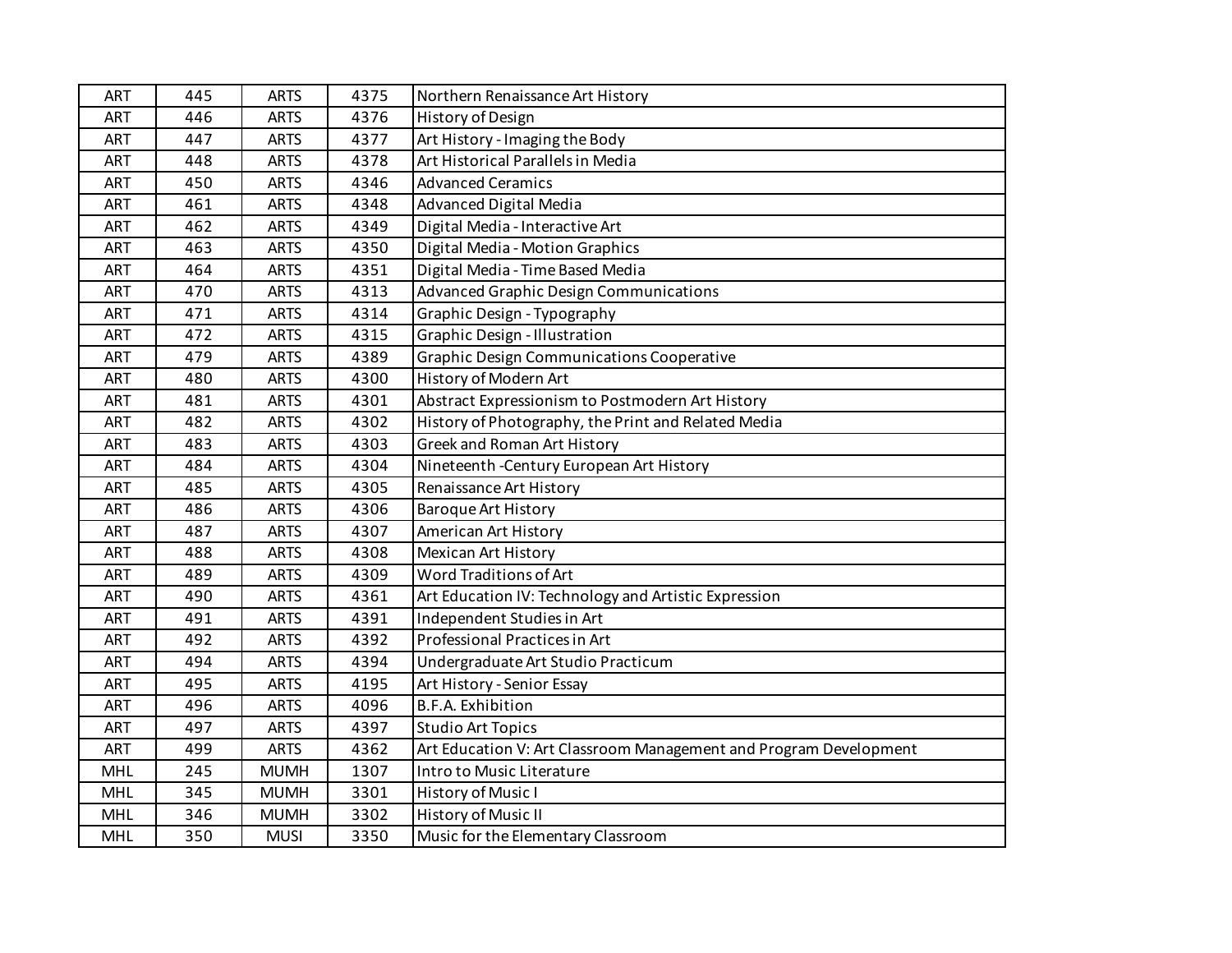| | | | | |
|---|---|---|---|---|
| ART | 445 | ARTS | 4375 | Northern Renaissance Art History |
| ART | 446 | ARTS | 4376 | History of Design |
| ART | 447 | ARTS | 4377 | Art History - Imaging the Body |
| ART | 448 | ARTS | 4378 | Art Historical Parallels in Media |
| ART | 450 | ARTS | 4346 | Advanced Ceramics |
| ART | 461 | ARTS | 4348 | Advanced Digital Media |
| ART | 462 | ARTS | 4349 | Digital Media - Interactive Art |
| ART | 463 | ARTS | 4350 | Digital Media - Motion Graphics |
| ART | 464 | ARTS | 4351 | Digital Media - Time Based Media |
| ART | 470 | ARTS | 4313 | Advanced Graphic Design Communications |
| ART | 471 | ARTS | 4314 | Graphic Design - Typography |
| ART | 472 | ARTS | 4315 | Graphic Design - Illustration |
| ART | 479 | ARTS | 4389 | Graphic Design Communications Cooperative |
| ART | 480 | ARTS | 4300 | History of Modern Art |
| ART | 481 | ARTS | 4301 | Abstract Expressionism to Postmodern Art History |
| ART | 482 | ARTS | 4302 | History of Photography, the Print and Related Media |
| ART | 483 | ARTS | 4303 | Greek and Roman Art History |
| ART | 484 | ARTS | 4304 | Nineteenth -Century European Art History |
| ART | 485 | ARTS | 4305 | Renaissance Art History |
| ART | 486 | ARTS | 4306 | Baroque Art History |
| ART | 487 | ARTS | 4307 | American Art History |
| ART | 488 | ARTS | 4308 | Mexican Art History |
| ART | 489 | ARTS | 4309 | Word Traditions of Art |
| ART | 490 | ARTS | 4361 | Art Education IV: Technology and Artistic Expression |
| ART | 491 | ARTS | 4391 | Independent Studies in Art |
| ART | 492 | ARTS | 4392 | Professional Practices in Art |
| ART | 494 | ARTS | 4394 | Undergraduate Art Studio Practicum |
| ART | 495 | ARTS | 4195 | Art History - Senior Essay |
| ART | 496 | ARTS | 4096 | B.F.A. Exhibition |
| ART | 497 | ARTS | 4397 | Studio Art Topics |
| ART | 499 | ARTS | 4362 | Art Education V: Art Classroom Management and Program Development |
| MHL | 245 | MUMH | 1307 | Intro to Music Literature |
| MHL | 345 | MUMH | 3301 | History of Music I |
| MHL | 346 | MUMH | 3302 | History of Music II |
| MHL | 350 | MUSI | 3350 | Music for the Elementary Classroom |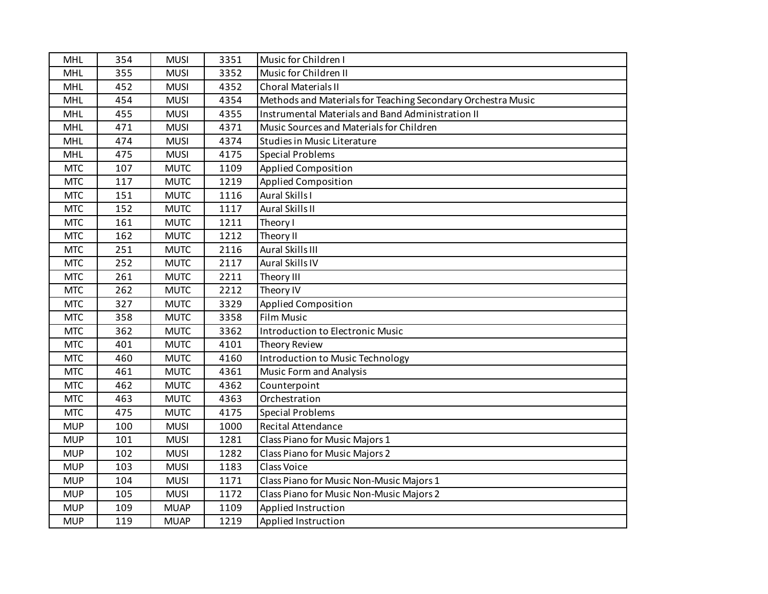| MHL | 354 | MUSI | 3351 | Music for Children I |
|---|---|---|---|---|
| MHL | 355 | MUSI | 3352 | Music for Children II |
| MHL | 452 | MUSI | 4352 | Choral Materials II |
| MHL | 454 | MUSI | 4354 | Methods and Materials for Teaching Secondary Orchestra Music |
| MHL | 455 | MUSI | 4355 | Instrumental Materials and Band Administration II |
| MHL | 471 | MUSI | 4371 | Music Sources and Materials for Children |
| MHL | 474 | MUSI | 4374 | Studies in Music Literature |
| MHL | 475 | MUSI | 4175 | Special Problems |
| MTC | 107 | MUTC | 1109 | Applied Composition |
| MTC | 117 | MUTC | 1219 | Applied Composition |
| MTC | 151 | MUTC | 1116 | Aural Skills I |
| MTC | 152 | MUTC | 1117 | Aural Skills II |
| MTC | 161 | MUTC | 1211 | Theory I |
| MTC | 162 | MUTC | 1212 | Theory II |
| MTC | 251 | MUTC | 2116 | Aural Skills III |
| MTC | 252 | MUTC | 2117 | Aural Skills IV |
| MTC | 261 | MUTC | 2211 | Theory III |
| MTC | 262 | MUTC | 2212 | Theory IV |
| MTC | 327 | MUTC | 3329 | Applied Composition |
| MTC | 358 | MUTC | 3358 | Film Music |
| MTC | 362 | MUTC | 3362 | Introduction to Electronic Music |
| MTC | 401 | MUTC | 4101 | Theory Review |
| MTC | 460 | MUTC | 4160 | Introduction to Music Technology |
| MTC | 461 | MUTC | 4361 | Music Form and Analysis |
| MTC | 462 | MUTC | 4362 | Counterpoint |
| MTC | 463 | MUTC | 4363 | Orchestration |
| MTC | 475 | MUTC | 4175 | Special Problems |
| MUP | 100 | MUSI | 1000 | Recital Attendance |
| MUP | 101 | MUSI | 1281 | Class Piano for Music Majors 1 |
| MUP | 102 | MUSI | 1282 | Class Piano for Music Majors 2 |
| MUP | 103 | MUSI | 1183 | Class Voice |
| MUP | 104 | MUSI | 1171 | Class Piano for Music Non-Music Majors 1 |
| MUP | 105 | MUSI | 1172 | Class Piano for Music Non-Music Majors 2 |
| MUP | 109 | MUAP | 1109 | Applied Instruction |
| MUP | 119 | MUAP | 1219 | Applied Instruction |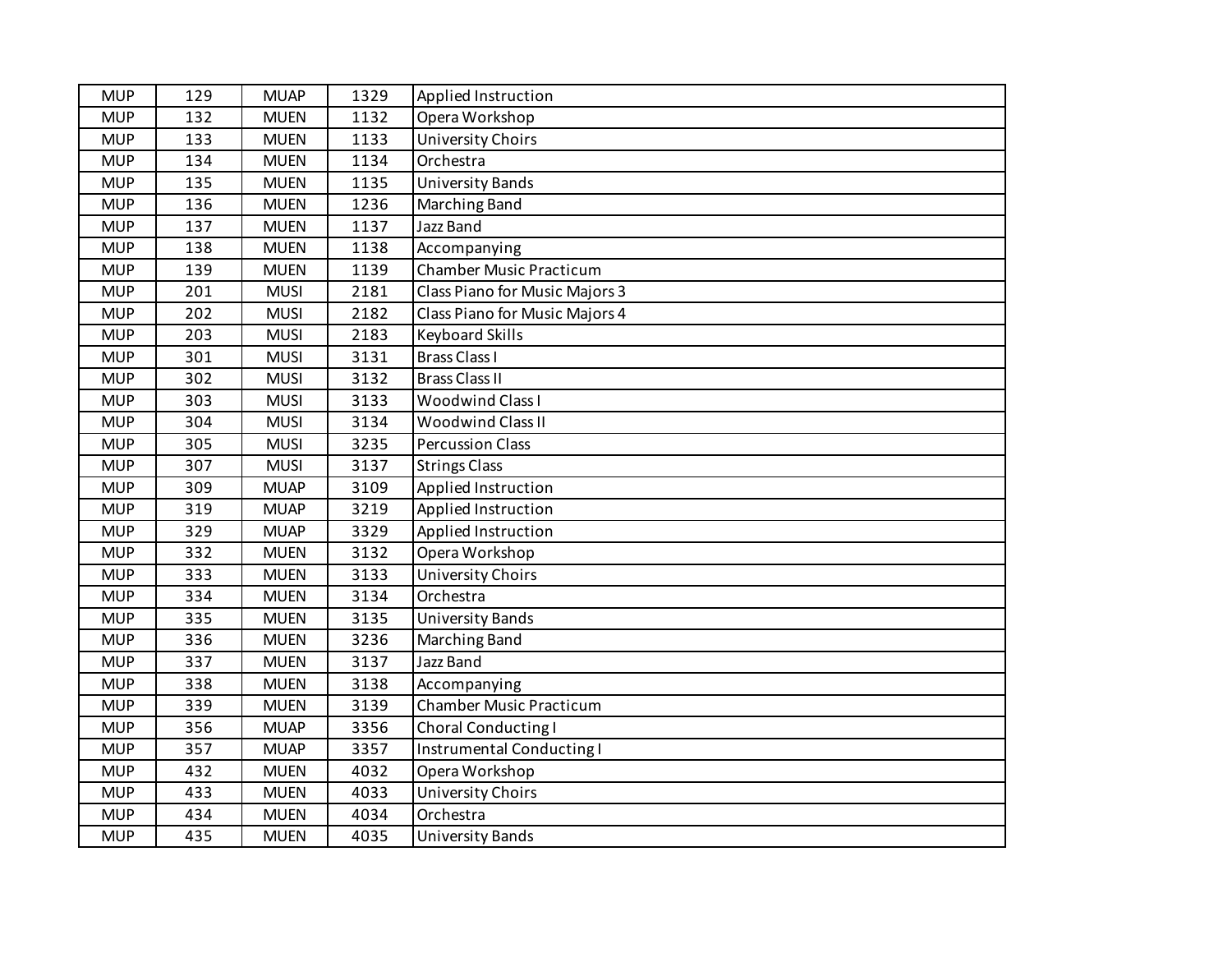| MUP | 129 | MUAP | 1329 | Applied Instruction |
|---|---|---|---|---|
| MUP | 132 | MUEN | 1132 | Opera Workshop |
| MUP | 133 | MUEN | 1133 | University Choirs |
| MUP | 134 | MUEN | 1134 | Orchestra |
| MUP | 135 | MUEN | 1135 | University Bands |
| MUP | 136 | MUEN | 1236 | Marching Band |
| MUP | 137 | MUEN | 1137 | Jazz Band |
| MUP | 138 | MUEN | 1138 | Accompanying |
| MUP | 139 | MUEN | 1139 | Chamber Music Practicum |
| MUP | 201 | MUSI | 2181 | Class Piano for Music Majors 3 |
| MUP | 202 | MUSI | 2182 | Class Piano for Music Majors 4 |
| MUP | 203 | MUSI | 2183 | Keyboard Skills |
| MUP | 301 | MUSI | 3131 | Brass Class I |
| MUP | 302 | MUSI | 3132 | Brass Class II |
| MUP | 303 | MUSI | 3133 | Woodwind Class I |
| MUP | 304 | MUSI | 3134 | Woodwind Class II |
| MUP | 305 | MUSI | 3235 | Percussion Class |
| MUP | 307 | MUSI | 3137 | Strings Class |
| MUP | 309 | MUAP | 3109 | Applied Instruction |
| MUP | 319 | MUAP | 3219 | Applied Instruction |
| MUP | 329 | MUAP | 3329 | Applied Instruction |
| MUP | 332 | MUEN | 3132 | Opera Workshop |
| MUP | 333 | MUEN | 3133 | University Choirs |
| MUP | 334 | MUEN | 3134 | Orchestra |
| MUP | 335 | MUEN | 3135 | University Bands |
| MUP | 336 | MUEN | 3236 | Marching Band |
| MUP | 337 | MUEN | 3137 | Jazz Band |
| MUP | 338 | MUEN | 3138 | Accompanying |
| MUP | 339 | MUEN | 3139 | Chamber Music Practicum |
| MUP | 356 | MUAP | 3356 | Choral Conducting I |
| MUP | 357 | MUAP | 3357 | Instrumental Conducting I |
| MUP | 432 | MUEN | 4032 | Opera Workshop |
| MUP | 433 | MUEN | 4033 | University Choirs |
| MUP | 434 | MUEN | 4034 | Orchestra |
| MUP | 435 | MUEN | 4035 | University Bands |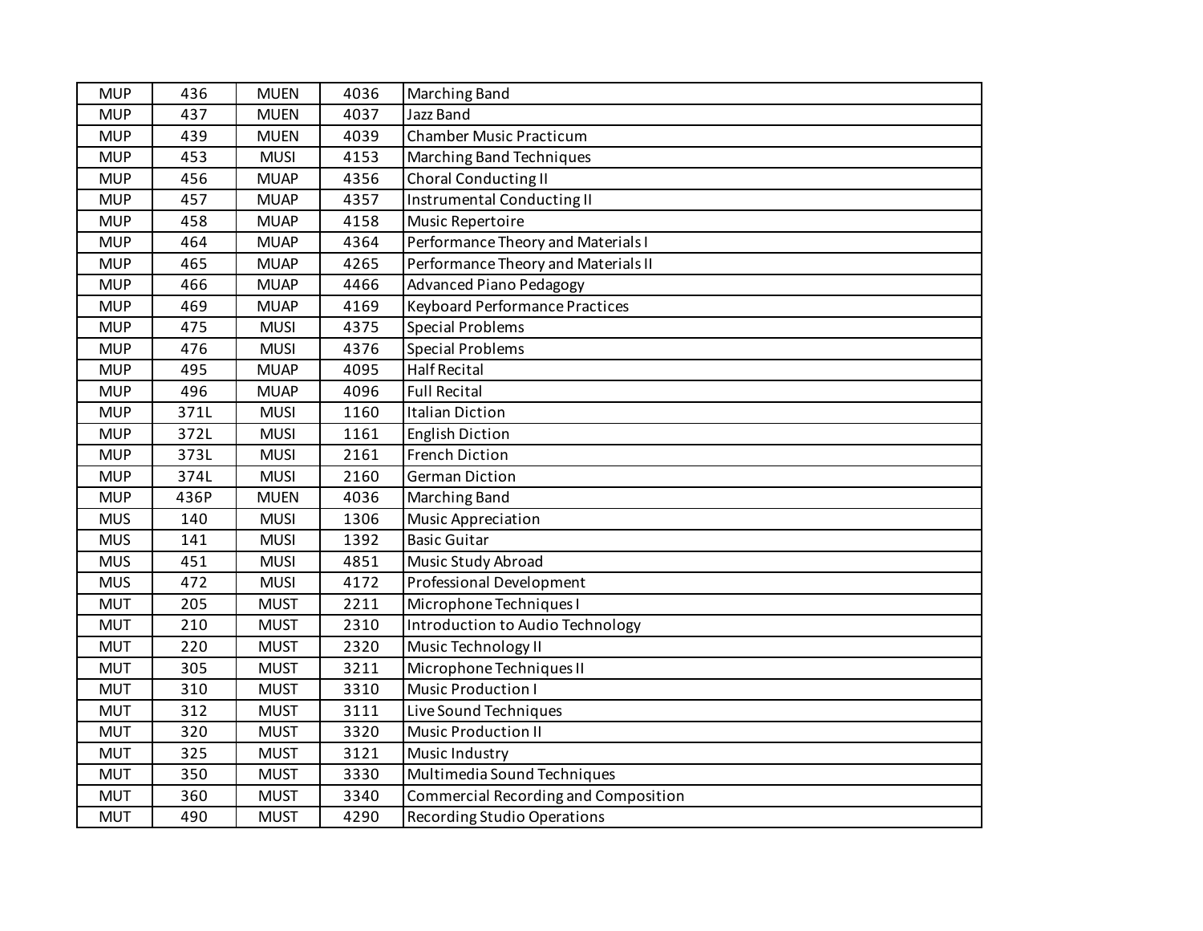| | | | | |
|---|---|---|---|---|
| MUP | 436 | MUEN | 4036 | Marching Band |
| MUP | 437 | MUEN | 4037 | Jazz Band |
| MUP | 439 | MUEN | 4039 | Chamber Music Practicum |
| MUP | 453 | MUSI | 4153 | Marching Band Techniques |
| MUP | 456 | MUAP | 4356 | Choral Conducting II |
| MUP | 457 | MUAP | 4357 | Instrumental Conducting II |
| MUP | 458 | MUAP | 4158 | Music Repertoire |
| MUP | 464 | MUAP | 4364 | Performance Theory and Materials I |
| MUP | 465 | MUAP | 4265 | Performance Theory and Materials II |
| MUP | 466 | MUAP | 4466 | Advanced Piano Pedagogy |
| MUP | 469 | MUAP | 4169 | Keyboard Performance Practices |
| MUP | 475 | MUSI | 4375 | Special Problems |
| MUP | 476 | MUSI | 4376 | Special Problems |
| MUP | 495 | MUAP | 4095 | Half Recital |
| MUP | 496 | MUAP | 4096 | Full Recital |
| MUP | 371L | MUSI | 1160 | Italian Diction |
| MUP | 372L | MUSI | 1161 | English Diction |
| MUP | 373L | MUSI | 2161 | French Diction |
| MUP | 374L | MUSI | 2160 | German Diction |
| MUP | 436P | MUEN | 4036 | Marching Band |
| MUS | 140 | MUSI | 1306 | Music Appreciation |
| MUS | 141 | MUSI | 1392 | Basic Guitar |
| MUS | 451 | MUSI | 4851 | Music Study Abroad |
| MUS | 472 | MUSI | 4172 | Professional Development |
| MUT | 205 | MUST | 2211 | Microphone Techniques I |
| MUT | 210 | MUST | 2310 | Introduction to Audio Technology |
| MUT | 220 | MUST | 2320 | Music Technology II |
| MUT | 305 | MUST | 3211 | Microphone Techniques II |
| MUT | 310 | MUST | 3310 | Music Production I |
| MUT | 312 | MUST | 3111 | Live Sound Techniques |
| MUT | 320 | MUST | 3320 | Music Production II |
| MUT | 325 | MUST | 3121 | Music Industry |
| MUT | 350 | MUST | 3330 | Multimedia Sound Techniques |
| MUT | 360 | MUST | 3340 | Commercial Recording and Composition |
| MUT | 490 | MUST | 4290 | Recording Studio Operations |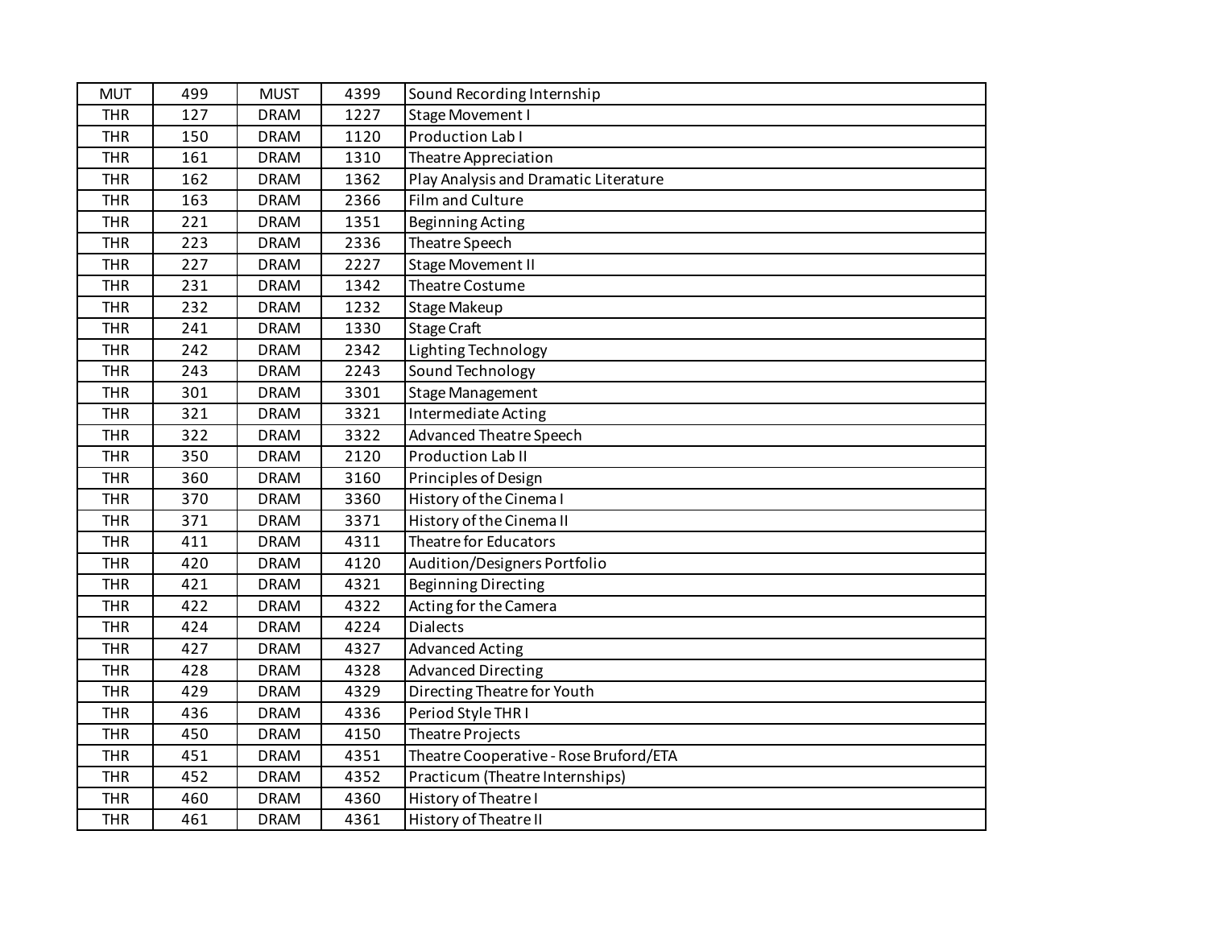| MUT | 499 | MUST | 4399 | Sound Recording Internship |
|---|---|---|---|---|
| THR | 127 | DRAM | 1227 | Stage Movement I |
| THR | 150 | DRAM | 1120 | Production Lab I |
| THR | 161 | DRAM | 1310 | Theatre Appreciation |
| THR | 162 | DRAM | 1362 | Play Analysis and Dramatic Literature |
| THR | 163 | DRAM | 2366 | Film and Culture |
| THR | 221 | DRAM | 1351 | Beginning Acting |
| THR | 223 | DRAM | 2336 | Theatre Speech |
| THR | 227 | DRAM | 2227 | Stage Movement II |
| THR | 231 | DRAM | 1342 | Theatre Costume |
| THR | 232 | DRAM | 1232 | Stage Makeup |
| THR | 241 | DRAM | 1330 | Stage Craft |
| THR | 242 | DRAM | 2342 | Lighting Technology |
| THR | 243 | DRAM | 2243 | Sound Technology |
| THR | 301 | DRAM | 3301 | Stage Management |
| THR | 321 | DRAM | 3321 | Intermediate Acting |
| THR | 322 | DRAM | 3322 | Advanced Theatre Speech |
| THR | 350 | DRAM | 2120 | Production Lab II |
| THR | 360 | DRAM | 3160 | Principles of Design |
| THR | 370 | DRAM | 3360 | History of the Cinema I |
| THR | 371 | DRAM | 3371 | History of the Cinema II |
| THR | 411 | DRAM | 4311 | Theatre for Educators |
| THR | 420 | DRAM | 4120 | Audition/Designers Portfolio |
| THR | 421 | DRAM | 4321 | Beginning Directing |
| THR | 422 | DRAM | 4322 | Acting for the Camera |
| THR | 424 | DRAM | 4224 | Dialects |
| THR | 427 | DRAM | 4327 | Advanced Acting |
| THR | 428 | DRAM | 4328 | Advanced Directing |
| THR | 429 | DRAM | 4329 | Directing Theatre for Youth |
| THR | 436 | DRAM | 4336 | Period Style THR I |
| THR | 450 | DRAM | 4150 | Theatre Projects |
| THR | 451 | DRAM | 4351 | Theatre Cooperative - Rose Bruford/ETA |
| THR | 452 | DRAM | 4352 | Practicum (Theatre Internships) |
| THR | 460 | DRAM | 4360 | History of Theatre I |
| THR | 461 | DRAM | 4361 | History of Theatre II |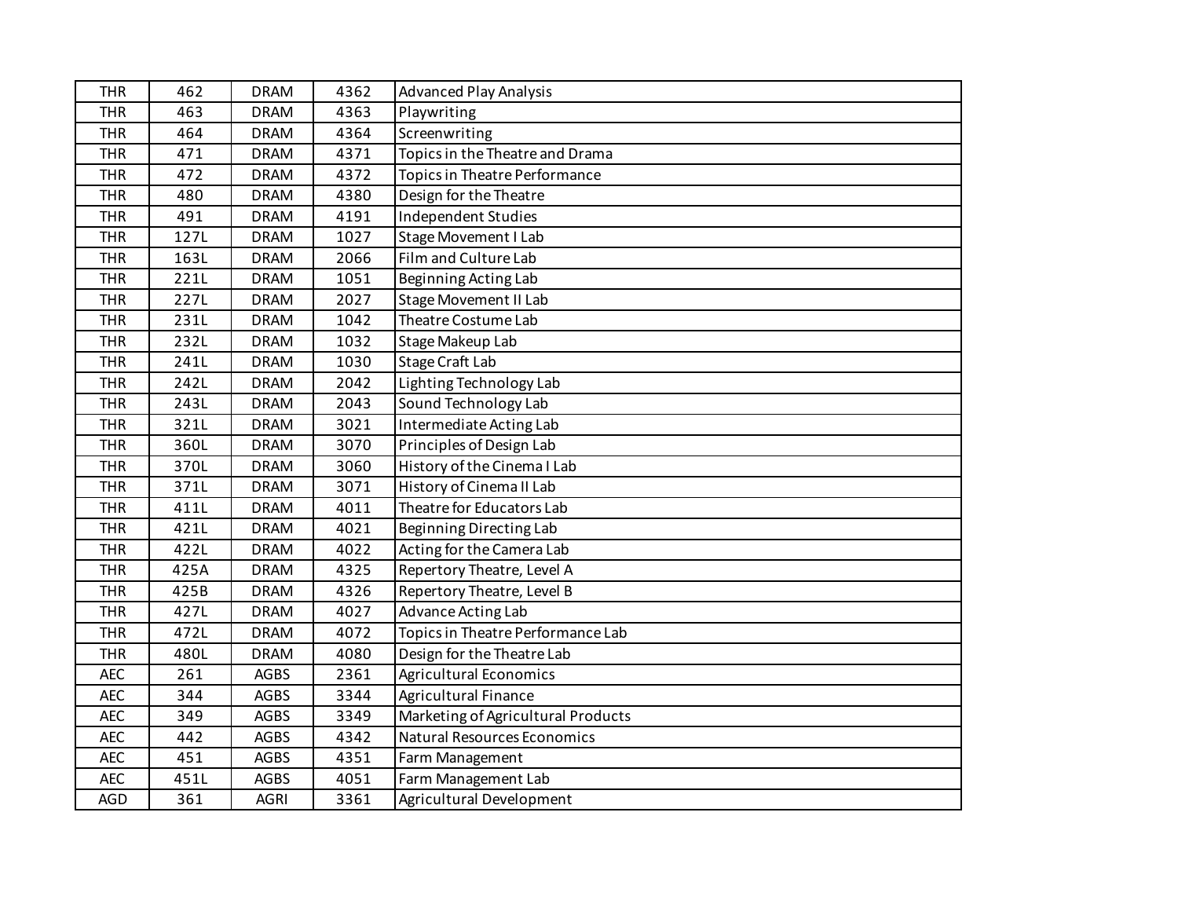| THR | 462 | DRAM | 4362 | Advanced Play Analysis |
|---|---|---|---|---|
| THR | 463 | DRAM | 4363 | Playwriting |
| THR | 464 | DRAM | 4364 | Screenwriting |
| THR | 471 | DRAM | 4371 | Topics in the Theatre and Drama |
| THR | 472 | DRAM | 4372 | Topics in Theatre Performance |
| THR | 480 | DRAM | 4380 | Design for the Theatre |
| THR | 491 | DRAM | 4191 | Independent Studies |
| THR | 127L | DRAM | 1027 | Stage Movement I Lab |
| THR | 163L | DRAM | 2066 | Film and Culture Lab |
| THR | 221L | DRAM | 1051 | Beginning Acting Lab |
| THR | 227L | DRAM | 2027 | Stage Movement II Lab |
| THR | 231L | DRAM | 1042 | Theatre Costume Lab |
| THR | 232L | DRAM | 1032 | Stage Makeup Lab |
| THR | 241L | DRAM | 1030 | Stage Craft Lab |
| THR | 242L | DRAM | 2042 | Lighting Technology Lab |
| THR | 243L | DRAM | 2043 | Sound Technology Lab |
| THR | 321L | DRAM | 3021 | Intermediate Acting Lab |
| THR | 360L | DRAM | 3070 | Principles of Design Lab |
| THR | 370L | DRAM | 3060 | History of the Cinema I Lab |
| THR | 371L | DRAM | 3071 | History of Cinema II Lab |
| THR | 411L | DRAM | 4011 | Theatre for Educators Lab |
| THR | 421L | DRAM | 4021 | Beginning Directing Lab |
| THR | 422L | DRAM | 4022 | Acting for the Camera Lab |
| THR | 425A | DRAM | 4325 | Repertory Theatre, Level A |
| THR | 425B | DRAM | 4326 | Repertory Theatre, Level B |
| THR | 427L | DRAM | 4027 | Advance Acting Lab |
| THR | 472L | DRAM | 4072 | Topics in Theatre Performance Lab |
| THR | 480L | DRAM | 4080 | Design for the Theatre Lab |
| AEC | 261 | AGBS | 2361 | Agricultural Economics |
| AEC | 344 | AGBS | 3344 | Agricultural Finance |
| AEC | 349 | AGBS | 3349 | Marketing of Agricultural Products |
| AEC | 442 | AGBS | 4342 | Natural Resources Economics |
| AEC | 451 | AGBS | 4351 | Farm Management |
| AEC | 451L | AGBS | 4051 | Farm Management Lab |
| AGD | 361 | AGRI | 3361 | Agricultural Development |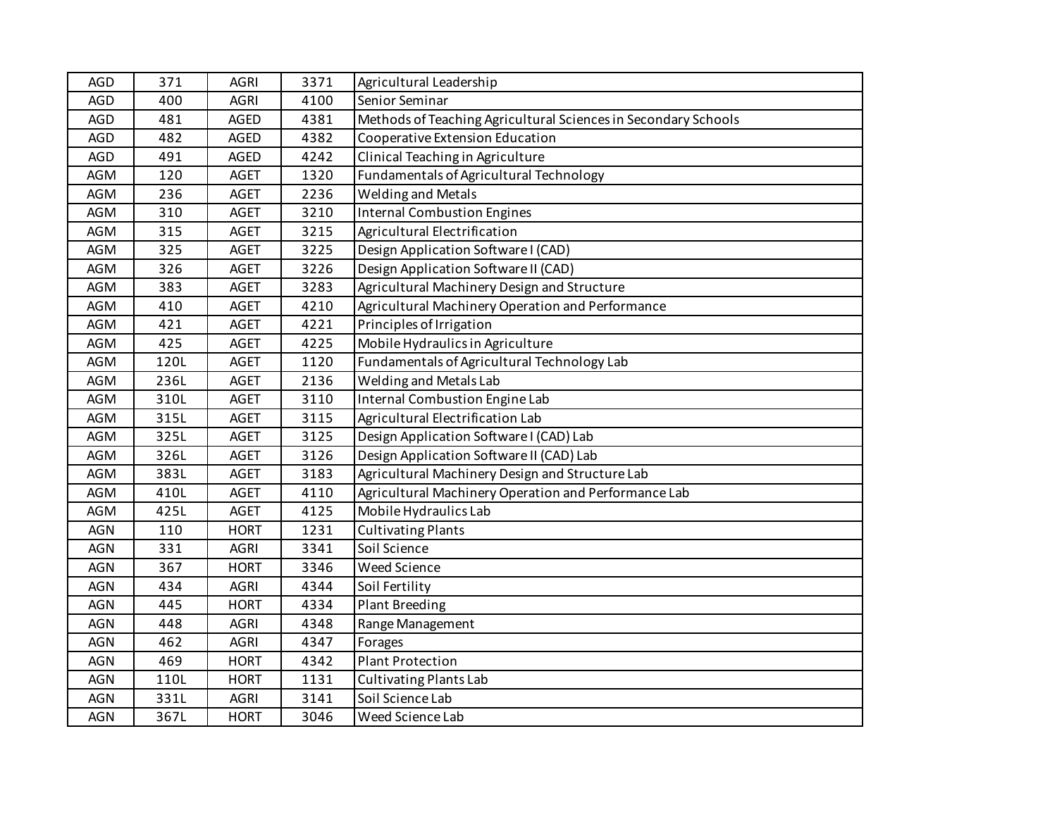| | | | | |
|---|---|---|---|---|
| AGD | 371 | AGRI | 3371 | Agricultural Leadership |
| AGD | 400 | AGRI | 4100 | Senior Seminar |
| AGD | 481 | AGED | 4381 | Methods of Teaching Agricultural Sciences in Secondary Schools |
| AGD | 482 | AGED | 4382 | Cooperative Extension Education |
| AGD | 491 | AGED | 4242 | Clinical Teaching in Agriculture |
| AGM | 120 | AGET | 1320 | Fundamentals of Agricultural Technology |
| AGM | 236 | AGET | 2236 | Welding and Metals |
| AGM | 310 | AGET | 3210 | Internal Combustion Engines |
| AGM | 315 | AGET | 3215 | Agricultural Electrification |
| AGM | 325 | AGET | 3225 | Design Application Software I (CAD) |
| AGM | 326 | AGET | 3226 | Design Application Software II (CAD) |
| AGM | 383 | AGET | 3283 | Agricultural Machinery Design and Structure |
| AGM | 410 | AGET | 4210 | Agricultural Machinery Operation and Performance |
| AGM | 421 | AGET | 4221 | Principles of Irrigation |
| AGM | 425 | AGET | 4225 | Mobile Hydraulics in Agriculture |
| AGM | 120L | AGET | 1120 | Fundamentals of Agricultural Technology Lab |
| AGM | 236L | AGET | 2136 | Welding and Metals Lab |
| AGM | 310L | AGET | 3110 | Internal Combustion Engine Lab |
| AGM | 315L | AGET | 3115 | Agricultural Electrification Lab |
| AGM | 325L | AGET | 3125 | Design Application Software I (CAD) Lab |
| AGM | 326L | AGET | 3126 | Design Application Software II (CAD) Lab |
| AGM | 383L | AGET | 3183 | Agricultural Machinery Design and Structure Lab |
| AGM | 410L | AGET | 4110 | Agricultural Machinery Operation and Performance Lab |
| AGM | 425L | AGET | 4125 | Mobile Hydraulics Lab |
| AGN | 110 | HORT | 1231 | Cultivating Plants |
| AGN | 331 | AGRI | 3341 | Soil Science |
| AGN | 367 | HORT | 3346 | Weed Science |
| AGN | 434 | AGRI | 4344 | Soil Fertility |
| AGN | 445 | HORT | 4334 | Plant Breeding |
| AGN | 448 | AGRI | 4348 | Range Management |
| AGN | 462 | AGRI | 4347 | Forages |
| AGN | 469 | HORT | 4342 | Plant Protection |
| AGN | 110L | HORT | 1131 | Cultivating Plants Lab |
| AGN | 331L | AGRI | 3141 | Soil Science Lab |
| AGN | 367L | HORT | 3046 | Weed Science Lab |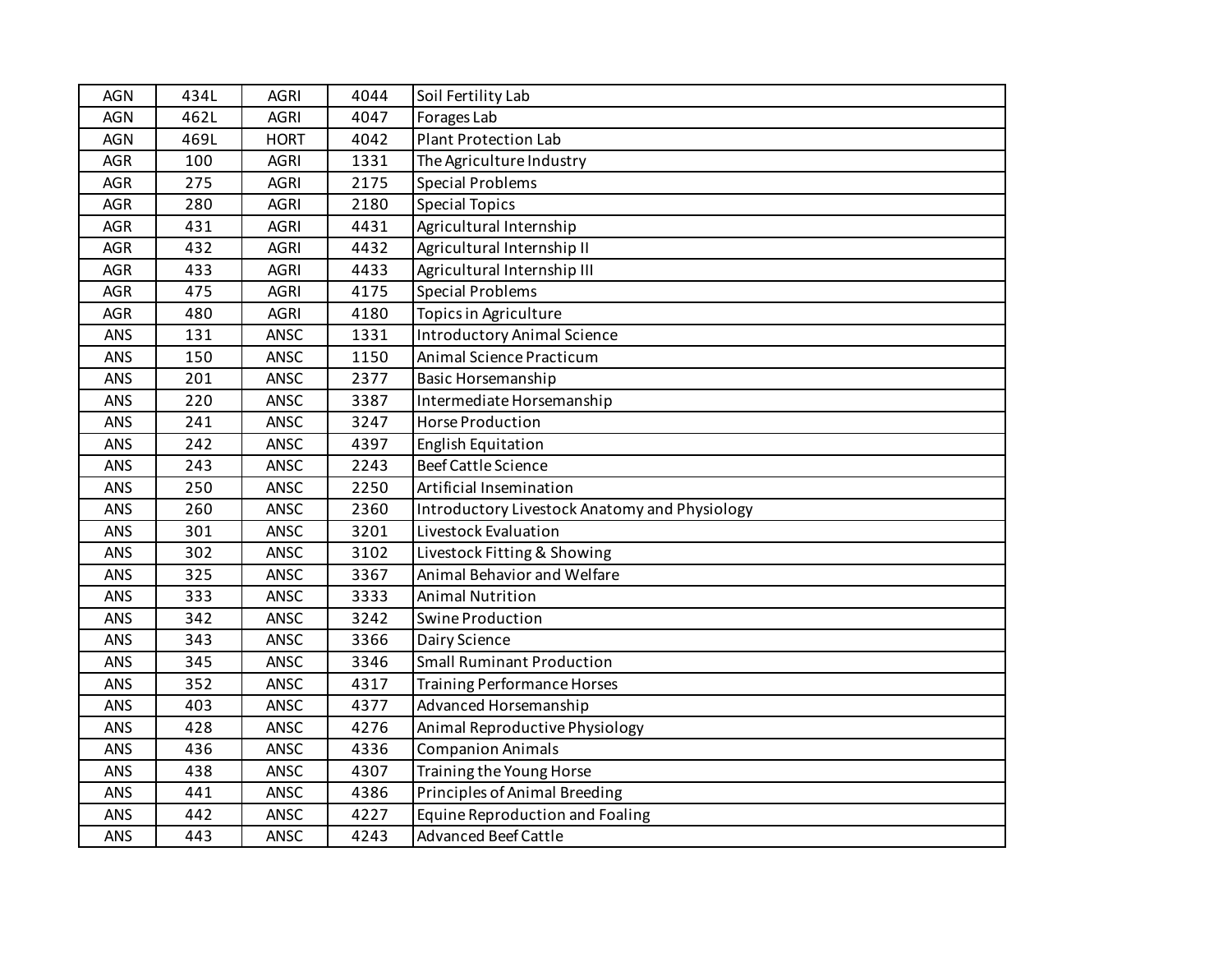| | | | | |
|---|---|---|---|---|
| AGN | 434L | AGRI | 4044 | Soil Fertility Lab |
| AGN | 462L | AGRI | 4047 | Forages Lab |
| AGN | 469L | HORT | 4042 | Plant Protection Lab |
| AGR | 100 | AGRI | 1331 | The Agriculture Industry |
| AGR | 275 | AGRI | 2175 | Special Problems |
| AGR | 280 | AGRI | 2180 | Special Topics |
| AGR | 431 | AGRI | 4431 | Agricultural Internship |
| AGR | 432 | AGRI | 4432 | Agricultural Internship II |
| AGR | 433 | AGRI | 4433 | Agricultural Internship III |
| AGR | 475 | AGRI | 4175 | Special Problems |
| AGR | 480 | AGRI | 4180 | Topics in Agriculture |
| ANS | 131 | ANSC | 1331 | Introductory Animal Science |
| ANS | 150 | ANSC | 1150 | Animal Science Practicum |
| ANS | 201 | ANSC | 2377 | Basic Horsemanship |
| ANS | 220 | ANSC | 3387 | Intermediate Horsemanship |
| ANS | 241 | ANSC | 3247 | Horse Production |
| ANS | 242 | ANSC | 4397 | English Equitation |
| ANS | 243 | ANSC | 2243 | Beef Cattle Science |
| ANS | 250 | ANSC | 2250 | Artificial Insemination |
| ANS | 260 | ANSC | 2360 | Introductory Livestock Anatomy and Physiology |
| ANS | 301 | ANSC | 3201 | Livestock Evaluation |
| ANS | 302 | ANSC | 3102 | Livestock Fitting & Showing |
| ANS | 325 | ANSC | 3367 | Animal Behavior and Welfare |
| ANS | 333 | ANSC | 3333 | Animal Nutrition |
| ANS | 342 | ANSC | 3242 | Swine Production |
| ANS | 343 | ANSC | 3366 | Dairy Science |
| ANS | 345 | ANSC | 3346 | Small Ruminant Production |
| ANS | 352 | ANSC | 4317 | Training Performance Horses |
| ANS | 403 | ANSC | 4377 | Advanced Horsemanship |
| ANS | 428 | ANSC | 4276 | Animal Reproductive Physiology |
| ANS | 436 | ANSC | 4336 | Companion Animals |
| ANS | 438 | ANSC | 4307 | Training the Young Horse |
| ANS | 441 | ANSC | 4386 | Principles of Animal Breeding |
| ANS | 442 | ANSC | 4227 | Equine Reproduction and Foaling |
| ANS | 443 | ANSC | 4243 | Advanced Beef Cattle |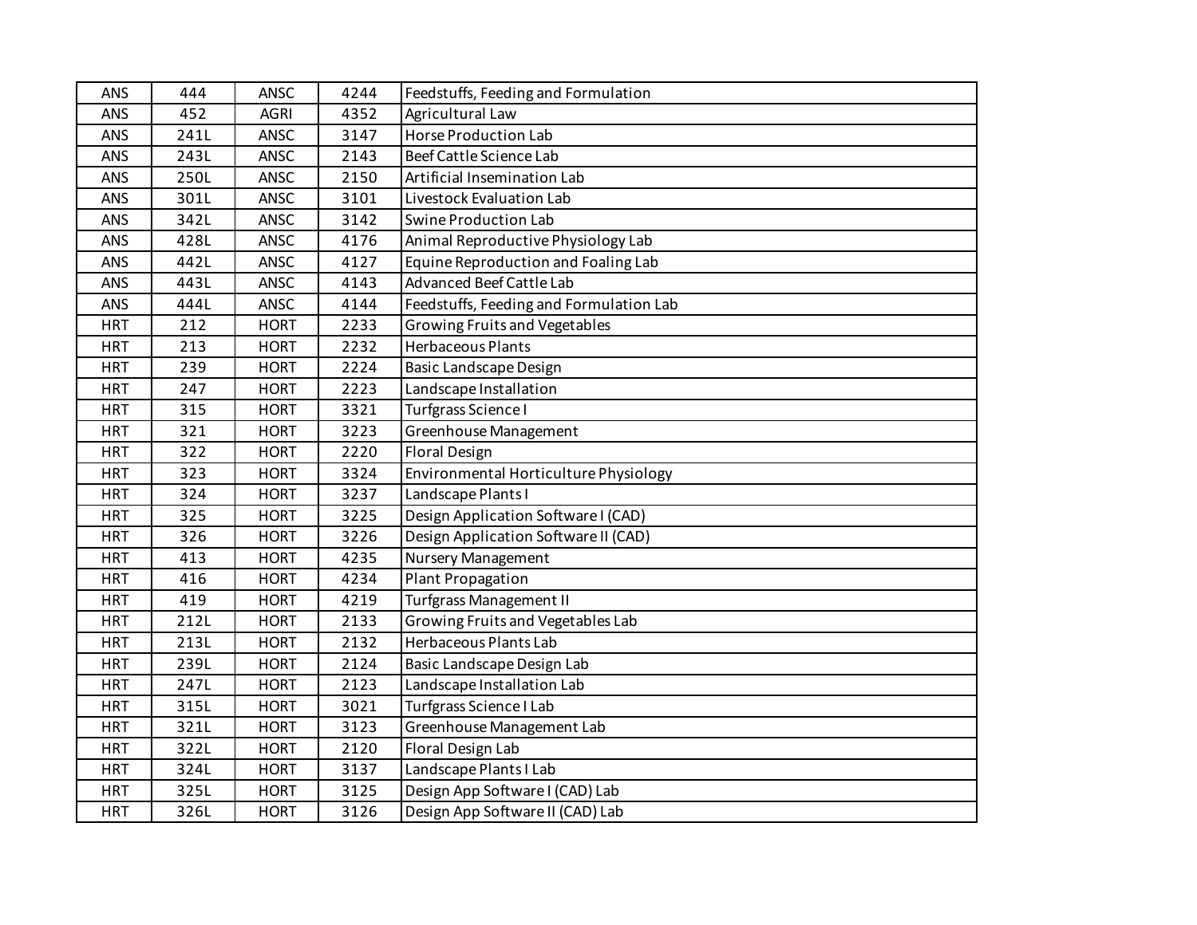| ANS | 444 | ANSC | 4244 | Feedstuffs, Feeding and Formulation |
|---|---|---|---|---|
| ANS | 452 | AGRI | 4352 | Agricultural Law |
| ANS | 241L | ANSC | 3147 | Horse Production Lab |
| ANS | 243L | ANSC | 2143 | Beef Cattle Science Lab |
| ANS | 250L | ANSC | 2150 | Artificial Insemination Lab |
| ANS | 301L | ANSC | 3101 | Livestock Evaluation Lab |
| ANS | 342L | ANSC | 3142 | Swine Production Lab |
| ANS | 428L | ANSC | 4176 | Animal Reproductive Physiology Lab |
| ANS | 442L | ANSC | 4127 | Equine Reproduction and Foaling Lab |
| ANS | 443L | ANSC | 4143 | Advanced Beef Cattle Lab |
| ANS | 444L | ANSC | 4144 | Feedstuffs, Feeding and Formulation Lab |
| HRT | 212 | HORT | 2233 | Growing Fruits and Vegetables |
| HRT | 213 | HORT | 2232 | Herbaceous Plants |
| HRT | 239 | HORT | 2224 | Basic Landscape Design |
| HRT | 247 | HORT | 2223 | Landscape Installation |
| HRT | 315 | HORT | 3321 | Turfgrass Science I |
| HRT | 321 | HORT | 3223 | Greenhouse Management |
| HRT | 322 | HORT | 2220 | Floral Design |
| HRT | 323 | HORT | 3324 | Environmental Horticulture Physiology |
| HRT | 324 | HORT | 3237 | Landscape Plants I |
| HRT | 325 | HORT | 3225 | Design Application Software I (CAD) |
| HRT | 326 | HORT | 3226 | Design Application Software II (CAD) |
| HRT | 413 | HORT | 4235 | Nursery Management |
| HRT | 416 | HORT | 4234 | Plant Propagation |
| HRT | 419 | HORT | 4219 | Turfgrass Management II |
| HRT | 212L | HORT | 2133 | Growing Fruits and Vegetables Lab |
| HRT | 213L | HORT | 2132 | Herbaceous Plants Lab |
| HRT | 239L | HORT | 2124 | Basic Landscape Design Lab |
| HRT | 247L | HORT | 2123 | Landscape Installation Lab |
| HRT | 315L | HORT | 3021 | Turfgrass Science I Lab |
| HRT | 321L | HORT | 3123 | Greenhouse Management Lab |
| HRT | 322L | HORT | 2120 | Floral Design Lab |
| HRT | 324L | HORT | 3137 | Landscape Plants I Lab |
| HRT | 325L | HORT | 3125 | Design App Software I (CAD) Lab |
| HRT | 326L | HORT | 3126 | Design App Software II (CAD) Lab |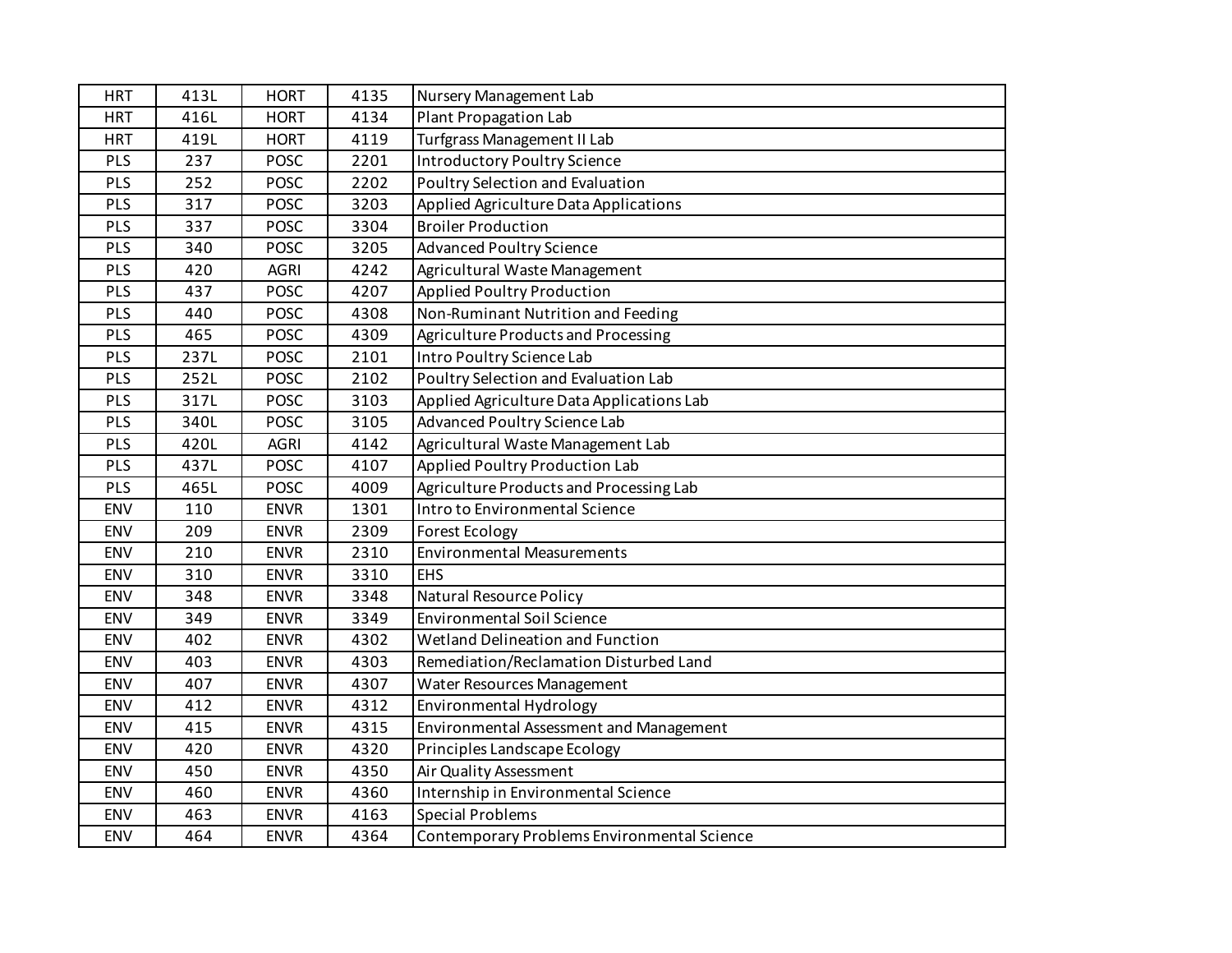| | | | | |
|---|---|---|---|---|
| HRT | 413L | HORT | 4135 | Nursery Management Lab |
| HRT | 416L | HORT | 4134 | Plant Propagation Lab |
| HRT | 419L | HORT | 4119 | Turfgrass Management II Lab |
| PLS | 237 | POSC | 2201 | Introductory Poultry Science |
| PLS | 252 | POSC | 2202 | Poultry Selection and Evaluation |
| PLS | 317 | POSC | 3203 | Applied Agriculture Data Applications |
| PLS | 337 | POSC | 3304 | Broiler Production |
| PLS | 340 | POSC | 3205 | Advanced Poultry Science |
| PLS | 420 | AGRI | 4242 | Agricultural Waste Management |
| PLS | 437 | POSC | 4207 | Applied Poultry Production |
| PLS | 440 | POSC | 4308 | Non-Ruminant Nutrition and Feeding |
| PLS | 465 | POSC | 4309 | Agriculture Products and Processing |
| PLS | 237L | POSC | 2101 | Intro Poultry Science Lab |
| PLS | 252L | POSC | 2102 | Poultry Selection and Evaluation Lab |
| PLS | 317L | POSC | 3103 | Applied Agriculture Data Applications Lab |
| PLS | 340L | POSC | 3105 | Advanced Poultry Science Lab |
| PLS | 420L | AGRI | 4142 | Agricultural Waste Management Lab |
| PLS | 437L | POSC | 4107 | Applied Poultry Production Lab |
| PLS | 465L | POSC | 4009 | Agriculture Products and Processing Lab |
| ENV | 110 | ENVR | 1301 | Intro to Environmental Science |
| ENV | 209 | ENVR | 2309 | Forest Ecology |
| ENV | 210 | ENVR | 2310 | Environmental Measurements |
| ENV | 310 | ENVR | 3310 | EHS |
| ENV | 348 | ENVR | 3348 | Natural Resource Policy |
| ENV | 349 | ENVR | 3349 | Environmental Soil Science |
| ENV | 402 | ENVR | 4302 | Wetland Delineation and Function |
| ENV | 403 | ENVR | 4303 | Remediation/Reclamation Disturbed Land |
| ENV | 407 | ENVR | 4307 | Water Resources Management |
| ENV | 412 | ENVR | 4312 | Environmental Hydrology |
| ENV | 415 | ENVR | 4315 | Environmental Assessment and Management |
| ENV | 420 | ENVR | 4320 | Principles Landscape Ecology |
| ENV | 450 | ENVR | 4350 | Air Quality Assessment |
| ENV | 460 | ENVR | 4360 | Internship in Environmental Science |
| ENV | 463 | ENVR | 4163 | Special Problems |
| ENV | 464 | ENVR | 4364 | Contemporary Problems Environmental Science |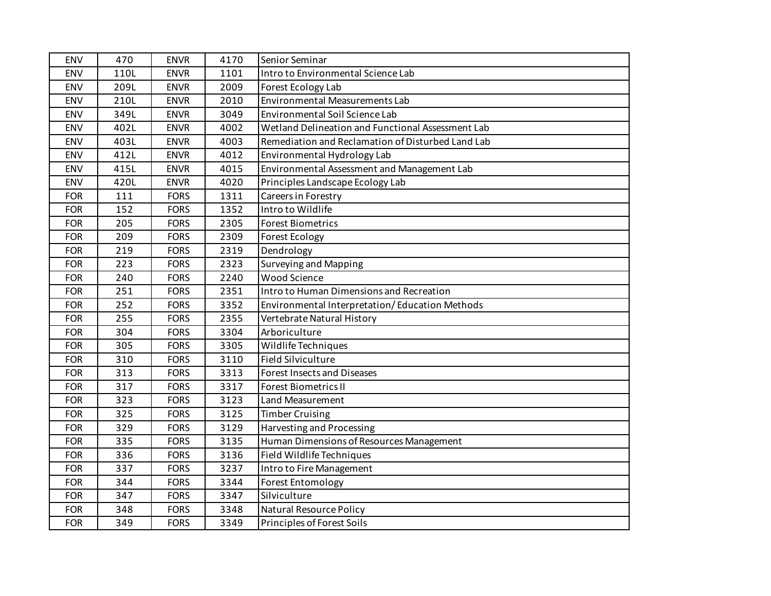| ENV | 470 | ENVR | 4170 | Senior Seminar |
|---|---|---|---|---|
| ENV | 110L | ENVR | 1101 | Intro to Environmental Science Lab |
| ENV | 209L | ENVR | 2009 | Forest Ecology Lab |
| ENV | 210L | ENVR | 2010 | Environmental Measurements Lab |
| ENV | 349L | ENVR | 3049 | Environmental Soil Science Lab |
| ENV | 402L | ENVR | 4002 | Wetland Delineation and Functional Assessment Lab |
| ENV | 403L | ENVR | 4003 | Remediation and Reclamation of Disturbed Land Lab |
| ENV | 412L | ENVR | 4012 | Environmental Hydrology Lab |
| ENV | 415L | ENVR | 4015 | Environmental Assessment and Management Lab |
| ENV | 420L | ENVR | 4020 | Principles Landscape Ecology Lab |
| FOR | 111 | FORS | 1311 | Careers in Forestry |
| FOR | 152 | FORS | 1352 | Intro to Wildlife |
| FOR | 205 | FORS | 2305 | Forest Biometrics |
| FOR | 209 | FORS | 2309 | Forest Ecology |
| FOR | 219 | FORS | 2319 | Dendrology |
| FOR | 223 | FORS | 2323 | Surveying and Mapping |
| FOR | 240 | FORS | 2240 | Wood Science |
| FOR | 251 | FORS | 2351 | Intro to Human Dimensions and Recreation |
| FOR | 252 | FORS | 3352 | Environmental Interpretation/ Education Methods |
| FOR | 255 | FORS | 2355 | Vertebrate Natural History |
| FOR | 304 | FORS | 3304 | Arboriculture |
| FOR | 305 | FORS | 3305 | Wildlife Techniques |
| FOR | 310 | FORS | 3110 | Field Silviculture |
| FOR | 313 | FORS | 3313 | Forest Insects and Diseases |
| FOR | 317 | FORS | 3317 | Forest Biometrics II |
| FOR | 323 | FORS | 3123 | Land Measurement |
| FOR | 325 | FORS | 3125 | Timber Cruising |
| FOR | 329 | FORS | 3129 | Harvesting and Processing |
| FOR | 335 | FORS | 3135 | Human Dimensions of Resources Management |
| FOR | 336 | FORS | 3136 | Field Wildlife Techniques |
| FOR | 337 | FORS | 3237 | Intro to Fire Management |
| FOR | 344 | FORS | 3344 | Forest Entomology |
| FOR | 347 | FORS | 3347 | Silviculture |
| FOR | 348 | FORS | 3348 | Natural Resource Policy |
| FOR | 349 | FORS | 3349 | Principles of Forest Soils |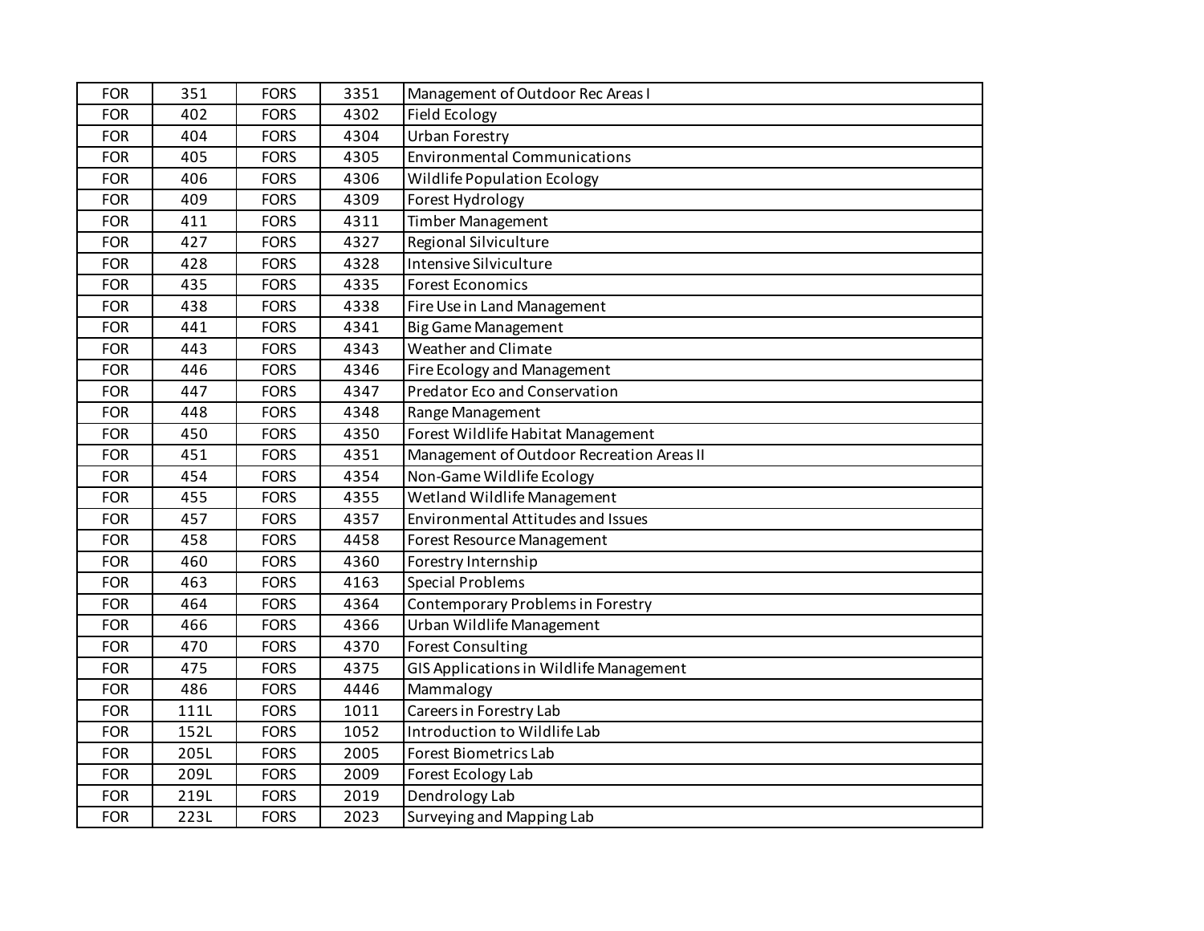| | | | | |
|---|---|---|---|---|
| FOR | 351 | FORS | 3351 | Management of Outdoor Rec Areas I |
| FOR | 402 | FORS | 4302 | Field Ecology |
| FOR | 404 | FORS | 4304 | Urban Forestry |
| FOR | 405 | FORS | 4305 | Environmental Communications |
| FOR | 406 | FORS | 4306 | Wildlife Population Ecology |
| FOR | 409 | FORS | 4309 | Forest Hydrology |
| FOR | 411 | FORS | 4311 | Timber Management |
| FOR | 427 | FORS | 4327 | Regional Silviculture |
| FOR | 428 | FORS | 4328 | Intensive Silviculture |
| FOR | 435 | FORS | 4335 | Forest Economics |
| FOR | 438 | FORS | 4338 | Fire Use in Land Management |
| FOR | 441 | FORS | 4341 | Big Game Management |
| FOR | 443 | FORS | 4343 | Weather and Climate |
| FOR | 446 | FORS | 4346 | Fire Ecology and Management |
| FOR | 447 | FORS | 4347 | Predator Eco and Conservation |
| FOR | 448 | FORS | 4348 | Range Management |
| FOR | 450 | FORS | 4350 | Forest Wildlife Habitat Management |
| FOR | 451 | FORS | 4351 | Management of Outdoor Recreation Areas II |
| FOR | 454 | FORS | 4354 | Non-Game Wildlife Ecology |
| FOR | 455 | FORS | 4355 | Wetland Wildlife Management |
| FOR | 457 | FORS | 4357 | Environmental Attitudes and Issues |
| FOR | 458 | FORS | 4458 | Forest Resource Management |
| FOR | 460 | FORS | 4360 | Forestry Internship |
| FOR | 463 | FORS | 4163 | Special Problems |
| FOR | 464 | FORS | 4364 | Contemporary Problems in Forestry |
| FOR | 466 | FORS | 4366 | Urban Wildlife Management |
| FOR | 470 | FORS | 4370 | Forest Consulting |
| FOR | 475 | FORS | 4375 | GIS Applications in Wildlife Management |
| FOR | 486 | FORS | 4446 | Mammalogy |
| FOR | 111L | FORS | 1011 | Careers in Forestry Lab |
| FOR | 152L | FORS | 1052 | Introduction to Wildlife Lab |
| FOR | 205L | FORS | 2005 | Forest Biometrics Lab |
| FOR | 209L | FORS | 2009 | Forest Ecology Lab |
| FOR | 219L | FORS | 2019 | Dendrology Lab |
| FOR | 223L | FORS | 2023 | Surveying and Mapping Lab |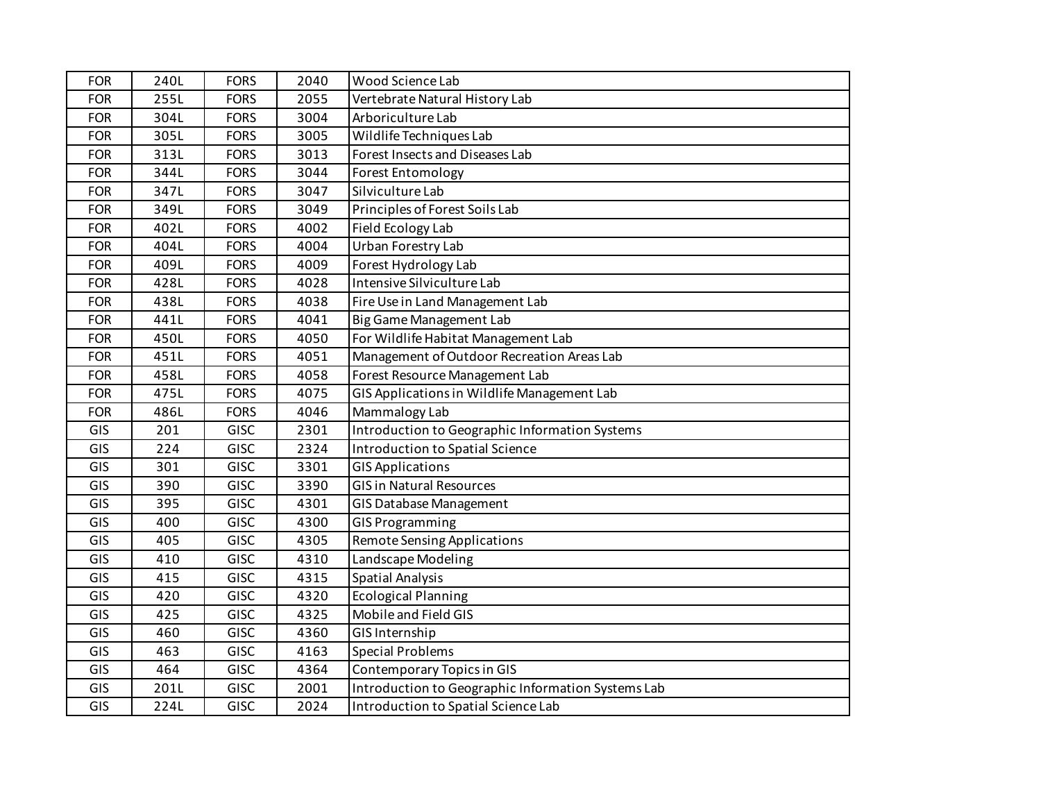| | | | | |
|---|---|---|---|---|
| FOR | 240L | FORS | 2040 | Wood Science Lab |
| FOR | 255L | FORS | 2055 | Vertebrate Natural History Lab |
| FOR | 304L | FORS | 3004 | Arboriculture Lab |
| FOR | 305L | FORS | 3005 | Wildlife Techniques Lab |
| FOR | 313L | FORS | 3013 | Forest Insects and Diseases Lab |
| FOR | 344L | FORS | 3044 | Forest Entomology |
| FOR | 347L | FORS | 3047 | Silviculture Lab |
| FOR | 349L | FORS | 3049 | Principles of Forest Soils Lab |
| FOR | 402L | FORS | 4002 | Field Ecology Lab |
| FOR | 404L | FORS | 4004 | Urban Forestry Lab |
| FOR | 409L | FORS | 4009 | Forest Hydrology Lab |
| FOR | 428L | FORS | 4028 | Intensive Silviculture Lab |
| FOR | 438L | FORS | 4038 | Fire Use in Land Management Lab |
| FOR | 441L | FORS | 4041 | Big Game Management Lab |
| FOR | 450L | FORS | 4050 | For Wildlife Habitat Management Lab |
| FOR | 451L | FORS | 4051 | Management of Outdoor Recreation Areas Lab |
| FOR | 458L | FORS | 4058 | Forest Resource Management Lab |
| FOR | 475L | FORS | 4075 | GIS Applications in Wildlife Management Lab |
| FOR | 486L | FORS | 4046 | Mammalogy Lab |
| GIS | 201 | GISC | 2301 | Introduction to Geographic Information Systems |
| GIS | 224 | GISC | 2324 | Introduction to Spatial Science |
| GIS | 301 | GISC | 3301 | GIS Applications |
| GIS | 390 | GISC | 3390 | GIS in Natural Resources |
| GIS | 395 | GISC | 4301 | GIS Database Management |
| GIS | 400 | GISC | 4300 | GIS Programming |
| GIS | 405 | GISC | 4305 | Remote Sensing Applications |
| GIS | 410 | GISC | 4310 | Landscape Modeling |
| GIS | 415 | GISC | 4315 | Spatial Analysis |
| GIS | 420 | GISC | 4320 | Ecological Planning |
| GIS | 425 | GISC | 4325 | Mobile and Field GIS |
| GIS | 460 | GISC | 4360 | GIS Internship |
| GIS | 463 | GISC | 4163 | Special Problems |
| GIS | 464 | GISC | 4364 | Contemporary Topics in GIS |
| GIS | 201L | GISC | 2001 | Introduction to Geographic Information Systems Lab |
| GIS | 224L | GISC | 2024 | Introduction to Spatial Science Lab |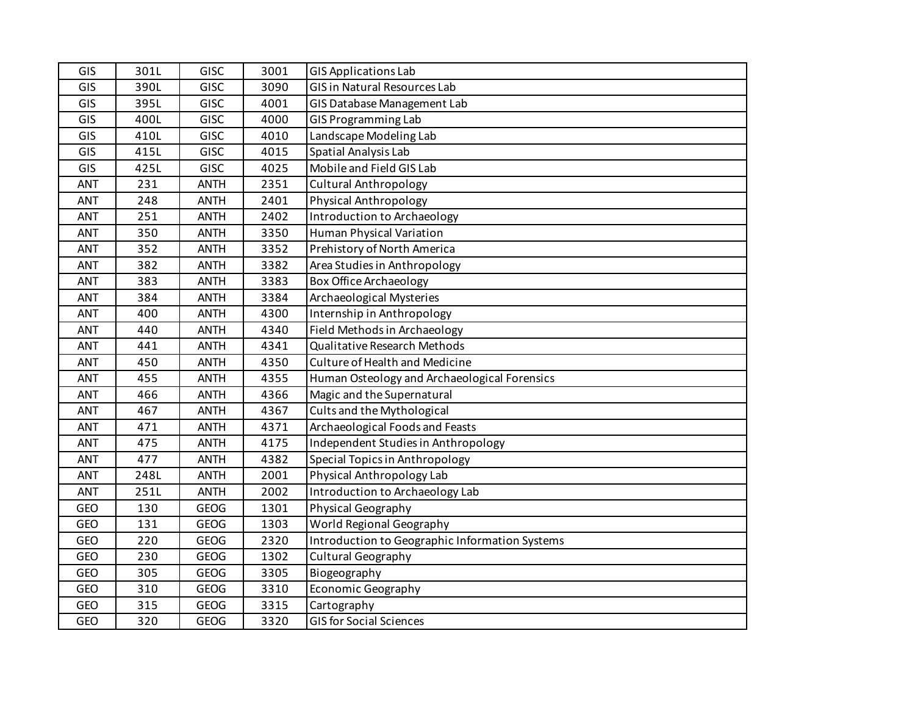| | | | | |
|---|---|---|---|---|
| GIS | 301L | GISC | 3001 | GIS Applications Lab |
| GIS | 390L | GISC | 3090 | GIS in Natural Resources Lab |
| GIS | 395L | GISC | 4001 | GIS Database Management Lab |
| GIS | 400L | GISC | 4000 | GIS Programming Lab |
| GIS | 410L | GISC | 4010 | Landscape Modeling Lab |
| GIS | 415L | GISC | 4015 | Spatial Analysis Lab |
| GIS | 425L | GISC | 4025 | Mobile and Field GIS Lab |
| ANT | 231 | ANTH | 2351 | Cultural Anthropology |
| ANT | 248 | ANTH | 2401 | Physical Anthropology |
| ANT | 251 | ANTH | 2402 | Introduction to Archaeology |
| ANT | 350 | ANTH | 3350 | Human Physical Variation |
| ANT | 352 | ANTH | 3352 | Prehistory of North America |
| ANT | 382 | ANTH | 3382 | Area Studies in Anthropology |
| ANT | 383 | ANTH | 3383 | Box Office Archaeology |
| ANT | 384 | ANTH | 3384 | Archaeological Mysteries |
| ANT | 400 | ANTH | 4300 | Internship in Anthropology |
| ANT | 440 | ANTH | 4340 | Field Methods in Archaeology |
| ANT | 441 | ANTH | 4341 | Qualitative Research Methods |
| ANT | 450 | ANTH | 4350 | Culture of Health and Medicine |
| ANT | 455 | ANTH | 4355 | Human Osteology and Archaeological Forensics |
| ANT | 466 | ANTH | 4366 | Magic and the Supernatural |
| ANT | 467 | ANTH | 4367 | Cults and the Mythological |
| ANT | 471 | ANTH | 4371 | Archaeological Foods and Feasts |
| ANT | 475 | ANTH | 4175 | Independent Studies in Anthropology |
| ANT | 477 | ANTH | 4382 | Special Topics in Anthropology |
| ANT | 248L | ANTH | 2001 | Physical Anthropology Lab |
| ANT | 251L | ANTH | 2002 | Introduction to Archaeology Lab |
| GEO | 130 | GEOG | 1301 | Physical Geography |
| GEO | 131 | GEOG | 1303 | World Regional Geography |
| GEO | 220 | GEOG | 2320 | Introduction to Geographic Information Systems |
| GEO | 230 | GEOG | 1302 | Cultural Geography |
| GEO | 305 | GEOG | 3305 | Biogeography |
| GEO | 310 | GEOG | 3310 | Economic Geography |
| GEO | 315 | GEOG | 3315 | Cartography |
| GEO | 320 | GEOG | 3320 | GIS for Social Sciences |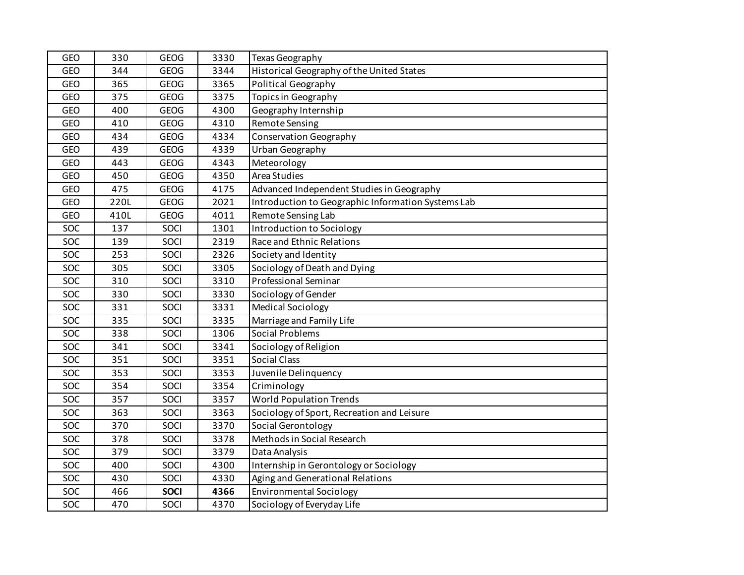| GEO | 330 | GEOG | 3330 | Texas Geography |
|---|---|---|---|---|
| GEO | 344 | GEOG | 3344 | Historical Geography of the United States |
| GEO | 365 | GEOG | 3365 | Political Geography |
| GEO | 375 | GEOG | 3375 | Topics in Geography |
| GEO | 400 | GEOG | 4300 | Geography Internship |
| GEO | 410 | GEOG | 4310 | Remote Sensing |
| GEO | 434 | GEOG | 4334 | Conservation Geography |
| GEO | 439 | GEOG | 4339 | Urban Geography |
| GEO | 443 | GEOG | 4343 | Meteorology |
| GEO | 450 | GEOG | 4350 | Area Studies |
| GEO | 475 | GEOG | 4175 | Advanced Independent Studies in Geography |
| GEO | 220L | GEOG | 2021 | Introduction to Geographic Information Systems Lab |
| GEO | 410L | GEOG | 4011 | Remote Sensing Lab |
| SOC | 137 | SOCI | 1301 | Introduction to Sociology |
| SOC | 139 | SOCI | 2319 | Race and Ethnic Relations |
| SOC | 253 | SOCI | 2326 | Society and Identity |
| SOC | 305 | SOCI | 3305 | Sociology of Death and Dying |
| SOC | 310 | SOCI | 3310 | Professional Seminar |
| SOC | 330 | SOCI | 3330 | Sociology of Gender |
| SOC | 331 | SOCI | 3331 | Medical Sociology |
| SOC | 335 | SOCI | 3335 | Marriage and Family Life |
| SOC | 338 | SOCI | 1306 | Social Problems |
| SOC | 341 | SOCI | 3341 | Sociology of Religion |
| SOC | 351 | SOCI | 3351 | Social Class |
| SOC | 353 | SOCI | 3353 | Juvenile Delinquency |
| SOC | 354 | SOCI | 3354 | Criminology |
| SOC | 357 | SOCI | 3357 | World Population Trends |
| SOC | 363 | SOCI | 3363 | Sociology of Sport, Recreation and Leisure |
| SOC | 370 | SOCI | 3370 | Social Gerontology |
| SOC | 378 | SOCI | 3378 | Methods in Social Research |
| SOC | 379 | SOCI | 3379 | Data Analysis |
| SOC | 400 | SOCI | 4300 | Internship in Gerontology or Sociology |
| SOC | 430 | SOCI | 4330 | Aging and Generational Relations |
| SOC | 466 | **SOCI** | **4366** | Environmental Sociology |
| SOC | 470 | SOCI | 4370 | Sociology of Everyday Life |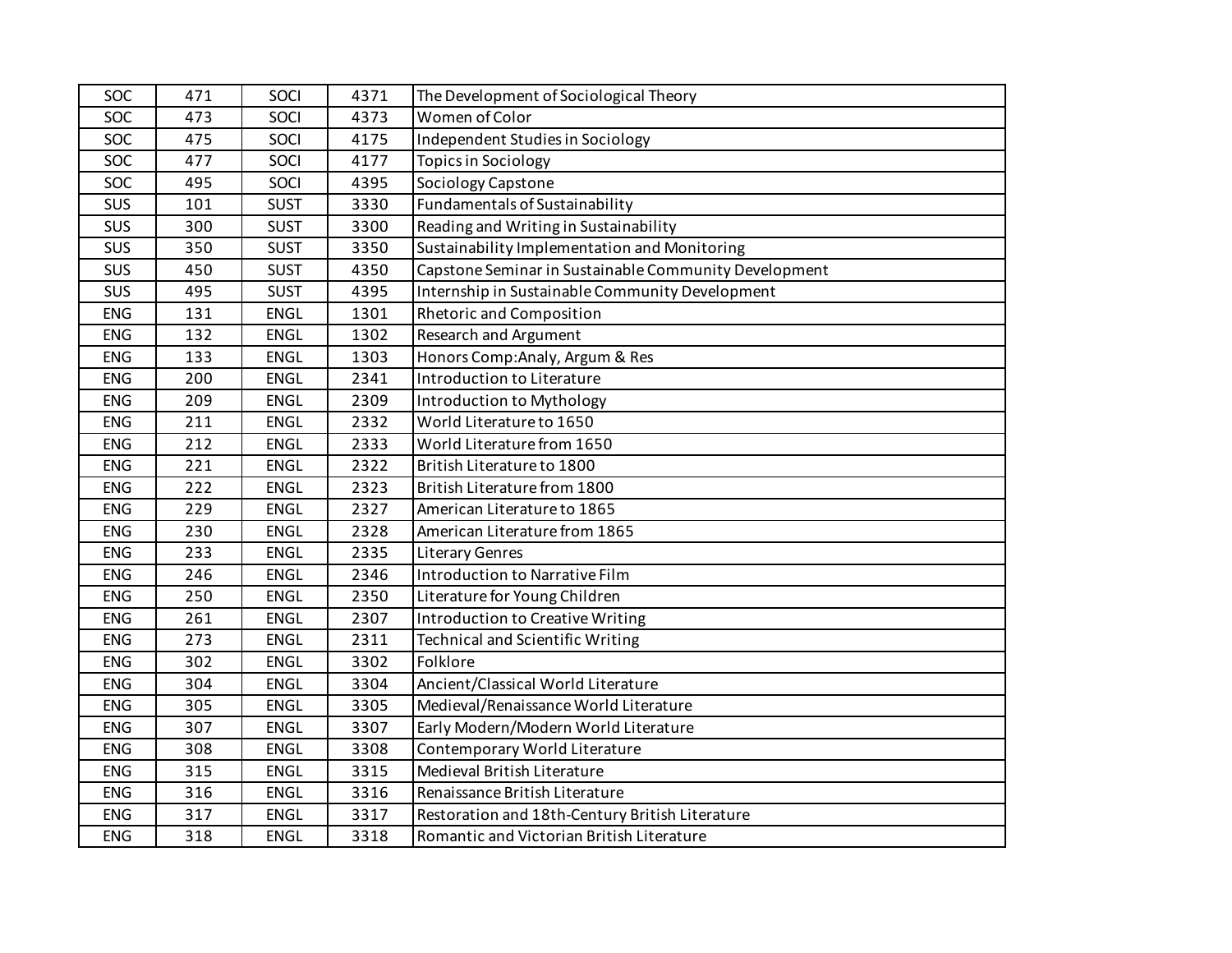| SOC | 471 | SOCI | 4371 | The Development of Sociological Theory |
|---|---|---|---|---|
| SOC | 473 | SOCI | 4373 | Women of Color |
| SOC | 475 | SOCI | 4175 | Independent Studies in Sociology |
| SOC | 477 | SOCI | 4177 | Topics in Sociology |
| SOC | 495 | SOCI | 4395 | Sociology Capstone |
| SUS | 101 | SUST | 3330 | Fundamentals of Sustainability |
| SUS | 300 | SUST | 3300 | Reading and Writing in Sustainability |
| SUS | 350 | SUST | 3350 | Sustainability Implementation and Monitoring |
| SUS | 450 | SUST | 4350 | Capstone Seminar in Sustainable Community Development |
| SUS | 495 | SUST | 4395 | Internship in Sustainable Community Development |
| ENG | 131 | ENGL | 1301 | Rhetoric and Composition |
| ENG | 132 | ENGL | 1302 | Research and Argument |
| ENG | 133 | ENGL | 1303 | Honors Comp:Analy, Argum & Res |
| ENG | 200 | ENGL | 2341 | Introduction to Literature |
| ENG | 209 | ENGL | 2309 | Introduction to Mythology |
| ENG | 211 | ENGL | 2332 | World Literature to 1650 |
| ENG | 212 | ENGL | 2333 | World Literature from 1650 |
| ENG | 221 | ENGL | 2322 | British Literature to 1800 |
| ENG | 222 | ENGL | 2323 | British Literature from 1800 |
| ENG | 229 | ENGL | 2327 | American Literature to 1865 |
| ENG | 230 | ENGL | 2328 | American Literature from 1865 |
| ENG | 233 | ENGL | 2335 | Literary Genres |
| ENG | 246 | ENGL | 2346 | Introduction to Narrative Film |
| ENG | 250 | ENGL | 2350 | Literature for Young Children |
| ENG | 261 | ENGL | 2307 | Introduction to Creative Writing |
| ENG | 273 | ENGL | 2311 | Technical and Scientific Writing |
| ENG | 302 | ENGL | 3302 | Folklore |
| ENG | 304 | ENGL | 3304 | Ancient/Classical World Literature |
| ENG | 305 | ENGL | 3305 | Medieval/Renaissance World Literature |
| ENG | 307 | ENGL | 3307 | Early Modern/Modern World Literature |
| ENG | 308 | ENGL | 3308 | Contemporary World Literature |
| ENG | 315 | ENGL | 3315 | Medieval British Literature |
| ENG | 316 | ENGL | 3316 | Renaissance British Literature |
| ENG | 317 | ENGL | 3317 | Restoration and 18th-Century British Literature |
| ENG | 318 | ENGL | 3318 | Romantic and Victorian British Literature |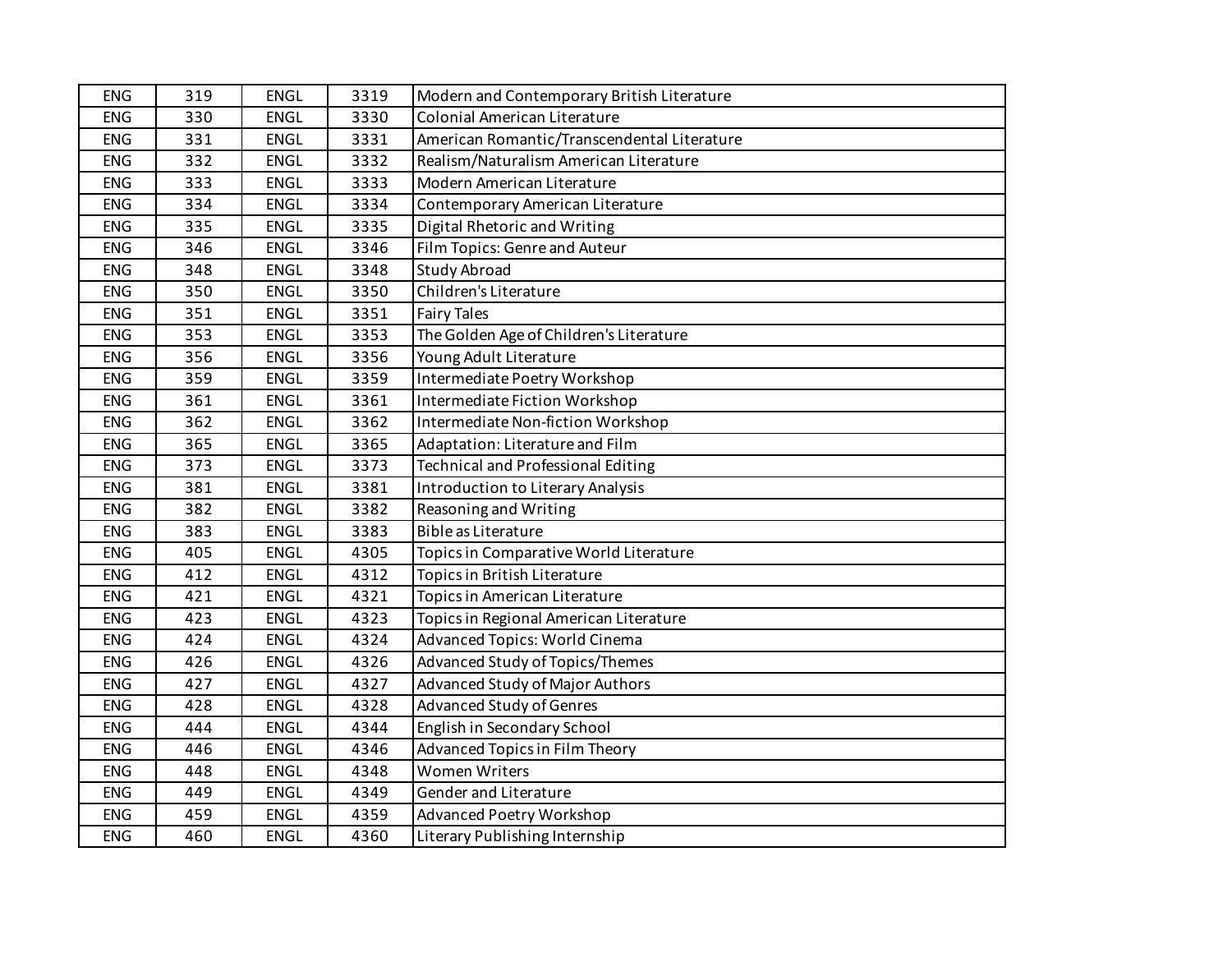| ENG | 319 | ENGL | 3319 | Modern and Contemporary British Literature |
|---|---|---|---|---|
| ENG | 330 | ENGL | 3330 | Colonial American Literature |
| ENG | 331 | ENGL | 3331 | American Romantic/Transcendental Literature |
| ENG | 332 | ENGL | 3332 | Realism/Naturalism American Literature |
| ENG | 333 | ENGL | 3333 | Modern American Literature |
| ENG | 334 | ENGL | 3334 | Contemporary American Literature |
| ENG | 335 | ENGL | 3335 | Digital Rhetoric and Writing |
| ENG | 346 | ENGL | 3346 | Film Topics: Genre and Auteur |
| ENG | 348 | ENGL | 3348 | Study Abroad |
| ENG | 350 | ENGL | 3350 | Children's Literature |
| ENG | 351 | ENGL | 3351 | Fairy Tales |
| ENG | 353 | ENGL | 3353 | The Golden Age of Children's Literature |
| ENG | 356 | ENGL | 3356 | Young Adult Literature |
| ENG | 359 | ENGL | 3359 | Intermediate Poetry Workshop |
| ENG | 361 | ENGL | 3361 | Intermediate Fiction Workshop |
| ENG | 362 | ENGL | 3362 | Intermediate Non-fiction Workshop |
| ENG | 365 | ENGL | 3365 | Adaptation: Literature and Film |
| ENG | 373 | ENGL | 3373 | Technical and Professional Editing |
| ENG | 381 | ENGL | 3381 | Introduction to Literary Analysis |
| ENG | 382 | ENGL | 3382 | Reasoning and Writing |
| ENG | 383 | ENGL | 3383 | Bible as Literature |
| ENG | 405 | ENGL | 4305 | Topics in Comparative World Literature |
| ENG | 412 | ENGL | 4312 | Topics in British Literature |
| ENG | 421 | ENGL | 4321 | Topics in American Literature |
| ENG | 423 | ENGL | 4323 | Topics in Regional American Literature |
| ENG | 424 | ENGL | 4324 | Advanced Topics: World Cinema |
| ENG | 426 | ENGL | 4326 | Advanced Study of Topics/Themes |
| ENG | 427 | ENGL | 4327 | Advanced Study of Major Authors |
| ENG | 428 | ENGL | 4328 | Advanced Study of Genres |
| ENG | 444 | ENGL | 4344 | English in Secondary School |
| ENG | 446 | ENGL | 4346 | Advanced Topics in Film Theory |
| ENG | 448 | ENGL | 4348 | Women Writers |
| ENG | 449 | ENGL | 4349 | Gender and Literature |
| ENG | 459 | ENGL | 4359 | Advanced Poetry Workshop |
| ENG | 460 | ENGL | 4360 | Literary Publishing Internship |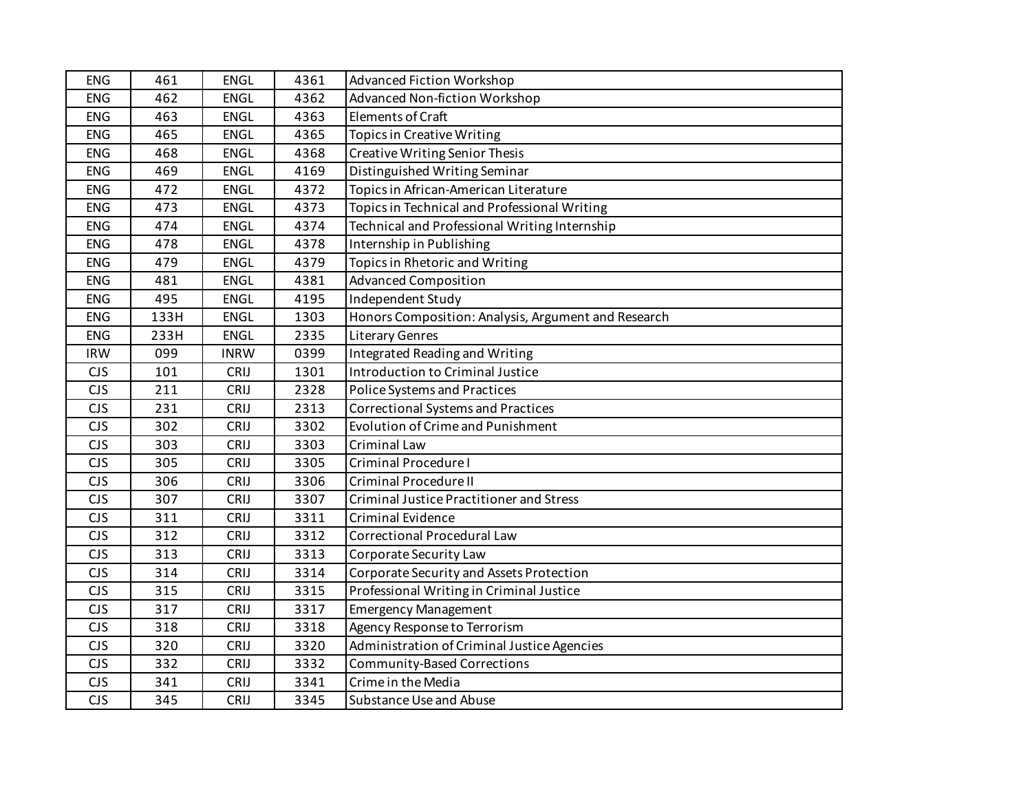| | | | | |
|---|---|---|---|---|
| ENG | 461 | ENGL | 4361 | Advanced Fiction Workshop |
| ENG | 462 | ENGL | 4362 | Advanced Non-fiction Workshop |
| ENG | 463 | ENGL | 4363 | Elements of Craft |
| ENG | 465 | ENGL | 4365 | Topics in Creative Writing |
| ENG | 468 | ENGL | 4368 | Creative Writing Senior Thesis |
| ENG | 469 | ENGL | 4169 | Distinguished Writing Seminar |
| ENG | 472 | ENGL | 4372 | Topics in African-American Literature |
| ENG | 473 | ENGL | 4373 | Topics in Technical and Professional Writing |
| ENG | 474 | ENGL | 4374 | Technical and Professional Writing Internship |
| ENG | 478 | ENGL | 4378 | Internship in Publishing |
| ENG | 479 | ENGL | 4379 | Topics in Rhetoric and Writing |
| ENG | 481 | ENGL | 4381 | Advanced Composition |
| ENG | 495 | ENGL | 4195 | Independent Study |
| ENG | 133H | ENGL | 1303 | Honors Composition: Analysis, Argument and Research |
| ENG | 233H | ENGL | 2335 | Literary Genres |
| IRW | 099 | INRW | 0399 | Integrated Reading and Writing |
| CJS | 101 | CRIJ | 1301 | Introduction to Criminal Justice |
| CJS | 211 | CRIJ | 2328 | Police Systems and Practices |
| CJS | 231 | CRIJ | 2313 | Correctional Systems and Practices |
| CJS | 302 | CRIJ | 3302 | Evolution of Crime and Punishment |
| CJS | 303 | CRIJ | 3303 | Criminal Law |
| CJS | 305 | CRIJ | 3305 | Criminal Procedure I |
| CJS | 306 | CRIJ | 3306 | Criminal Procedure II |
| CJS | 307 | CRIJ | 3307 | Criminal Justice Practitioner and Stress |
| CJS | 311 | CRIJ | 3311 | Criminal Evidence |
| CJS | 312 | CRIJ | 3312 | Correctional Procedural Law |
| CJS | 313 | CRIJ | 3313 | Corporate Security Law |
| CJS | 314 | CRIJ | 3314 | Corporate Security and Assets Protection |
| CJS | 315 | CRIJ | 3315 | Professional Writing in Criminal Justice |
| CJS | 317 | CRIJ | 3317 | Emergency Management |
| CJS | 318 | CRIJ | 3318 | Agency Response to Terrorism |
| CJS | 320 | CRIJ | 3320 | Administration of Criminal Justice Agencies |
| CJS | 332 | CRIJ | 3332 | Community-Based Corrections |
| CJS | 341 | CRIJ | 3341 | Crime in the Media |
| CJS | 345 | CRIJ | 3345 | Substance Use and Abuse |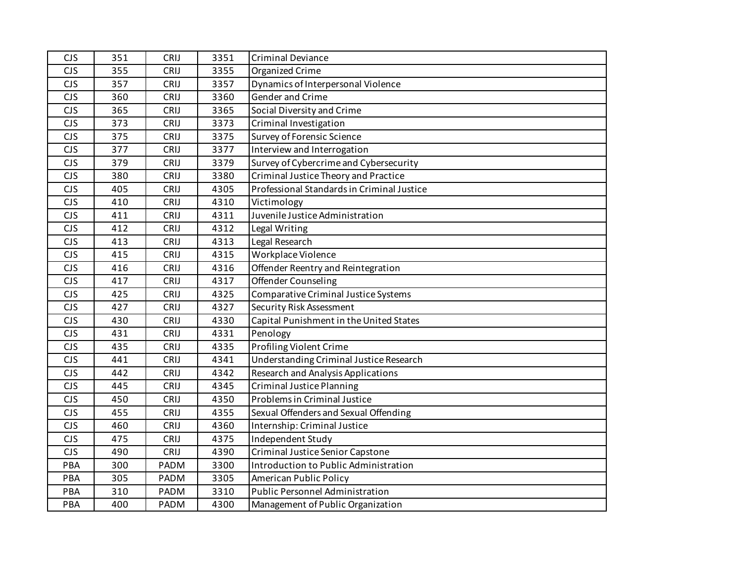| | | | | |
|---|---|---|---|---|
| CJS | 351 | CRIJ | 3351 | Criminal Deviance |
| CJS | 355 | CRIJ | 3355 | Organized Crime |
| CJS | 357 | CRIJ | 3357 | Dynamics of Interpersonal Violence |
| CJS | 360 | CRIJ | 3360 | Gender and Crime |
| CJS | 365 | CRIJ | 3365 | Social Diversity and Crime |
| CJS | 373 | CRIJ | 3373 | Criminal Investigation |
| CJS | 375 | CRIJ | 3375 | Survey of Forensic Science |
| CJS | 377 | CRIJ | 3377 | Interview and Interrogation |
| CJS | 379 | CRIJ | 3379 | Survey of Cybercrime and Cybersecurity |
| CJS | 380 | CRIJ | 3380 | Criminal Justice Theory and Practice |
| CJS | 405 | CRIJ | 4305 | Professional Standards in Criminal Justice |
| CJS | 410 | CRIJ | 4310 | Victimology |
| CJS | 411 | CRIJ | 4311 | Juvenile Justice Administration |
| CJS | 412 | CRIJ | 4312 | Legal Writing |
| CJS | 413 | CRIJ | 4313 | Legal Research |
| CJS | 415 | CRIJ | 4315 | Workplace Violence |
| CJS | 416 | CRIJ | 4316 | Offender Reentry and Reintegration |
| CJS | 417 | CRIJ | 4317 | Offender Counseling |
| CJS | 425 | CRIJ | 4325 | Comparative Criminal Justice Systems |
| CJS | 427 | CRIJ | 4327 | Security Risk Assessment |
| CJS | 430 | CRIJ | 4330 | Capital Punishment in the United States |
| CJS | 431 | CRIJ | 4331 | Penology |
| CJS | 435 | CRIJ | 4335 | Profiling Violent Crime |
| CJS | 441 | CRIJ | 4341 | Understanding Criminal Justice Research |
| CJS | 442 | CRIJ | 4342 | Research and Analysis Applications |
| CJS | 445 | CRIJ | 4345 | Criminal Justice Planning |
| CJS | 450 | CRIJ | 4350 | Problems in Criminal Justice |
| CJS | 455 | CRIJ | 4355 | Sexual Offenders and Sexual Offending |
| CJS | 460 | CRIJ | 4360 | Internship: Criminal Justice |
| CJS | 475 | CRIJ | 4375 | Independent Study |
| CJS | 490 | CRIJ | 4390 | Criminal Justice Senior Capstone |
| PBA | 300 | PADM | 3300 | Introduction to Public Administration |
| PBA | 305 | PADM | 3305 | American Public Policy |
| PBA | 310 | PADM | 3310 | Public Personnel Administration |
| PBA | 400 | PADM | 4300 | Management of Public Organization |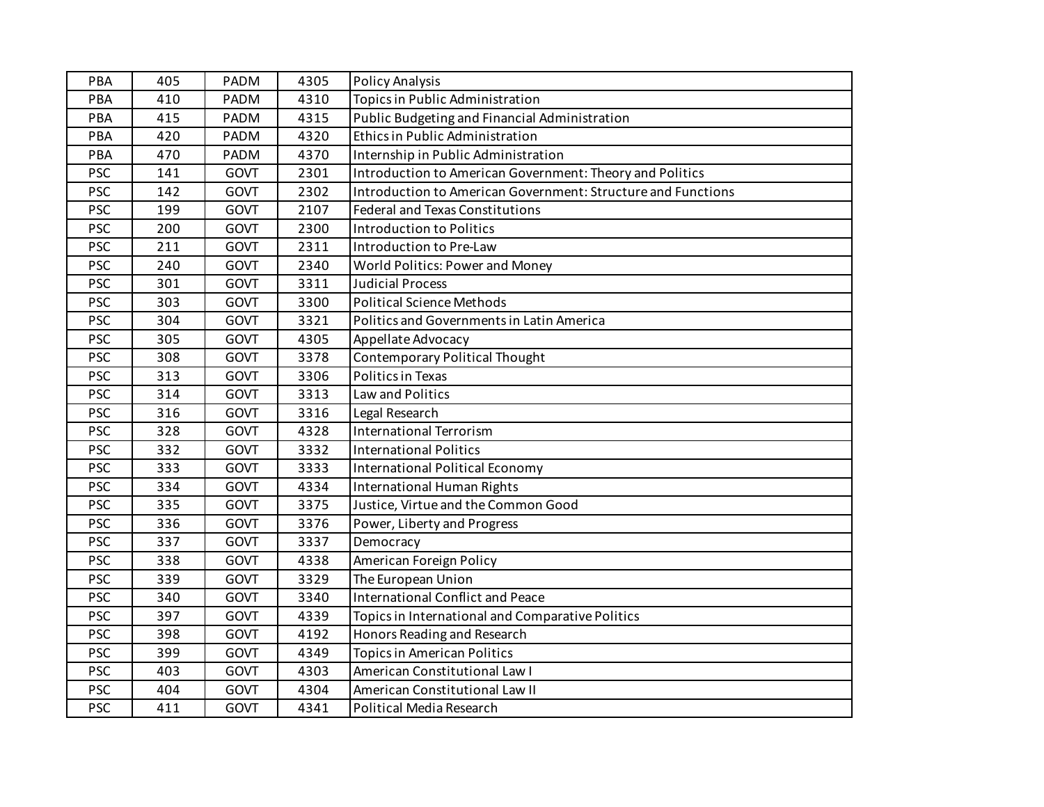| | | | | |
|---|---|---|---|---|
| PBA | 405 | PADM | 4305 | Policy Analysis |
| PBA | 410 | PADM | 4310 | Topics in Public Administration |
| PBA | 415 | PADM | 4315 | Public Budgeting and Financial Administration |
| PBA | 420 | PADM | 4320 | Ethics in Public Administration |
| PBA | 470 | PADM | 4370 | Internship in Public Administration |
| PSC | 141 | GOVT | 2301 | Introduction to American Government: Theory and Politics |
| PSC | 142 | GOVT | 2302 | Introduction to American Government: Structure and Functions |
| PSC | 199 | GOVT | 2107 | Federal and Texas Constitutions |
| PSC | 200 | GOVT | 2300 | Introduction to Politics |
| PSC | 211 | GOVT | 2311 | Introduction to Pre-Law |
| PSC | 240 | GOVT | 2340 | World Politics: Power and Money |
| PSC | 301 | GOVT | 3311 | Judicial Process |
| PSC | 303 | GOVT | 3300 | Political Science Methods |
| PSC | 304 | GOVT | 3321 | Politics and Governments in Latin America |
| PSC | 305 | GOVT | 4305 | Appellate Advocacy |
| PSC | 308 | GOVT | 3378 | Contemporary Political Thought |
| PSC | 313 | GOVT | 3306 | Politics in Texas |
| PSC | 314 | GOVT | 3313 | Law and Politics |
| PSC | 316 | GOVT | 3316 | Legal Research |
| PSC | 328 | GOVT | 4328 | International Terrorism |
| PSC | 332 | GOVT | 3332 | International Politics |
| PSC | 333 | GOVT | 3333 | International Political Economy |
| PSC | 334 | GOVT | 4334 | International Human Rights |
| PSC | 335 | GOVT | 3375 | Justice, Virtue and the Common Good |
| PSC | 336 | GOVT | 3376 | Power, Liberty and Progress |
| PSC | 337 | GOVT | 3337 | Democracy |
| PSC | 338 | GOVT | 4338 | American Foreign Policy |
| PSC | 339 | GOVT | 3329 | The European Union |
| PSC | 340 | GOVT | 3340 | International Conflict and Peace |
| PSC | 397 | GOVT | 4339 | Topics in International and Comparative Politics |
| PSC | 398 | GOVT | 4192 | Honors Reading and Research |
| PSC | 399 | GOVT | 4349 | Topics in American Politics |
| PSC | 403 | GOVT | 4303 | American Constitutional Law I |
| PSC | 404 | GOVT | 4304 | American Constitutional Law II |
| PSC | 411 | GOVT | 4341 | Political Media Research |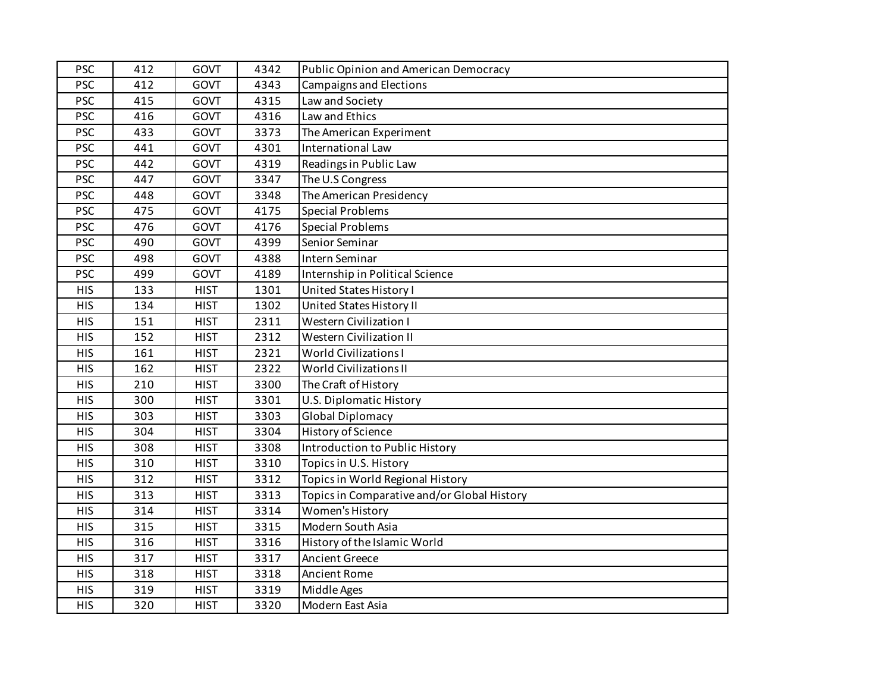| PSC | 412 | GOVT | 4342 | Public Opinion and American Democracy |
|---|---|---|---|---|
| PSC | 412 | GOVT | 4343 | Campaigns and Elections |
| PSC | 415 | GOVT | 4315 | Law and Society |
| PSC | 416 | GOVT | 4316 | Law and Ethics |
| PSC | 433 | GOVT | 3373 | The American Experiment |
| PSC | 441 | GOVT | 4301 | International Law |
| PSC | 442 | GOVT | 4319 | Readings in Public Law |
| PSC | 447 | GOVT | 3347 | The U.S Congress |
| PSC | 448 | GOVT | 3348 | The American Presidency |
| PSC | 475 | GOVT | 4175 | Special Problems |
| PSC | 476 | GOVT | 4176 | Special Problems |
| PSC | 490 | GOVT | 4399 | Senior Seminar |
| PSC | 498 | GOVT | 4388 | Intern Seminar |
| PSC | 499 | GOVT | 4189 | Internship in Political Science |
| HIS | 133 | HIST | 1301 | United States History I |
| HIS | 134 | HIST | 1302 | United States History II |
| HIS | 151 | HIST | 2311 | Western Civilization I |
| HIS | 152 | HIST | 2312 | Western Civilization II |
| HIS | 161 | HIST | 2321 | World Civilizations I |
| HIS | 162 | HIST | 2322 | World Civilizations II |
| HIS | 210 | HIST | 3300 | The Craft of History |
| HIS | 300 | HIST | 3301 | U.S. Diplomatic History |
| HIS | 303 | HIST | 3303 | Global Diplomacy |
| HIS | 304 | HIST | 3304 | History of Science |
| HIS | 308 | HIST | 3308 | Introduction to Public History |
| HIS | 310 | HIST | 3310 | Topics in U.S. History |
| HIS | 312 | HIST | 3312 | Topics in World Regional History |
| HIS | 313 | HIST | 3313 | Topics in Comparative and/or Global History |
| HIS | 314 | HIST | 3314 | Women's History |
| HIS | 315 | HIST | 3315 | Modern South Asia |
| HIS | 316 | HIST | 3316 | History of the Islamic World |
| HIS | 317 | HIST | 3317 | Ancient Greece |
| HIS | 318 | HIST | 3318 | Ancient Rome |
| HIS | 319 | HIST | 3319 | Middle Ages |
| HIS | 320 | HIST | 3320 | Modern East Asia |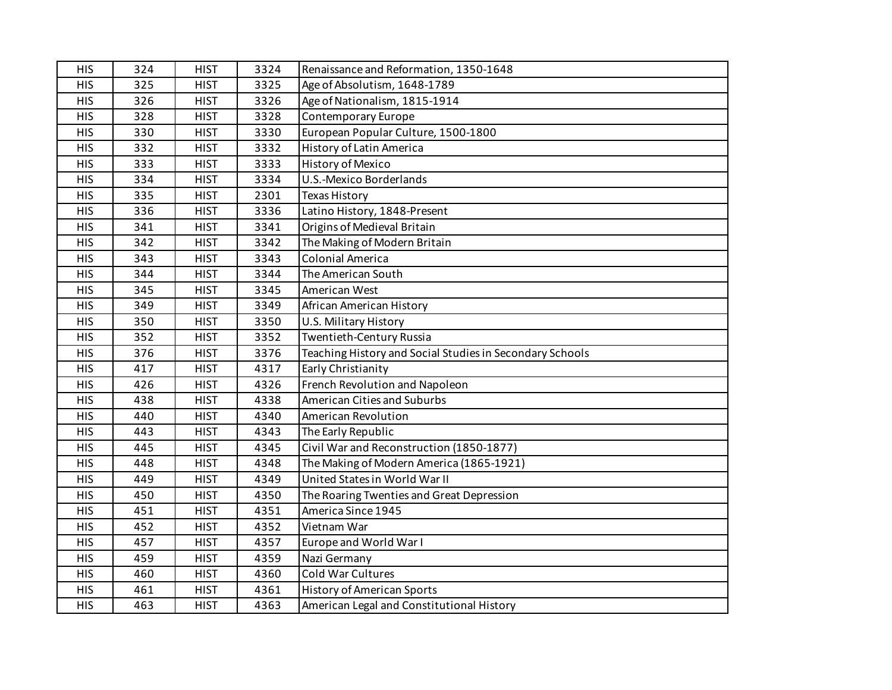| HIS | 324 | HIST | 3324 | Renaissance and Reformation, 1350-1648 |
|---|---|---|---|---|
| HIS | 325 | HIST | 3325 | Age of Absolutism, 1648-1789 |
| HIS | 326 | HIST | 3326 | Age of Nationalism, 1815-1914 |
| HIS | 328 | HIST | 3328 | Contemporary Europe |
| HIS | 330 | HIST | 3330 | European Popular Culture, 1500-1800 |
| HIS | 332 | HIST | 3332 | History of Latin America |
| HIS | 333 | HIST | 3333 | History of Mexico |
| HIS | 334 | HIST | 3334 | U.S.-Mexico Borderlands |
| HIS | 335 | HIST | 2301 | Texas History |
| HIS | 336 | HIST | 3336 | Latino History, 1848-Present |
| HIS | 341 | HIST | 3341 | Origins of Medieval Britain |
| HIS | 342 | HIST | 3342 | The Making of Modern Britain |
| HIS | 343 | HIST | 3343 | Colonial America |
| HIS | 344 | HIST | 3344 | The American South |
| HIS | 345 | HIST | 3345 | American West |
| HIS | 349 | HIST | 3349 | African American History |
| HIS | 350 | HIST | 3350 | U.S. Military History |
| HIS | 352 | HIST | 3352 | Twentieth-Century Russia |
| HIS | 376 | HIST | 3376 | Teaching History and Social Studies in Secondary Schools |
| HIS | 417 | HIST | 4317 | Early Christianity |
| HIS | 426 | HIST | 4326 | French Revolution and Napoleon |
| HIS | 438 | HIST | 4338 | American Cities and Suburbs |
| HIS | 440 | HIST | 4340 | American Revolution |
| HIS | 443 | HIST | 4343 | The Early Republic |
| HIS | 445 | HIST | 4345 | Civil War and Reconstruction (1850-1877) |
| HIS | 448 | HIST | 4348 | The Making of Modern America (1865-1921) |
| HIS | 449 | HIST | 4349 | United States in World War II |
| HIS | 450 | HIST | 4350 | The Roaring Twenties and Great Depression |
| HIS | 451 | HIST | 4351 | America Since 1945 |
| HIS | 452 | HIST | 4352 | Vietnam War |
| HIS | 457 | HIST | 4357 | Europe and World War I |
| HIS | 459 | HIST | 4359 | Nazi Germany |
| HIS | 460 | HIST | 4360 | Cold War Cultures |
| HIS | 461 | HIST | 4361 | History of American Sports |
| HIS | 463 | HIST | 4363 | American Legal and Constitutional History |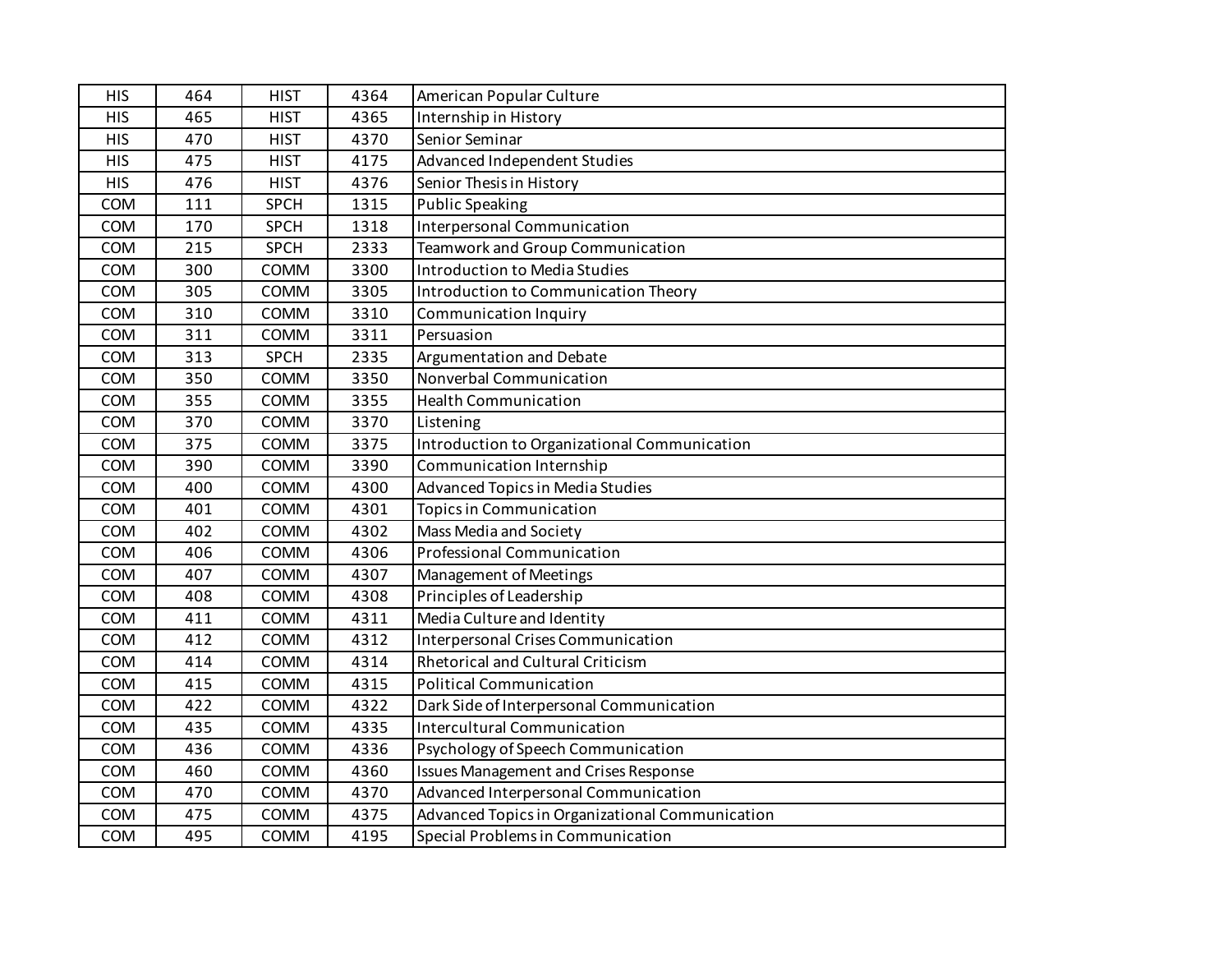| HIS | 464 | HIST | 4364 | American Popular Culture |
|---|---|---|---|---|
| HIS | 465 | HIST | 4365 | Internship in History |
| HIS | 470 | HIST | 4370 | Senior Seminar |
| HIS | 475 | HIST | 4175 | Advanced Independent Studies |
| HIS | 476 | HIST | 4376 | Senior Thesis in History |
| COM | 111 | SPCH | 1315 | Public Speaking |
| COM | 170 | SPCH | 1318 | Interpersonal Communication |
| COM | 215 | SPCH | 2333 | Teamwork and Group Communication |
| COM | 300 | COMM | 3300 | Introduction to Media Studies |
| COM | 305 | COMM | 3305 | Introduction to Communication Theory |
| COM | 310 | COMM | 3310 | Communication Inquiry |
| COM | 311 | COMM | 3311 | Persuasion |
| COM | 313 | SPCH | 2335 | Argumentation and Debate |
| COM | 350 | COMM | 3350 | Nonverbal Communication |
| COM | 355 | COMM | 3355 | Health Communication |
| COM | 370 | COMM | 3370 | Listening |
| COM | 375 | COMM | 3375 | Introduction to Organizational Communication |
| COM | 390 | COMM | 3390 | Communication Internship |
| COM | 400 | COMM | 4300 | Advanced Topics in Media Studies |
| COM | 401 | COMM | 4301 | Topics in Communication |
| COM | 402 | COMM | 4302 | Mass Media and Society |
| COM | 406 | COMM | 4306 | Professional Communication |
| COM | 407 | COMM | 4307 | Management of Meetings |
| COM | 408 | COMM | 4308 | Principles of Leadership |
| COM | 411 | COMM | 4311 | Media Culture and Identity |
| COM | 412 | COMM | 4312 | Interpersonal Crises Communication |
| COM | 414 | COMM | 4314 | Rhetorical and Cultural Criticism |
| COM | 415 | COMM | 4315 | Political Communication |
| COM | 422 | COMM | 4322 | Dark Side of Interpersonal Communication |
| COM | 435 | COMM | 4335 | Intercultural Communication |
| COM | 436 | COMM | 4336 | Psychology of Speech Communication |
| COM | 460 | COMM | 4360 | Issues Management and Crises Response |
| COM | 470 | COMM | 4370 | Advanced Interpersonal Communication |
| COM | 475 | COMM | 4375 | Advanced Topics in Organizational Communication |
| COM | 495 | COMM | 4195 | Special Problems in Communication |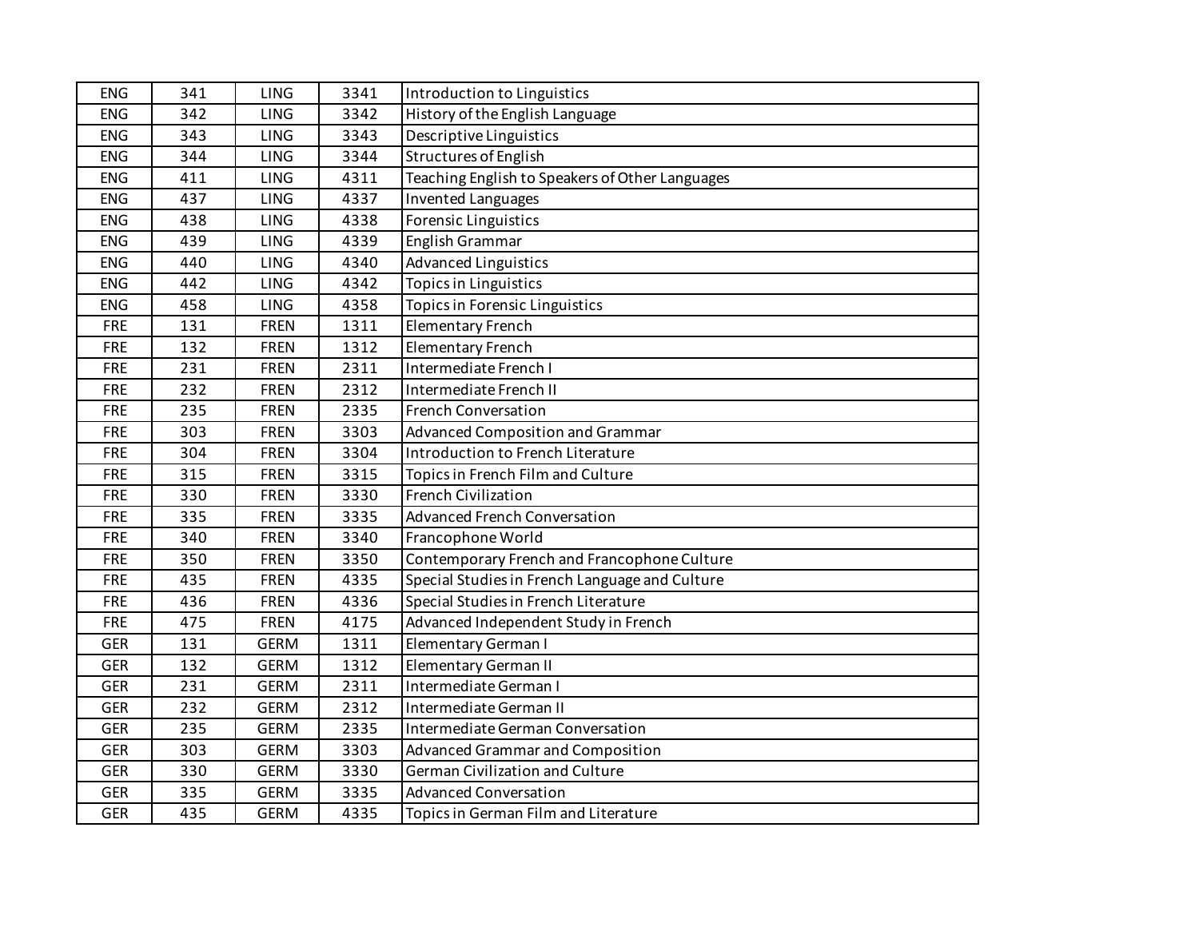| | | | | |
|---|---|---|---|---|
| ENG | 341 | LING | 3341 | Introduction to Linguistics |
| ENG | 342 | LING | 3342 | History of the English Language |
| ENG | 343 | LING | 3343 | Descriptive Linguistics |
| ENG | 344 | LING | 3344 | Structures of English |
| ENG | 411 | LING | 4311 | Teaching English to Speakers of Other Languages |
| ENG | 437 | LING | 4337 | Invented Languages |
| ENG | 438 | LING | 4338 | Forensic Linguistics |
| ENG | 439 | LING | 4339 | English Grammar |
| ENG | 440 | LING | 4340 | Advanced Linguistics |
| ENG | 442 | LING | 4342 | Topics in Linguistics |
| ENG | 458 | LING | 4358 | Topics in Forensic Linguistics |
| FRE | 131 | FREN | 1311 | Elementary French |
| FRE | 132 | FREN | 1312 | Elementary French |
| FRE | 231 | FREN | 2311 | Intermediate French I |
| FRE | 232 | FREN | 2312 | Intermediate French II |
| FRE | 235 | FREN | 2335 | French Conversation |
| FRE | 303 | FREN | 3303 | Advanced Composition and Grammar |
| FRE | 304 | FREN | 3304 | Introduction to French Literature |
| FRE | 315 | FREN | 3315 | Topics in French Film and Culture |
| FRE | 330 | FREN | 3330 | French Civilization |
| FRE | 335 | FREN | 3335 | Advanced French Conversation |
| FRE | 340 | FREN | 3340 | Francophone World |
| FRE | 350 | FREN | 3350 | Contemporary French and Francophone Culture |
| FRE | 435 | FREN | 4335 | Special Studies in French Language and Culture |
| FRE | 436 | FREN | 4336 | Special Studies in French Literature |
| FRE | 475 | FREN | 4175 | Advanced Independent Study in French |
| GER | 131 | GERM | 1311 | Elementary German I |
| GER | 132 | GERM | 1312 | Elementary German II |
| GER | 231 | GERM | 2311 | Intermediate German I |
| GER | 232 | GERM | 2312 | Intermediate German II |
| GER | 235 | GERM | 2335 | Intermediate German Conversation |
| GER | 303 | GERM | 3303 | Advanced Grammar and Composition |
| GER | 330 | GERM | 3330 | German Civilization and Culture |
| GER | 335 | GERM | 3335 | Advanced Conversation |
| GER | 435 | GERM | 4335 | Topics in German Film and Literature |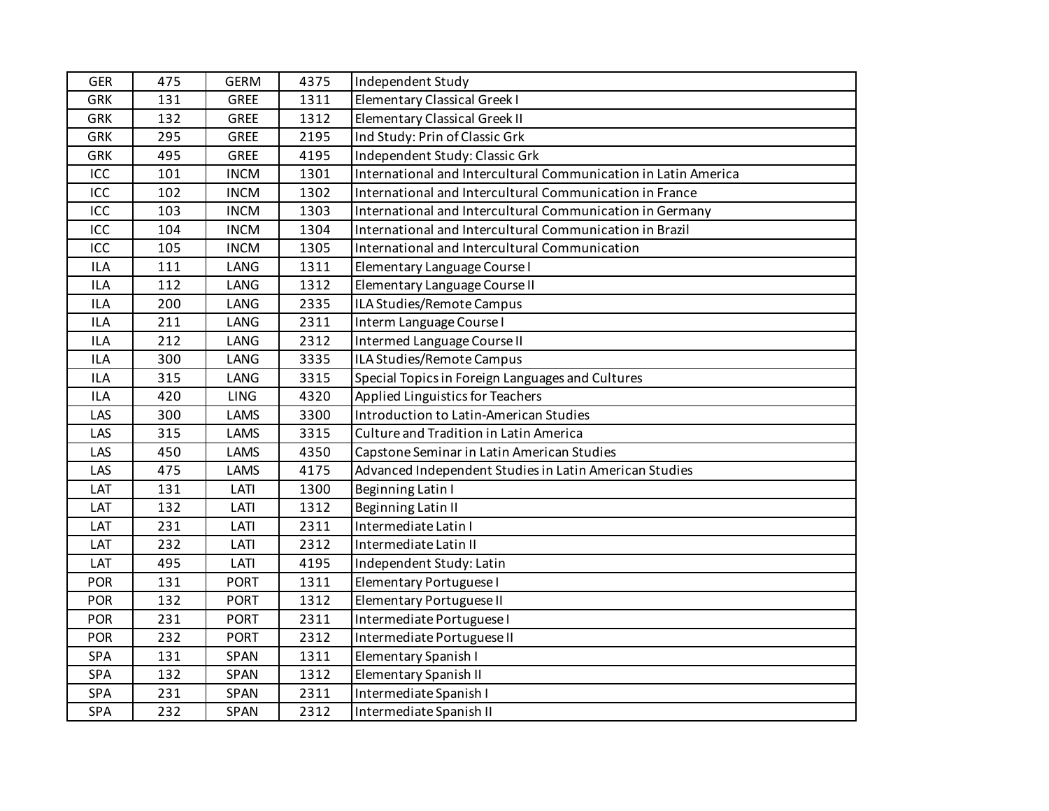| GER | 475 | GERM | 4375 | Independent Study |
|---|---|---|---|---|
| GRK | 131 | GREE | 1311 | Elementary Classical Greek I |
| GRK | 132 | GREE | 1312 | Elementary Classical Greek II |
| GRK | 295 | GREE | 2195 | Ind Study: Prin of Classic Grk |
| GRK | 495 | GREE | 4195 | Independent Study: Classic Grk |
| ICC | 101 | INCM | 1301 | International and Intercultural Communication in Latin America |
| ICC | 102 | INCM | 1302 | International and Intercultural Communication in France |
| ICC | 103 | INCM | 1303 | International and Intercultural Communication in Germany |
| ICC | 104 | INCM | 1304 | International and Intercultural Communication in Brazil |
| ICC | 105 | INCM | 1305 | International and Intercultural Communication |
| ILA | 111 | LANG | 1311 | Elementary Language Course I |
| ILA | 112 | LANG | 1312 | Elementary Language Course II |
| ILA | 200 | LANG | 2335 | ILA Studies/Remote Campus |
| ILA | 211 | LANG | 2311 | Interm Language Course I |
| ILA | 212 | LANG | 2312 | Intermed Language Course II |
| ILA | 300 | LANG | 3335 | ILA Studies/Remote Campus |
| ILA | 315 | LANG | 3315 | Special Topics in Foreign Languages and Cultures |
| ILA | 420 | LING | 4320 | Applied Linguistics for Teachers |
| LAS | 300 | LAMS | 3300 | Introduction to Latin-American Studies |
| LAS | 315 | LAMS | 3315 | Culture and Tradition in Latin America |
| LAS | 450 | LAMS | 4350 | Capstone Seminar in Latin American Studies |
| LAS | 475 | LAMS | 4175 | Advanced Independent Studies in Latin American Studies |
| LAT | 131 | LATI | 1300 | Beginning Latin I |
| LAT | 132 | LATI | 1312 | Beginning Latin II |
| LAT | 231 | LATI | 2311 | Intermediate Latin I |
| LAT | 232 | LATI | 2312 | Intermediate Latin II |
| LAT | 495 | LATI | 4195 | Independent Study: Latin |
| POR | 131 | PORT | 1311 | Elementary Portuguese I |
| POR | 132 | PORT | 1312 | Elementary Portuguese II |
| POR | 231 | PORT | 2311 | Intermediate Portuguese I |
| POR | 232 | PORT | 2312 | Intermediate Portuguese II |
| SPA | 131 | SPAN | 1311 | Elementary Spanish I |
| SPA | 132 | SPAN | 1312 | Elementary Spanish II |
| SPA | 231 | SPAN | 2311 | Intermediate Spanish I |
| SPA | 232 | SPAN | 2312 | Intermediate Spanish II |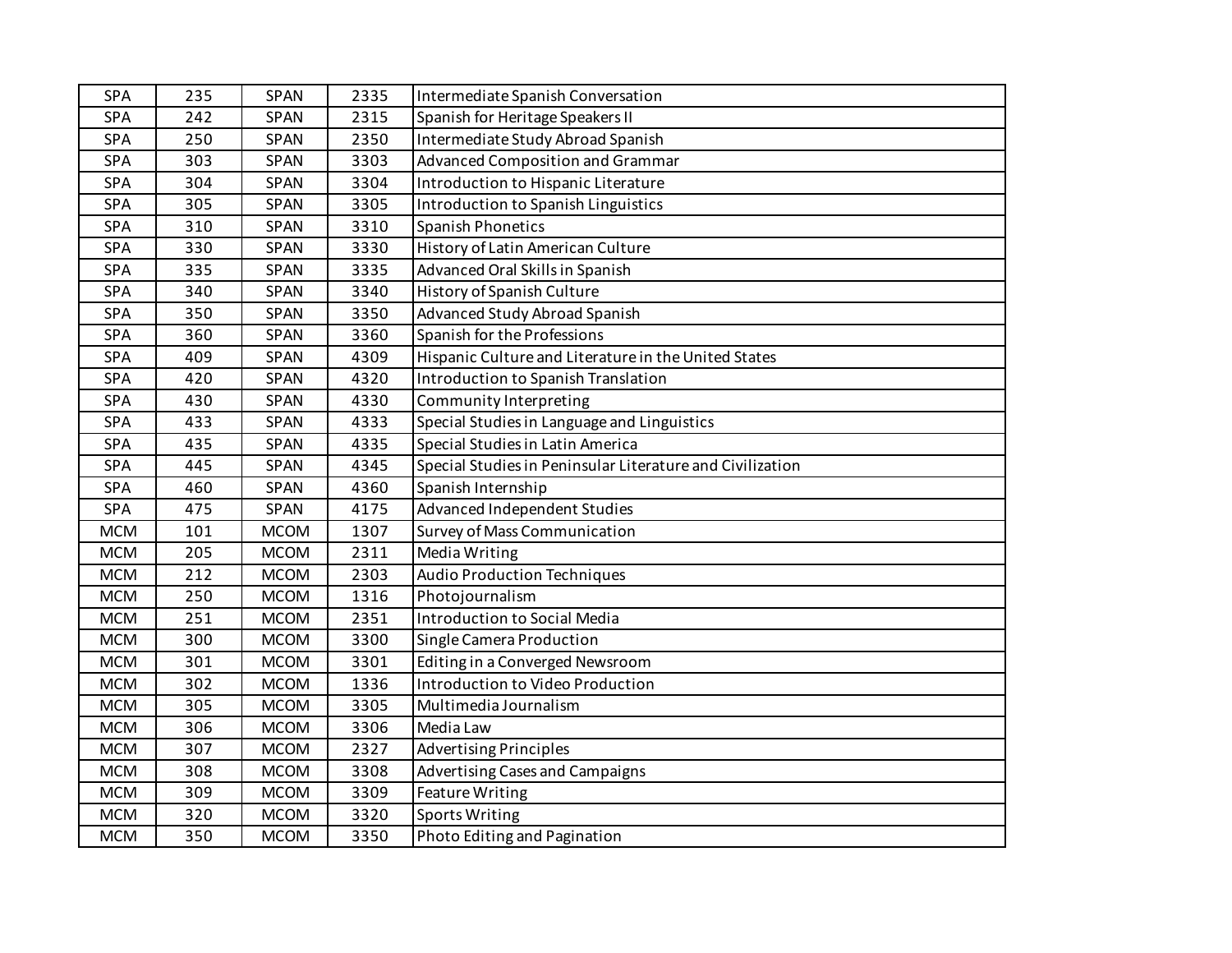| | | | | |
|---|---|---|---|---|
| SPA | 235 | SPAN | 2335 | Intermediate Spanish Conversation |
| SPA | 242 | SPAN | 2315 | Spanish for Heritage Speakers II |
| SPA | 250 | SPAN | 2350 | Intermediate Study Abroad Spanish |
| SPA | 303 | SPAN | 3303 | Advanced Composition and Grammar |
| SPA | 304 | SPAN | 3304 | Introduction to Hispanic Literature |
| SPA | 305 | SPAN | 3305 | Introduction to Spanish Linguistics |
| SPA | 310 | SPAN | 3310 | Spanish Phonetics |
| SPA | 330 | SPAN | 3330 | History of Latin American Culture |
| SPA | 335 | SPAN | 3335 | Advanced Oral Skills in Spanish |
| SPA | 340 | SPAN | 3340 | History of Spanish Culture |
| SPA | 350 | SPAN | 3350 | Advanced Study Abroad Spanish |
| SPA | 360 | SPAN | 3360 | Spanish for the Professions |
| SPA | 409 | SPAN | 4309 | Hispanic Culture and Literature in the United States |
| SPA | 420 | SPAN | 4320 | Introduction to Spanish Translation |
| SPA | 430 | SPAN | 4330 | Community Interpreting |
| SPA | 433 | SPAN | 4333 | Special Studies in Language and Linguistics |
| SPA | 435 | SPAN | 4335 | Special Studies in Latin America |
| SPA | 445 | SPAN | 4345 | Special Studies in Peninsular Literature and Civilization |
| SPA | 460 | SPAN | 4360 | Spanish Internship |
| SPA | 475 | SPAN | 4175 | Advanced Independent Studies |
| MCM | 101 | MCOM | 1307 | Survey of Mass Communication |
| MCM | 205 | MCOM | 2311 | Media Writing |
| MCM | 212 | MCOM | 2303 | Audio Production Techniques |
| MCM | 250 | MCOM | 1316 | Photojournalism |
| MCM | 251 | MCOM | 2351 | Introduction to Social Media |
| MCM | 300 | MCOM | 3300 | Single Camera Production |
| MCM | 301 | MCOM | 3301 | Editing in a Converged Newsroom |
| MCM | 302 | MCOM | 1336 | Introduction to Video Production |
| MCM | 305 | MCOM | 3305 | Multimedia Journalism |
| MCM | 306 | MCOM | 3306 | Media Law |
| MCM | 307 | MCOM | 2327 | Advertising Principles |
| MCM | 308 | MCOM | 3308 | Advertising Cases and Campaigns |
| MCM | 309 | MCOM | 3309 | Feature Writing |
| MCM | 320 | MCOM | 3320 | Sports Writing |
| MCM | 350 | MCOM | 3350 | Photo Editing and Pagination |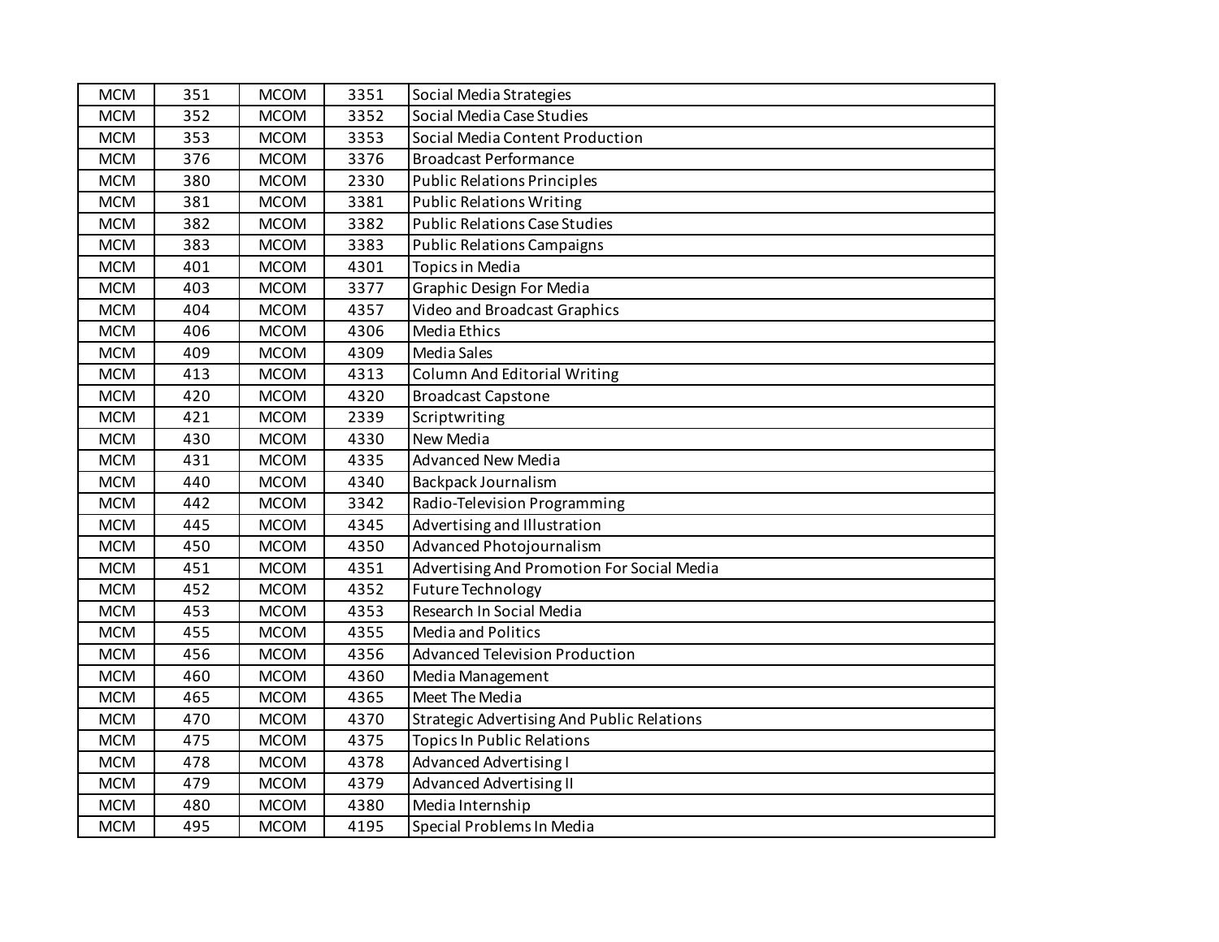| MCM | 351 | MCOM | 3351 | Social Media Strategies |
|---|---|---|---|---|
| MCM | 352 | MCOM | 3352 | Social Media Case Studies |
| MCM | 353 | MCOM | 3353 | Social Media Content Production |
| MCM | 376 | MCOM | 3376 | Broadcast Performance |
| MCM | 380 | MCOM | 2330 | Public Relations Principles |
| MCM | 381 | MCOM | 3381 | Public Relations Writing |
| MCM | 382 | MCOM | 3382 | Public Relations Case Studies |
| MCM | 383 | MCOM | 3383 | Public Relations Campaigns |
| MCM | 401 | MCOM | 4301 | Topics in Media |
| MCM | 403 | MCOM | 3377 | Graphic Design For Media |
| MCM | 404 | MCOM | 4357 | Video and Broadcast Graphics |
| MCM | 406 | MCOM | 4306 | Media Ethics |
| MCM | 409 | MCOM | 4309 | Media Sales |
| MCM | 413 | MCOM | 4313 | Column And Editorial Writing |
| MCM | 420 | MCOM | 4320 | Broadcast Capstone |
| MCM | 421 | MCOM | 2339 | Scriptwriting |
| MCM | 430 | MCOM | 4330 | New Media |
| MCM | 431 | MCOM | 4335 | Advanced New Media |
| MCM | 440 | MCOM | 4340 | Backpack Journalism |
| MCM | 442 | MCOM | 3342 | Radio-Television Programming |
| MCM | 445 | MCOM | 4345 | Advertising and Illustration |
| MCM | 450 | MCOM | 4350 | Advanced Photojournalism |
| MCM | 451 | MCOM | 4351 | Advertising And Promotion For Social Media |
| MCM | 452 | MCOM | 4352 | Future Technology |
| MCM | 453 | MCOM | 4353 | Research In Social Media |
| MCM | 455 | MCOM | 4355 | Media and Politics |
| MCM | 456 | MCOM | 4356 | Advanced Television Production |
| MCM | 460 | MCOM | 4360 | Media Management |
| MCM | 465 | MCOM | 4365 | Meet The Media |
| MCM | 470 | MCOM | 4370 | Strategic Advertising And Public Relations |
| MCM | 475 | MCOM | 4375 | Topics In Public Relations |
| MCM | 478 | MCOM | 4378 | Advanced Advertising I |
| MCM | 479 | MCOM | 4379 | Advanced Advertising II |
| MCM | 480 | MCOM | 4380 | Media Internship |
| MCM | 495 | MCOM | 4195 | Special Problems In Media |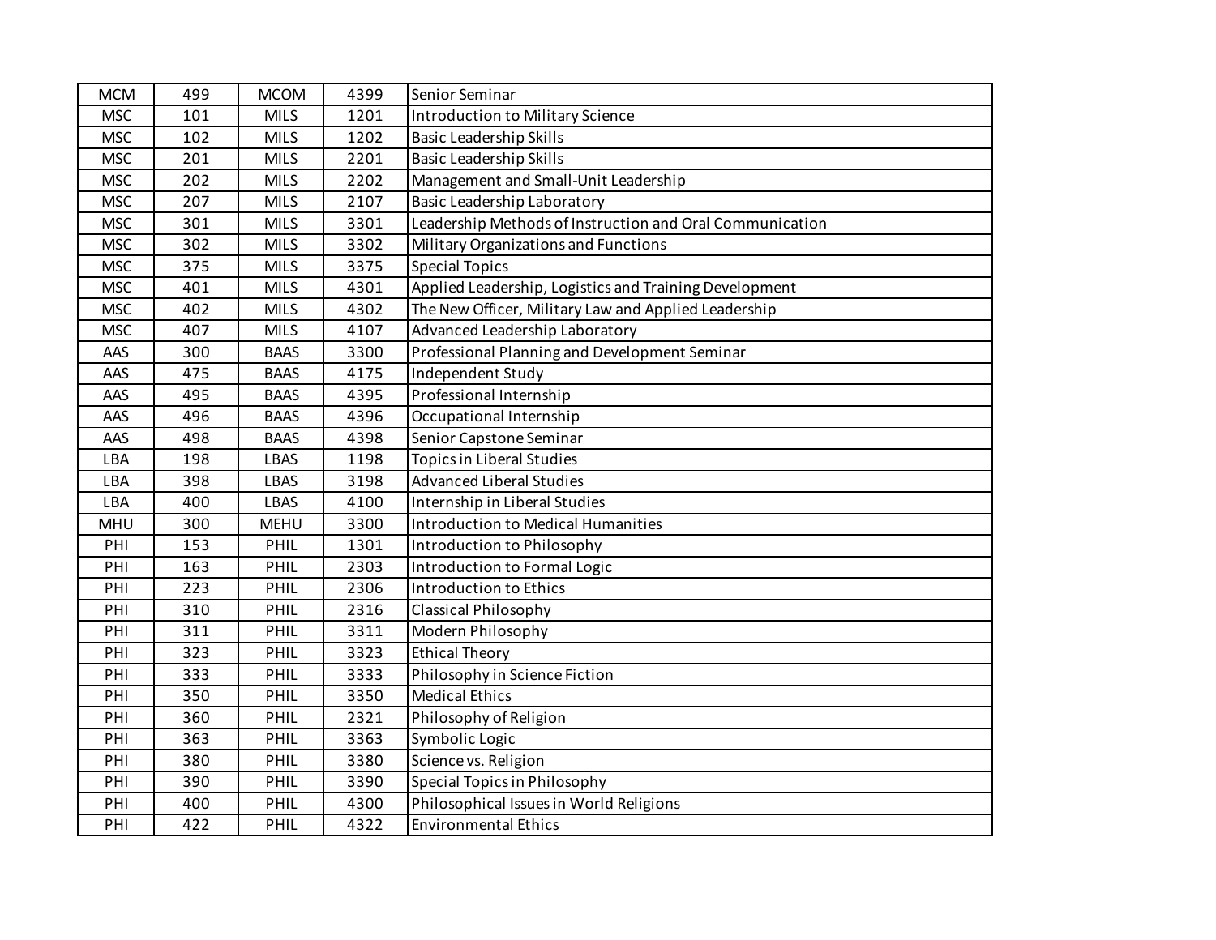| MCM | 499 | MCOM | 4399 | Senior Seminar |
|---|---|---|---|---|
| MSC | 101 | MILS | 1201 | Introduction to Military Science |
| MSC | 102 | MILS | 1202 | Basic Leadership Skills |
| MSC | 201 | MILS | 2201 | Basic Leadership Skills |
| MSC | 202 | MILS | 2202 | Management and Small-Unit Leadership |
| MSC | 207 | MILS | 2107 | Basic Leadership Laboratory |
| MSC | 301 | MILS | 3301 | Leadership Methods of Instruction and Oral Communication |
| MSC | 302 | MILS | 3302 | Military Organizations and Functions |
| MSC | 375 | MILS | 3375 | Special Topics |
| MSC | 401 | MILS | 4301 | Applied Leadership, Logistics and Training Development |
| MSC | 402 | MILS | 4302 | The New Officer, Military Law and Applied Leadership |
| MSC | 407 | MILS | 4107 | Advanced Leadership Laboratory |
| AAS | 300 | BAAS | 3300 | Professional Planning and Development Seminar |
| AAS | 475 | BAAS | 4175 | Independent Study |
| AAS | 495 | BAAS | 4395 | Professional Internship |
| AAS | 496 | BAAS | 4396 | Occupational Internship |
| AAS | 498 | BAAS | 4398 | Senior Capstone Seminar |
| LBA | 198 | LBAS | 1198 | Topics in Liberal Studies |
| LBA | 398 | LBAS | 3198 | Advanced Liberal Studies |
| LBA | 400 | LBAS | 4100 | Internship in Liberal Studies |
| MHU | 300 | MEHU | 3300 | Introduction to Medical Humanities |
| PHI | 153 | PHIL | 1301 | Introduction to Philosophy |
| PHI | 163 | PHIL | 2303 | Introduction to Formal Logic |
| PHI | 223 | PHIL | 2306 | Introduction to Ethics |
| PHI | 310 | PHIL | 2316 | Classical Philosophy |
| PHI | 311 | PHIL | 3311 | Modern Philosophy |
| PHI | 323 | PHIL | 3323 | Ethical Theory |
| PHI | 333 | PHIL | 3333 | Philosophy in Science Fiction |
| PHI | 350 | PHIL | 3350 | Medical Ethics |
| PHI | 360 | PHIL | 2321 | Philosophy of Religion |
| PHI | 363 | PHIL | 3363 | Symbolic Logic |
| PHI | 380 | PHIL | 3380 | Science vs. Religion |
| PHI | 390 | PHIL | 3390 | Special Topics in Philosophy |
| PHI | 400 | PHIL | 4300 | Philosophical Issues in World Religions |
| PHI | 422 | PHIL | 4322 | Environmental Ethics |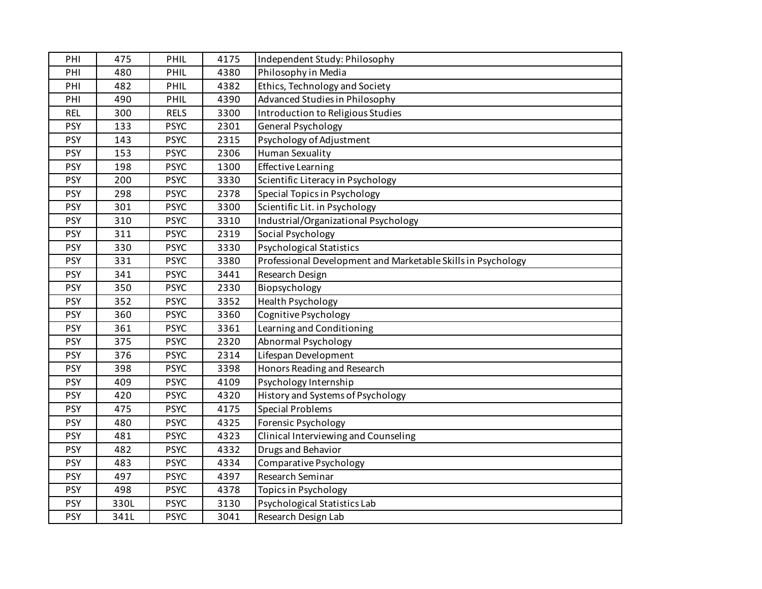| | | | | |
|---|---|---|---|---|
| PHI | 475 | PHIL | 4175 | Independent Study: Philosophy |
| PHI | 480 | PHIL | 4380 | Philosophy in Media |
| PHI | 482 | PHIL | 4382 | Ethics, Technology and Society |
| PHI | 490 | PHIL | 4390 | Advanced Studies in Philosophy |
| REL | 300 | RELS | 3300 | Introduction to Religious Studies |
| PSY | 133 | PSYC | 2301 | General Psychology |
| PSY | 143 | PSYC | 2315 | Psychology of Adjustment |
| PSY | 153 | PSYC | 2306 | Human Sexuality |
| PSY | 198 | PSYC | 1300 | Effective Learning |
| PSY | 200 | PSYC | 3330 | Scientific Literacy in Psychology |
| PSY | 298 | PSYC | 2378 | Special Topics in Psychology |
| PSY | 301 | PSYC | 3300 | Scientific Lit. in Psychology |
| PSY | 310 | PSYC | 3310 | Industrial/Organizational Psychology |
| PSY | 311 | PSYC | 2319 | Social Psychology |
| PSY | 330 | PSYC | 3330 | Psychological Statistics |
| PSY | 331 | PSYC | 3380 | Professional Development and Marketable Skills in Psychology |
| PSY | 341 | PSYC | 3441 | Research Design |
| PSY | 350 | PSYC | 2330 | Biopsychology |
| PSY | 352 | PSYC | 3352 | Health Psychology |
| PSY | 360 | PSYC | 3360 | Cognitive Psychology |
| PSY | 361 | PSYC | 3361 | Learning and Conditioning |
| PSY | 375 | PSYC | 2320 | Abnormal Psychology |
| PSY | 376 | PSYC | 2314 | Lifespan Development |
| PSY | 398 | PSYC | 3398 | Honors Reading and Research |
| PSY | 409 | PSYC | 4109 | Psychology Internship |
| PSY | 420 | PSYC | 4320 | History and Systems of Psychology |
| PSY | 475 | PSYC | 4175 | Special Problems |
| PSY | 480 | PSYC | 4325 | Forensic Psychology |
| PSY | 481 | PSYC | 4323 | Clinical Interviewing and Counseling |
| PSY | 482 | PSYC | 4332 | Drugs and Behavior |
| PSY | 483 | PSYC | 4334 | Comparative Psychology |
| PSY | 497 | PSYC | 4397 | Research Seminar |
| PSY | 498 | PSYC | 4378 | Topics in Psychology |
| PSY | 330L | PSYC | 3130 | Psychological Statistics Lab |
| PSY | 341L | PSYC | 3041 | Research Design Lab |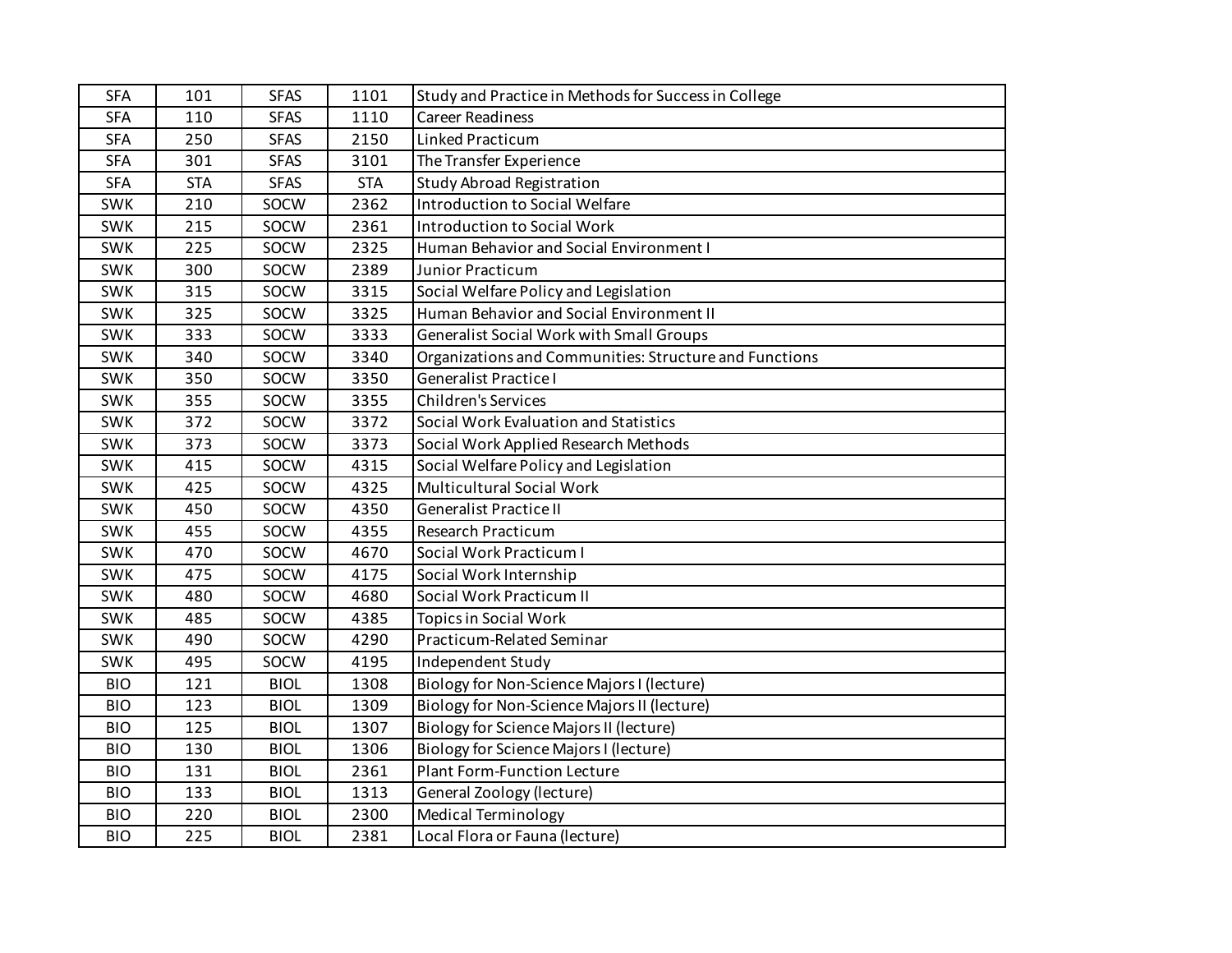| | | | | |
|---|---|---|---|---|
| SFA | 101 | SFAS | 1101 | Study and Practice in Methods for Success in College |
| SFA | 110 | SFAS | 1110 | Career Readiness |
| SFA | 250 | SFAS | 2150 | Linked Practicum |
| SFA | 301 | SFAS | 3101 | The Transfer Experience |
| SFA | STA | SFAS | STA | Study Abroad Registration |
| SWK | 210 | SOCW | 2362 | Introduction to Social Welfare |
| SWK | 215 | SOCW | 2361 | Introduction to Social Work |
| SWK | 225 | SOCW | 2325 | Human Behavior and Social Environment I |
| SWK | 300 | SOCW | 2389 | Junior Practicum |
| SWK | 315 | SOCW | 3315 | Social Welfare Policy and Legislation |
| SWK | 325 | SOCW | 3325 | Human Behavior and Social Environment II |
| SWK | 333 | SOCW | 3333 | Generalist Social Work with Small Groups |
| SWK | 340 | SOCW | 3340 | Organizations and Communities: Structure and Functions |
| SWK | 350 | SOCW | 3350 | Generalist Practice I |
| SWK | 355 | SOCW | 3355 | Children's Services |
| SWK | 372 | SOCW | 3372 | Social Work Evaluation and Statistics |
| SWK | 373 | SOCW | 3373 | Social Work Applied Research Methods |
| SWK | 415 | SOCW | 4315 | Social Welfare Policy and Legislation |
| SWK | 425 | SOCW | 4325 | Multicultural Social Work |
| SWK | 450 | SOCW | 4350 | Generalist Practice II |
| SWK | 455 | SOCW | 4355 | Research Practicum |
| SWK | 470 | SOCW | 4670 | Social Work Practicum I |
| SWK | 475 | SOCW | 4175 | Social Work Internship |
| SWK | 480 | SOCW | 4680 | Social Work Practicum II |
| SWK | 485 | SOCW | 4385 | Topics in Social Work |
| SWK | 490 | SOCW | 4290 | Practicum-Related Seminar |
| SWK | 495 | SOCW | 4195 | Independent Study |
| BIO | 121 | BIOL | 1308 | Biology for Non-Science Majors I (lecture) |
| BIO | 123 | BIOL | 1309 | Biology for Non-Science Majors II (lecture) |
| BIO | 125 | BIOL | 1307 | Biology for Science Majors II (lecture) |
| BIO | 130 | BIOL | 1306 | Biology for Science Majors I (lecture) |
| BIO | 131 | BIOL | 2361 | Plant Form-Function Lecture |
| BIO | 133 | BIOL | 1313 | General Zoology (lecture) |
| BIO | 220 | BIOL | 2300 | Medical Terminology |
| BIO | 225 | BIOL | 2381 | Local Flora or Fauna (lecture) |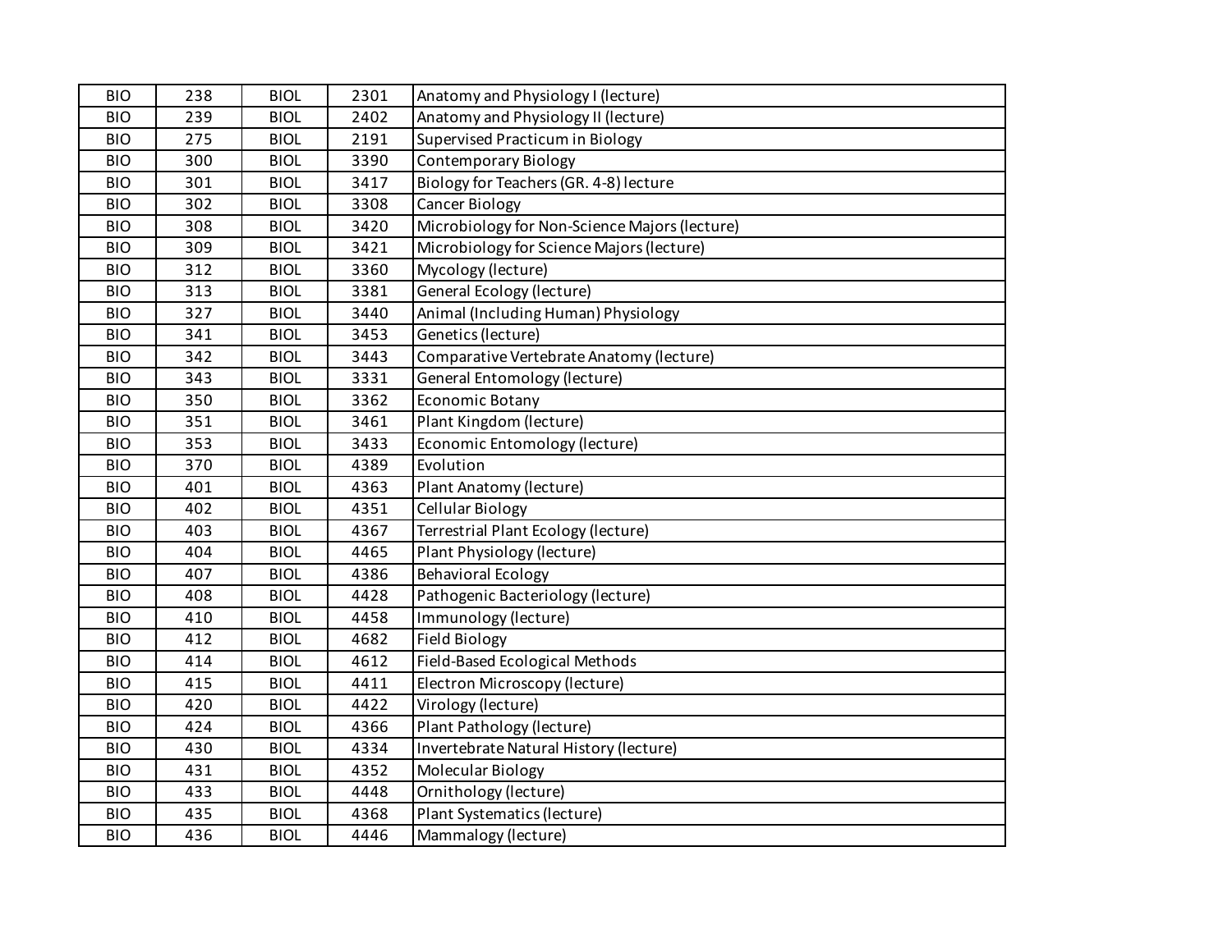| | | | | |
|---|---|---|---|---|
| BIO | 238 | BIOL | 2301 | Anatomy and Physiology I (lecture) |
| BIO | 239 | BIOL | 2402 | Anatomy and Physiology II (lecture) |
| BIO | 275 | BIOL | 2191 | Supervised Practicum in Biology |
| BIO | 300 | BIOL | 3390 | Contemporary Biology |
| BIO | 301 | BIOL | 3417 | Biology for Teachers (GR. 4-8) lecture |
| BIO | 302 | BIOL | 3308 | Cancer Biology |
| BIO | 308 | BIOL | 3420 | Microbiology for Non-Science Majors (lecture) |
| BIO | 309 | BIOL | 3421 | Microbiology for Science Majors (lecture) |
| BIO | 312 | BIOL | 3360 | Mycology (lecture) |
| BIO | 313 | BIOL | 3381 | General Ecology (lecture) |
| BIO | 327 | BIOL | 3440 | Animal (Including Human) Physiology |
| BIO | 341 | BIOL | 3453 | Genetics (lecture) |
| BIO | 342 | BIOL | 3443 | Comparative Vertebrate Anatomy (lecture) |
| BIO | 343 | BIOL | 3331 | General Entomology (lecture) |
| BIO | 350 | BIOL | 3362 | Economic Botany |
| BIO | 351 | BIOL | 3461 | Plant Kingdom (lecture) |
| BIO | 353 | BIOL | 3433 | Economic Entomology (lecture) |
| BIO | 370 | BIOL | 4389 | Evolution |
| BIO | 401 | BIOL | 4363 | Plant Anatomy (lecture) |
| BIO | 402 | BIOL | 4351 | Cellular Biology |
| BIO | 403 | BIOL | 4367 | Terrestrial Plant Ecology (lecture) |
| BIO | 404 | BIOL | 4465 | Plant Physiology (lecture) |
| BIO | 407 | BIOL | 4386 | Behavioral Ecology |
| BIO | 408 | BIOL | 4428 | Pathogenic Bacteriology (lecture) |
| BIO | 410 | BIOL | 4458 | Immunology (lecture) |
| BIO | 412 | BIOL | 4682 | Field Biology |
| BIO | 414 | BIOL | 4612 | Field-Based Ecological Methods |
| BIO | 415 | BIOL | 4411 | Electron Microscopy (lecture) |
| BIO | 420 | BIOL | 4422 | Virology (lecture) |
| BIO | 424 | BIOL | 4366 | Plant Pathology (lecture) |
| BIO | 430 | BIOL | 4334 | Invertebrate Natural History (lecture) |
| BIO | 431 | BIOL | 4352 | Molecular Biology |
| BIO | 433 | BIOL | 4448 | Ornithology (lecture) |
| BIO | 435 | BIOL | 4368 | Plant Systematics (lecture) |
| BIO | 436 | BIOL | 4446 | Mammalogy (lecture) |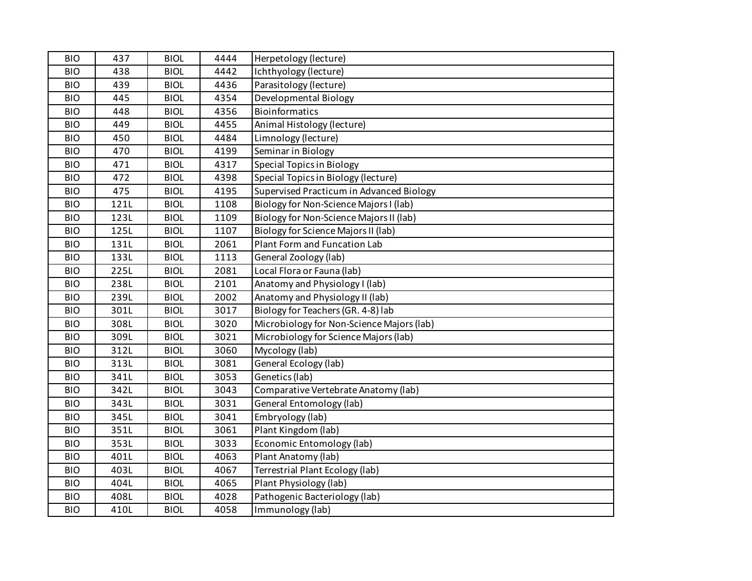| BIO | 437 | BIOL | 4444 | Herpetology (lecture) |
|---|---|---|---|---|
| BIO | 438 | BIOL | 4442 | Ichthyology (lecture) |
| BIO | 439 | BIOL | 4436 | Parasitology (lecture) |
| BIO | 445 | BIOL | 4354 | Developmental Biology |
| BIO | 448 | BIOL | 4356 | Bioinformatics |
| BIO | 449 | BIOL | 4455 | Animal Histology (lecture) |
| BIO | 450 | BIOL | 4484 | Limnology (lecture) |
| BIO | 470 | BIOL | 4199 | Seminar in Biology |
| BIO | 471 | BIOL | 4317 | Special Topics in Biology |
| BIO | 472 | BIOL | 4398 | Special Topics in Biology (lecture) |
| BIO | 475 | BIOL | 4195 | Supervised Practicum in Advanced Biology |
| BIO | 121L | BIOL | 1108 | Biology for Non-Science Majors I (lab) |
| BIO | 123L | BIOL | 1109 | Biology for Non-Science Majors II (lab) |
| BIO | 125L | BIOL | 1107 | Biology for Science Majors II (lab) |
| BIO | 131L | BIOL | 2061 | Plant Form and Funcation Lab |
| BIO | 133L | BIOL | 1113 | General Zoology (lab) |
| BIO | 225L | BIOL | 2081 | Local Flora or Fauna (lab) |
| BIO | 238L | BIOL | 2101 | Anatomy and Physiology I (lab) |
| BIO | 239L | BIOL | 2002 | Anatomy and Physiology II (lab) |
| BIO | 301L | BIOL | 3017 | Biology for Teachers (GR. 4-8) lab |
| BIO | 308L | BIOL | 3020 | Microbiology for Non-Science Majors (lab) |
| BIO | 309L | BIOL | 3021 | Microbiology for Science Majors (lab) |
| BIO | 312L | BIOL | 3060 | Mycology (lab) |
| BIO | 313L | BIOL | 3081 | General Ecology (lab) |
| BIO | 341L | BIOL | 3053 | Genetics (lab) |
| BIO | 342L | BIOL | 3043 | Comparative Vertebrate Anatomy (lab) |
| BIO | 343L | BIOL | 3031 | General Entomology (lab) |
| BIO | 345L | BIOL | 3041 | Embryology (lab) |
| BIO | 351L | BIOL | 3061 | Plant Kingdom (lab) |
| BIO | 353L | BIOL | 3033 | Economic Entomology (lab) |
| BIO | 401L | BIOL | 4063 | Plant Anatomy (lab) |
| BIO | 403L | BIOL | 4067 | Terrestrial Plant Ecology (lab) |
| BIO | 404L | BIOL | 4065 | Plant Physiology (lab) |
| BIO | 408L | BIOL | 4028 | Pathogenic Bacteriology (lab) |
| BIO | 410L | BIOL | 4058 | Immunology (lab) |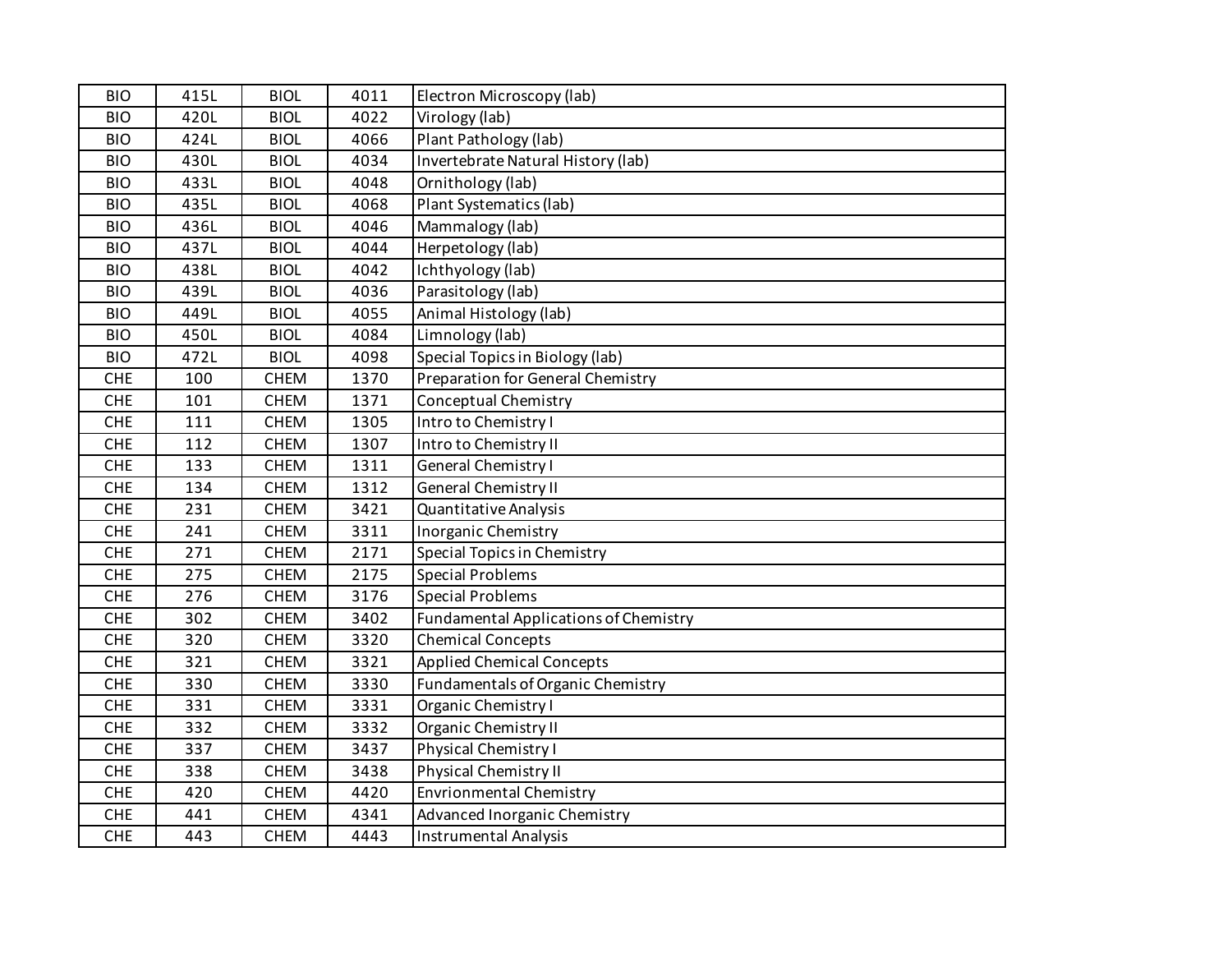| BIO | 415L | BIOL | 4011 | Electron Microscopy (lab) |
|---|---|---|---|---|
| BIO | 420L | BIOL | 4022 | Virology (lab) |
| BIO | 424L | BIOL | 4066 | Plant Pathology (lab) |
| BIO | 430L | BIOL | 4034 | Invertebrate Natural History (lab) |
| BIO | 433L | BIOL | 4048 | Ornithology (lab) |
| BIO | 435L | BIOL | 4068 | Plant Systematics (lab) |
| BIO | 436L | BIOL | 4046 | Mammalogy (lab) |
| BIO | 437L | BIOL | 4044 | Herpetology (lab) |
| BIO | 438L | BIOL | 4042 | Ichthyology (lab) |
| BIO | 439L | BIOL | 4036 | Parasitology (lab) |
| BIO | 449L | BIOL | 4055 | Animal Histology (lab) |
| BIO | 450L | BIOL | 4084 | Limnology (lab) |
| BIO | 472L | BIOL | 4098 | Special Topics in Biology (lab) |
| CHE | 100 | CHEM | 1370 | Preparation for General Chemistry |
| CHE | 101 | CHEM | 1371 | Conceptual Chemistry |
| CHE | 111 | CHEM | 1305 | Intro to Chemistry I |
| CHE | 112 | CHEM | 1307 | Intro to Chemistry II |
| CHE | 133 | CHEM | 1311 | General Chemistry I |
| CHE | 134 | CHEM | 1312 | General Chemistry II |
| CHE | 231 | CHEM | 3421 | Quantitative Analysis |
| CHE | 241 | CHEM | 3311 | Inorganic Chemistry |
| CHE | 271 | CHEM | 2171 | Special Topics in Chemistry |
| CHE | 275 | CHEM | 2175 | Special Problems |
| CHE | 276 | CHEM | 3176 | Special Problems |
| CHE | 302 | CHEM | 3402 | Fundamental Applications of Chemistry |
| CHE | 320 | CHEM | 3320 | Chemical Concepts |
| CHE | 321 | CHEM | 3321 | Applied Chemical Concepts |
| CHE | 330 | CHEM | 3330 | Fundamentals of Organic Chemistry |
| CHE | 331 | CHEM | 3331 | Organic Chemistry I |
| CHE | 332 | CHEM | 3332 | Organic Chemistry II |
| CHE | 337 | CHEM | 3437 | Physical Chemistry I |
| CHE | 338 | CHEM | 3438 | Physical Chemistry II |
| CHE | 420 | CHEM | 4420 | Envrionmental Chemistry |
| CHE | 441 | CHEM | 4341 | Advanced Inorganic Chemistry |
| CHE | 443 | CHEM | 4443 | Instrumental Analysis |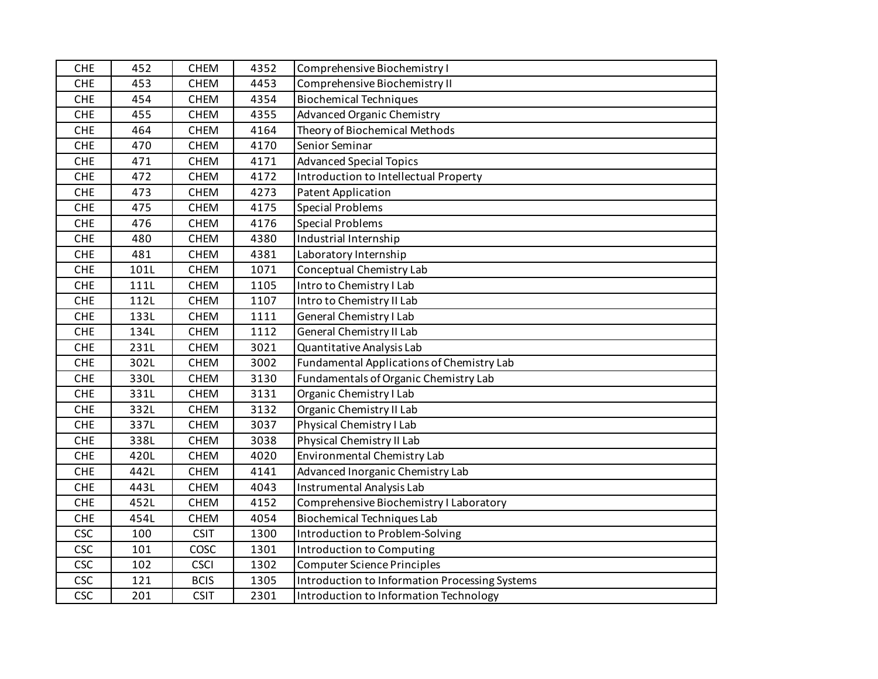| | | | | |
|---|---|---|---|---|
| CHE | 452 | CHEM | 4352 | Comprehensive Biochemistry I |
| CHE | 453 | CHEM | 4453 | Comprehensive Biochemistry II |
| CHE | 454 | CHEM | 4354 | Biochemical Techniques |
| CHE | 455 | CHEM | 4355 | Advanced Organic Chemistry |
| CHE | 464 | CHEM | 4164 | Theory of Biochemical Methods |
| CHE | 470 | CHEM | 4170 | Senior Seminar |
| CHE | 471 | CHEM | 4171 | Advanced Special Topics |
| CHE | 472 | CHEM | 4172 | Introduction to Intellectual Property |
| CHE | 473 | CHEM | 4273 | Patent Application |
| CHE | 475 | CHEM | 4175 | Special Problems |
| CHE | 476 | CHEM | 4176 | Special Problems |
| CHE | 480 | CHEM | 4380 | Industrial Internship |
| CHE | 481 | CHEM | 4381 | Laboratory Internship |
| CHE | 101L | CHEM | 1071 | Conceptual Chemistry Lab |
| CHE | 111L | CHEM | 1105 | Intro to Chemistry I Lab |
| CHE | 112L | CHEM | 1107 | Intro to Chemistry II Lab |
| CHE | 133L | CHEM | 1111 | General Chemistry I Lab |
| CHE | 134L | CHEM | 1112 | General Chemistry II Lab |
| CHE | 231L | CHEM | 3021 | Quantitative Analysis Lab |
| CHE | 302L | CHEM | 3002 | Fundamental Applications of Chemistry Lab |
| CHE | 330L | CHEM | 3130 | Fundamentals of Organic Chemistry Lab |
| CHE | 331L | CHEM | 3131 | Organic Chemistry I Lab |
| CHE | 332L | CHEM | 3132 | Organic Chemistry II Lab |
| CHE | 337L | CHEM | 3037 | Physical Chemistry I Lab |
| CHE | 338L | CHEM | 3038 | Physical Chemistry II Lab |
| CHE | 420L | CHEM | 4020 | Environmental Chemistry Lab |
| CHE | 442L | CHEM | 4141 | Advanced Inorganic Chemistry Lab |
| CHE | 443L | CHEM | 4043 | Instrumental Analysis Lab |
| CHE | 452L | CHEM | 4152 | Comprehensive Biochemistry I Laboratory |
| CHE | 454L | CHEM | 4054 | Biochemical Techniques Lab |
| CSC | 100 | CSIT | 1300 | Introduction to Problem-Solving |
| CSC | 101 | COSC | 1301 | Introduction to Computing |
| CSC | 102 | CSCI | 1302 | Computer Science Principles |
| CSC | 121 | BCIS | 1305 | Introduction to Information Processing Systems |
| CSC | 201 | CSIT | 2301 | Introduction to Information Technology |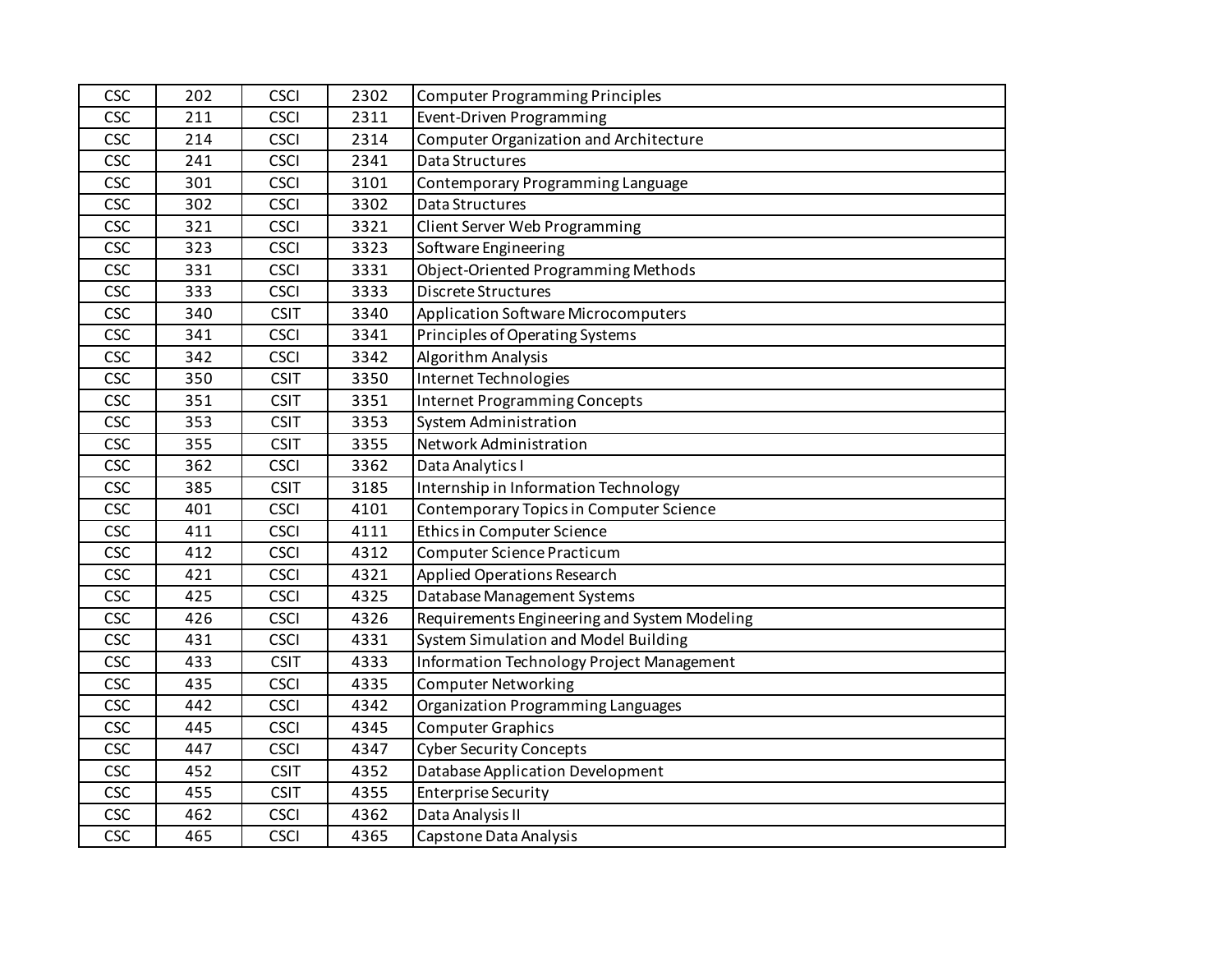| | | | | |
|---|---|---|---|---|
| CSC | 202 | CSCI | 2302 | Computer Programming Principles |
| CSC | 211 | CSCI | 2311 | Event-Driven Programming |
| CSC | 214 | CSCI | 2314 | Computer Organization and Architecture |
| CSC | 241 | CSCI | 2341 | Data Structures |
| CSC | 301 | CSCI | 3101 | Contemporary Programming Language |
| CSC | 302 | CSCI | 3302 | Data Structures |
| CSC | 321 | CSCI | 3321 | Client Server Web Programming |
| CSC | 323 | CSCI | 3323 | Software Engineering |
| CSC | 331 | CSCI | 3331 | Object-Oriented Programming Methods |
| CSC | 333 | CSCI | 3333 | Discrete Structures |
| CSC | 340 | CSIT | 3340 | Application Software Microcomputers |
| CSC | 341 | CSCI | 3341 | Principles of Operating Systems |
| CSC | 342 | CSCI | 3342 | Algorithm Analysis |
| CSC | 350 | CSIT | 3350 | Internet Technologies |
| CSC | 351 | CSIT | 3351 | Internet Programming Concepts |
| CSC | 353 | CSIT | 3353 | System Administration |
| CSC | 355 | CSIT | 3355 | Network Administration |
| CSC | 362 | CSCI | 3362 | Data Analytics I |
| CSC | 385 | CSIT | 3185 | Internship in Information Technology |
| CSC | 401 | CSCI | 4101 | Contemporary Topics in Computer Science |
| CSC | 411 | CSCI | 4111 | Ethics in Computer Science |
| CSC | 412 | CSCI | 4312 | Computer Science Practicum |
| CSC | 421 | CSCI | 4321 | Applied Operations Research |
| CSC | 425 | CSCI | 4325 | Database Management Systems |
| CSC | 426 | CSCI | 4326 | Requirements Engineering and System Modeling |
| CSC | 431 | CSCI | 4331 | System Simulation and Model Building |
| CSC | 433 | CSIT | 4333 | Information Technology Project Management |
| CSC | 435 | CSCI | 4335 | Computer Networking |
| CSC | 442 | CSCI | 4342 | Organization Programming Languages |
| CSC | 445 | CSCI | 4345 | Computer Graphics |
| CSC | 447 | CSCI | 4347 | Cyber Security Concepts |
| CSC | 452 | CSIT | 4352 | Database Application Development |
| CSC | 455 | CSIT | 4355 | Enterprise Security |
| CSC | 462 | CSCI | 4362 | Data Analysis II |
| CSC | 465 | CSCI | 4365 | Capstone Data Analysis |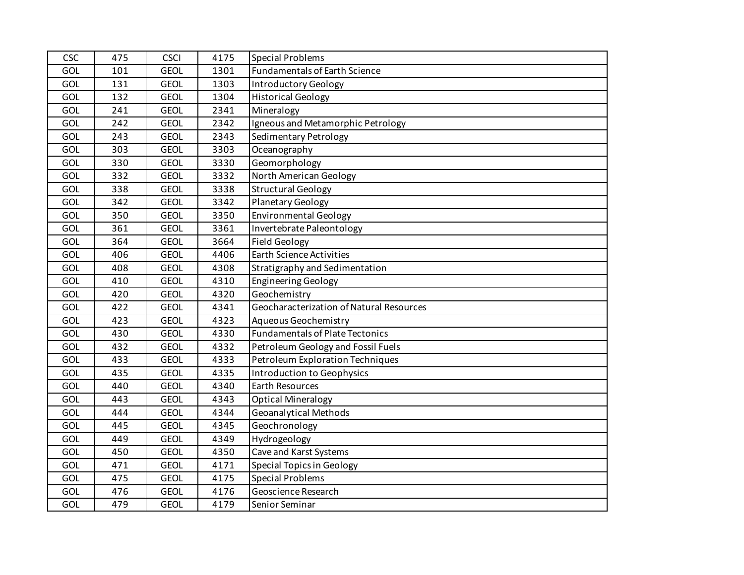| CSC | 475 | CSCI | 4175 | Special Problems |
|---|---|---|---|---|
| GOL | 101 | GEOL | 1301 | Fundamentals of Earth Science |
| GOL | 131 | GEOL | 1303 | Introductory Geology |
| GOL | 132 | GEOL | 1304 | Historical Geology |
| GOL | 241 | GEOL | 2341 | Mineralogy |
| GOL | 242 | GEOL | 2342 | Igneous and Metamorphic Petrology |
| GOL | 243 | GEOL | 2343 | Sedimentary Petrology |
| GOL | 303 | GEOL | 3303 | Oceanography |
| GOL | 330 | GEOL | 3330 | Geomorphology |
| GOL | 332 | GEOL | 3332 | North American Geology |
| GOL | 338 | GEOL | 3338 | Structural Geology |
| GOL | 342 | GEOL | 3342 | Planetary Geology |
| GOL | 350 | GEOL | 3350 | Environmental Geology |
| GOL | 361 | GEOL | 3361 | Invertebrate Paleontology |
| GOL | 364 | GEOL | 3664 | Field Geology |
| GOL | 406 | GEOL | 4406 | Earth Science Activities |
| GOL | 408 | GEOL | 4308 | Stratigraphy and Sedimentation |
| GOL | 410 | GEOL | 4310 | Engineering Geology |
| GOL | 420 | GEOL | 4320 | Geochemistry |
| GOL | 422 | GEOL | 4341 | Geocharacterization of Natural Resources |
| GOL | 423 | GEOL | 4323 | Aqueous Geochemistry |
| GOL | 430 | GEOL | 4330 | Fundamentals of Plate Tectonics |
| GOL | 432 | GEOL | 4332 | Petroleum Geology and Fossil Fuels |
| GOL | 433 | GEOL | 4333 | Petroleum Exploration Techniques |
| GOL | 435 | GEOL | 4335 | Introduction to Geophysics |
| GOL | 440 | GEOL | 4340 | Earth Resources |
| GOL | 443 | GEOL | 4343 | Optical Mineralogy |
| GOL | 444 | GEOL | 4344 | Geoanalytical Methods |
| GOL | 445 | GEOL | 4345 | Geochronology |
| GOL | 449 | GEOL | 4349 | Hydrogeology |
| GOL | 450 | GEOL | 4350 | Cave and Karst Systems |
| GOL | 471 | GEOL | 4171 | Special Topics in Geology |
| GOL | 475 | GEOL | 4175 | Special Problems |
| GOL | 476 | GEOL | 4176 | Geoscience Research |
| GOL | 479 | GEOL | 4179 | Senior Seminar |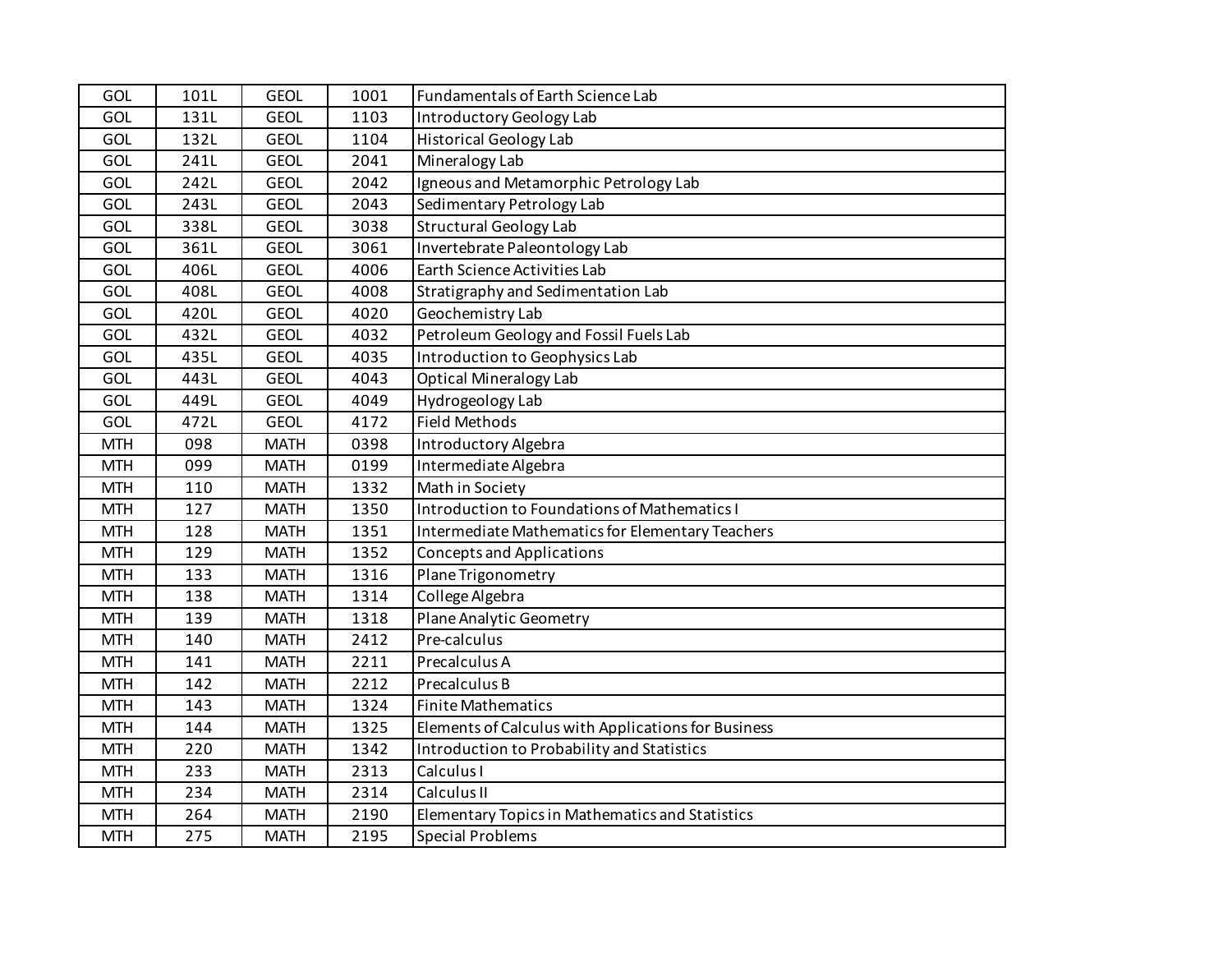| | | | | |
|---|---|---|---|---|
| GOL | 101L | GEOL | 1001 | Fundamentals of Earth Science Lab |
| GOL | 131L | GEOL | 1103 | Introductory Geology Lab |
| GOL | 132L | GEOL | 1104 | Historical Geology Lab |
| GOL | 241L | GEOL | 2041 | Mineralogy Lab |
| GOL | 242L | GEOL | 2042 | Igneous and Metamorphic Petrology Lab |
| GOL | 243L | GEOL | 2043 | Sedimentary Petrology Lab |
| GOL | 338L | GEOL | 3038 | Structural Geology Lab |
| GOL | 361L | GEOL | 3061 | Invertebrate Paleontology Lab |
| GOL | 406L | GEOL | 4006 | Earth Science Activities Lab |
| GOL | 408L | GEOL | 4008 | Stratigraphy and Sedimentation Lab |
| GOL | 420L | GEOL | 4020 | Geochemistry Lab |
| GOL | 432L | GEOL | 4032 | Petroleum Geology and Fossil Fuels Lab |
| GOL | 435L | GEOL | 4035 | Introduction to Geophysics Lab |
| GOL | 443L | GEOL | 4043 | Optical Mineralogy Lab |
| GOL | 449L | GEOL | 4049 | Hydrogeology Lab |
| GOL | 472L | GEOL | 4172 | Field Methods |
| MTH | 098 | MATH | 0398 | Introductory Algebra |
| MTH | 099 | MATH | 0199 | Intermediate Algebra |
| MTH | 110 | MATH | 1332 | Math in Society |
| MTH | 127 | MATH | 1350 | Introduction to Foundations of Mathematics I |
| MTH | 128 | MATH | 1351 | Intermediate Mathematics for Elementary Teachers |
| MTH | 129 | MATH | 1352 | Concepts and Applications |
| MTH | 133 | MATH | 1316 | Plane Trigonometry |
| MTH | 138 | MATH | 1314 | College Algebra |
| MTH | 139 | MATH | 1318 | Plane Analytic Geometry |
| MTH | 140 | MATH | 2412 | Pre-calculus |
| MTH | 141 | MATH | 2211 | Precalculus A |
| MTH | 142 | MATH | 2212 | Precalculus B |
| MTH | 143 | MATH | 1324 | Finite Mathematics |
| MTH | 144 | MATH | 1325 | Elements of Calculus with Applications for Business |
| MTH | 220 | MATH | 1342 | Introduction to Probability and Statistics |
| MTH | 233 | MATH | 2313 | Calculus I |
| MTH | 234 | MATH | 2314 | Calculus II |
| MTH | 264 | MATH | 2190 | Elementary Topics in Mathematics and Statistics |
| MTH | 275 | MATH | 2195 | Special Problems |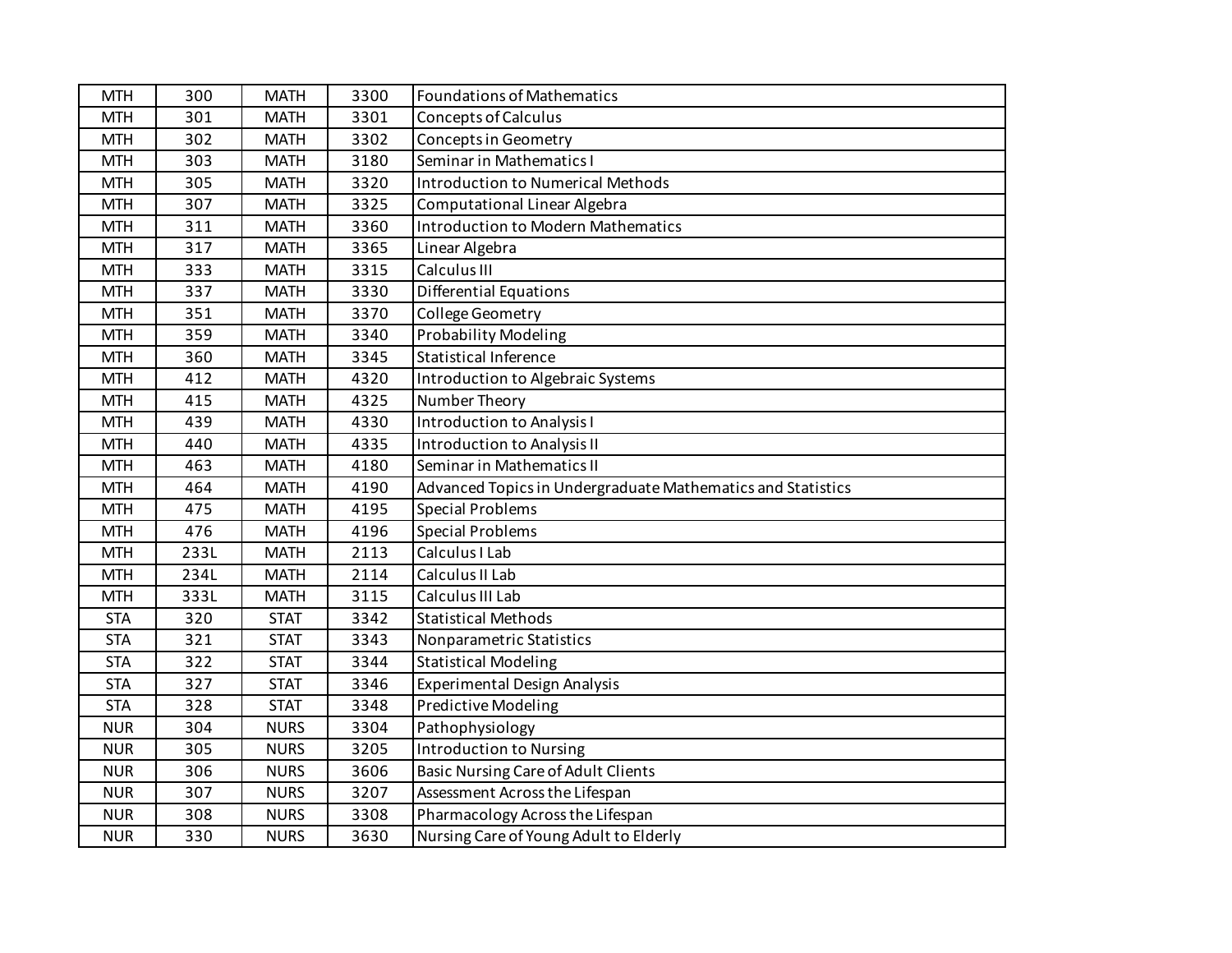| MTH | 300 | MATH | 3300 | Foundations of Mathematics |
|---|---|---|---|---|
| MTH | 301 | MATH | 3301 | Concepts of Calculus |
| MTH | 302 | MATH | 3302 | Concepts in Geometry |
| MTH | 303 | MATH | 3180 | Seminar in Mathematics I |
| MTH | 305 | MATH | 3320 | Introduction to Numerical Methods |
| MTH | 307 | MATH | 3325 | Computational Linear Algebra |
| MTH | 311 | MATH | 3360 | Introduction to Modern Mathematics |
| MTH | 317 | MATH | 3365 | Linear Algebra |
| MTH | 333 | MATH | 3315 | Calculus III |
| MTH | 337 | MATH | 3330 | Differential Equations |
| MTH | 351 | MATH | 3370 | College Geometry |
| MTH | 359 | MATH | 3340 | Probability Modeling |
| MTH | 360 | MATH | 3345 | Statistical Inference |
| MTH | 412 | MATH | 4320 | Introduction to Algebraic Systems |
| MTH | 415 | MATH | 4325 | Number Theory |
| MTH | 439 | MATH | 4330 | Introduction to Analysis I |
| MTH | 440 | MATH | 4335 | Introduction to Analysis II |
| MTH | 463 | MATH | 4180 | Seminar in Mathematics II |
| MTH | 464 | MATH | 4190 | Advanced Topics in Undergraduate Mathematics and Statistics |
| MTH | 475 | MATH | 4195 | Special Problems |
| MTH | 476 | MATH | 4196 | Special Problems |
| MTH | 233L | MATH | 2113 | Calculus I Lab |
| MTH | 234L | MATH | 2114 | Calculus II Lab |
| MTH | 333L | MATH | 3115 | Calculus III Lab |
| STA | 320 | STAT | 3342 | Statistical Methods |
| STA | 321 | STAT | 3343 | Nonparametric Statistics |
| STA | 322 | STAT | 3344 | Statistical Modeling |
| STA | 327 | STAT | 3346 | Experimental Design Analysis |
| STA | 328 | STAT | 3348 | Predictive Modeling |
| NUR | 304 | NURS | 3304 | Pathophysiology |
| NUR | 305 | NURS | 3205 | Introduction to Nursing |
| NUR | 306 | NURS | 3606 | Basic Nursing Care of Adult Clients |
| NUR | 307 | NURS | 3207 | Assessment Across the Lifespan |
| NUR | 308 | NURS | 3308 | Pharmacology Across the Lifespan |
| NUR | 330 | NURS | 3630 | Nursing Care of Young Adult to Elderly |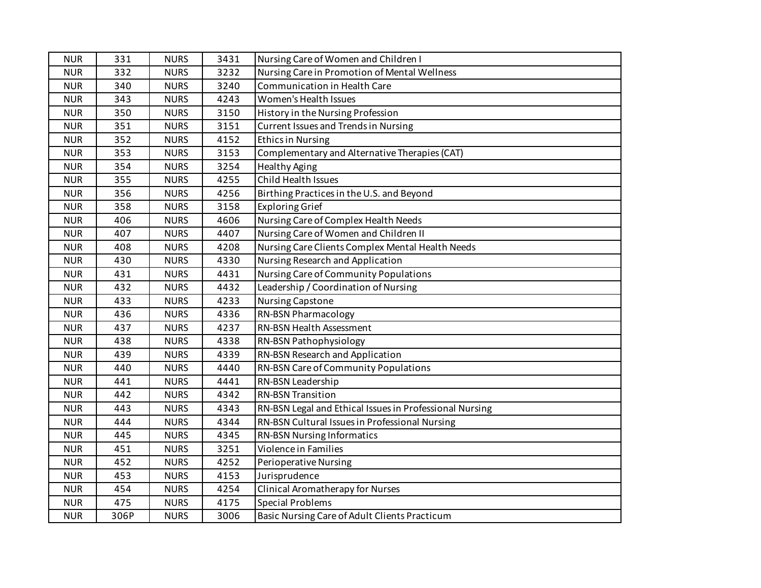| NUR | 331 | NURS | 3431 | Nursing Care of Women and Children I |
|---|---|---|---|---|
| NUR | 332 | NURS | 3232 | Nursing Care in Promotion of Mental Wellness |
| NUR | 340 | NURS | 3240 | Communication in Health Care |
| NUR | 343 | NURS | 4243 | Women's Health Issues |
| NUR | 350 | NURS | 3150 | History in the Nursing Profession |
| NUR | 351 | NURS | 3151 | Current Issues and Trends in Nursing |
| NUR | 352 | NURS | 4152 | Ethics in Nursing |
| NUR | 353 | NURS | 3153 | Complementary and Alternative Therapies (CAT) |
| NUR | 354 | NURS | 3254 | Healthy Aging |
| NUR | 355 | NURS | 4255 | Child Health Issues |
| NUR | 356 | NURS | 4256 | Birthing Practices in the U.S. and Beyond |
| NUR | 358 | NURS | 3158 | Exploring Grief |
| NUR | 406 | NURS | 4606 | Nursing Care of Complex Health Needs |
| NUR | 407 | NURS | 4407 | Nursing Care of Women and Children II |
| NUR | 408 | NURS | 4208 | Nursing Care Clients Complex Mental Health Needs |
| NUR | 430 | NURS | 4330 | Nursing Research and Application |
| NUR | 431 | NURS | 4431 | Nursing Care of Community Populations |
| NUR | 432 | NURS | 4432 | Leadership / Coordination of Nursing |
| NUR | 433 | NURS | 4233 | Nursing Capstone |
| NUR | 436 | NURS | 4336 | RN-BSN Pharmacology |
| NUR | 437 | NURS | 4237 | RN-BSN Health Assessment |
| NUR | 438 | NURS | 4338 | RN-BSN Pathophysiology |
| NUR | 439 | NURS | 4339 | RN-BSN Research and Application |
| NUR | 440 | NURS | 4440 | RN-BSN Care of Community Populations |
| NUR | 441 | NURS | 4441 | RN-BSN Leadership |
| NUR | 442 | NURS | 4342 | RN-BSN Transition |
| NUR | 443 | NURS | 4343 | RN-BSN Legal and Ethical Issues in Professional Nursing |
| NUR | 444 | NURS | 4344 | RN-BSN Cultural Issues in Professional Nursing |
| NUR | 445 | NURS | 4345 | RN-BSN Nursing Informatics |
| NUR | 451 | NURS | 3251 | Violence in Families |
| NUR | 452 | NURS | 4252 | Perioperative Nursing |
| NUR | 453 | NURS | 4153 | Jurisprudence |
| NUR | 454 | NURS | 4254 | Clinical Aromatherapy for Nurses |
| NUR | 475 | NURS | 4175 | Special Problems |
| NUR | 306P | NURS | 3006 | Basic Nursing Care of Adult Clients Practicum |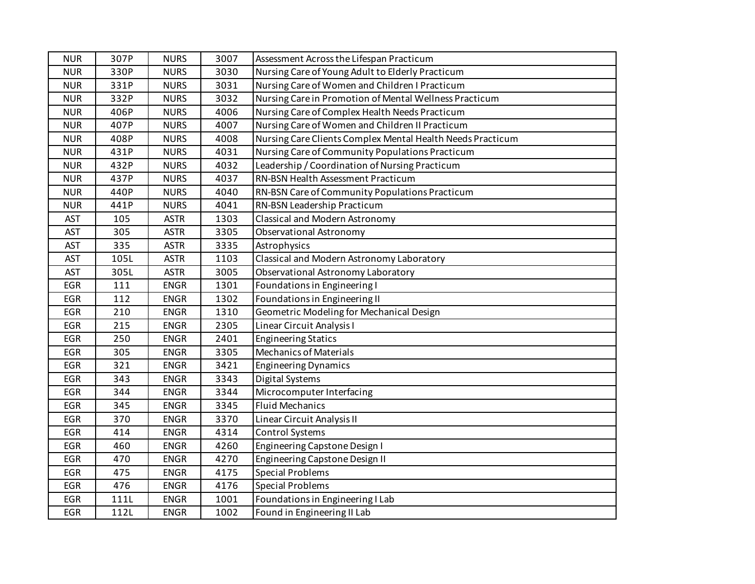| NUR | 307P | NURS | 3007 | Assessment Across the Lifespan Practicum |
|---|---|---|---|---|
| NUR | 330P | NURS | 3030 | Nursing Care of Young Adult to Elderly Practicum |
| NUR | 331P | NURS | 3031 | Nursing Care of Women and Children I Practicum |
| NUR | 332P | NURS | 3032 | Nursing Care in Promotion of Mental Wellness Practicum |
| NUR | 406P | NURS | 4006 | Nursing Care of Complex Health Needs Practicum |
| NUR | 407P | NURS | 4007 | Nursing Care of Women and Children II Practicum |
| NUR | 408P | NURS | 4008 | Nursing Care Clients Complex Mental Health Needs Practicum |
| NUR | 431P | NURS | 4031 | Nursing Care of Community Populations Practicum |
| NUR | 432P | NURS | 4032 | Leadership / Coordination of Nursing Practicum |
| NUR | 437P | NURS | 4037 | RN-BSN Health Assessment Practicum |
| NUR | 440P | NURS | 4040 | RN-BSN Care of Community Populations Practicum |
| NUR | 441P | NURS | 4041 | RN-BSN Leadership Practicum |
| AST | 105 | ASTR | 1303 | Classical and Modern Astronomy |
| AST | 305 | ASTR | 3305 | Observational Astronomy |
| AST | 335 | ASTR | 3335 | Astrophysics |
| AST | 105L | ASTR | 1103 | Classical and Modern Astronomy Laboratory |
| AST | 305L | ASTR | 3005 | Observational Astronomy Laboratory |
| EGR | 111 | ENGR | 1301 | Foundations in Engineering I |
| EGR | 112 | ENGR | 1302 | Foundations in Engineering II |
| EGR | 210 | ENGR | 1310 | Geometric Modeling for Mechanical Design |
| EGR | 215 | ENGR | 2305 | Linear Circuit Analysis I |
| EGR | 250 | ENGR | 2401 | Engineering Statics |
| EGR | 305 | ENGR | 3305 | Mechanics of Materials |
| EGR | 321 | ENGR | 3421 | Engineering Dynamics |
| EGR | 343 | ENGR | 3343 | Digital Systems |
| EGR | 344 | ENGR | 3344 | Microcomputer Interfacing |
| EGR | 345 | ENGR | 3345 | Fluid Mechanics |
| EGR | 370 | ENGR | 3370 | Linear Circuit Analysis II |
| EGR | 414 | ENGR | 4314 | Control Systems |
| EGR | 460 | ENGR | 4260 | Engineering Capstone Design I |
| EGR | 470 | ENGR | 4270 | Engineering Capstone Design II |
| EGR | 475 | ENGR | 4175 | Special Problems |
| EGR | 476 | ENGR | 4176 | Special Problems |
| EGR | 111L | ENGR | 1001 | Foundations in Engineering I Lab |
| EGR | 112L | ENGR | 1002 | Found in Engineering II Lab |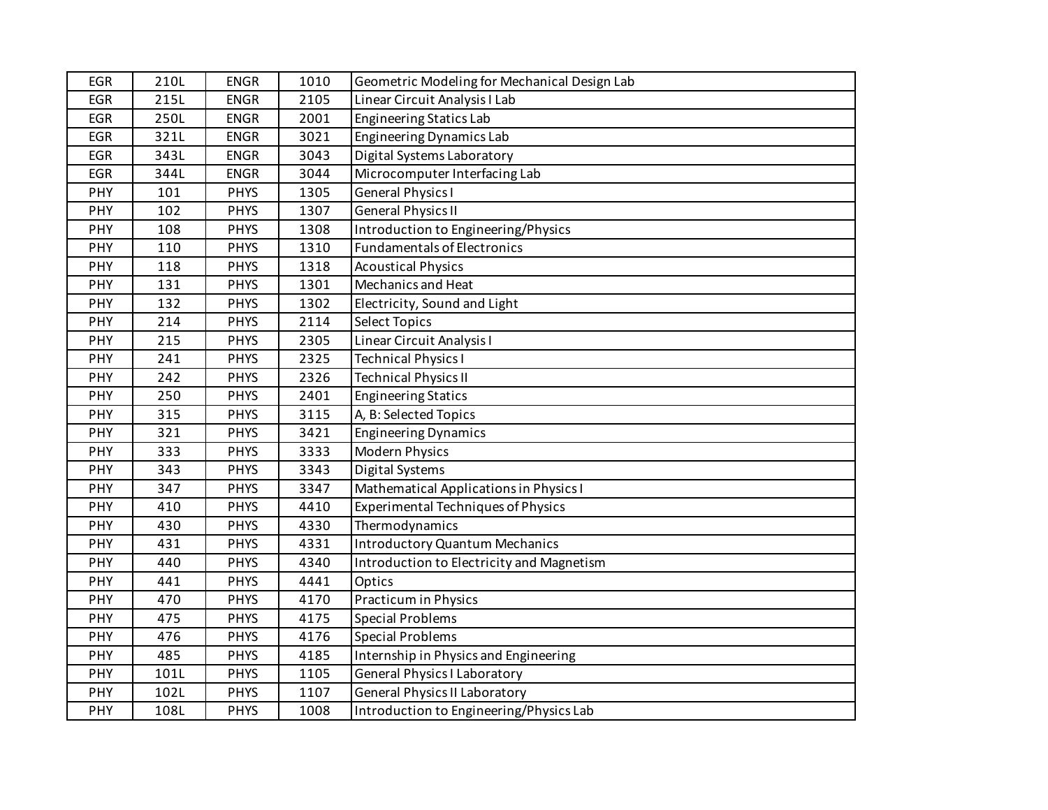| | | | | |
|---|---|---|---|---|
| EGR | 210L | ENGR | 1010 | Geometric Modeling for Mechanical Design Lab |
| EGR | 215L | ENGR | 2105 | Linear Circuit Analysis I Lab |
| EGR | 250L | ENGR | 2001 | Engineering Statics Lab |
| EGR | 321L | ENGR | 3021 | Engineering Dynamics Lab |
| EGR | 343L | ENGR | 3043 | Digital Systems Laboratory |
| EGR | 344L | ENGR | 3044 | Microcomputer Interfacing Lab |
| PHY | 101 | PHYS | 1305 | General Physics I |
| PHY | 102 | PHYS | 1307 | General Physics II |
| PHY | 108 | PHYS | 1308 | Introduction to Engineering/Physics |
| PHY | 110 | PHYS | 1310 | Fundamentals of Electronics |
| PHY | 118 | PHYS | 1318 | Acoustical Physics |
| PHY | 131 | PHYS | 1301 | Mechanics and Heat |
| PHY | 132 | PHYS | 1302 | Electricity, Sound and Light |
| PHY | 214 | PHYS | 2114 | Select Topics |
| PHY | 215 | PHYS | 2305 | Linear Circuit Analysis I |
| PHY | 241 | PHYS | 2325 | Technical Physics I |
| PHY | 242 | PHYS | 2326 | Technical Physics II |
| PHY | 250 | PHYS | 2401 | Engineering Statics |
| PHY | 315 | PHYS | 3115 | A, B: Selected Topics |
| PHY | 321 | PHYS | 3421 | Engineering Dynamics |
| PHY | 333 | PHYS | 3333 | Modern Physics |
| PHY | 343 | PHYS | 3343 | Digital Systems |
| PHY | 347 | PHYS | 3347 | Mathematical Applications in Physics I |
| PHY | 410 | PHYS | 4410 | Experimental Techniques of Physics |
| PHY | 430 | PHYS | 4330 | Thermodynamics |
| PHY | 431 | PHYS | 4331 | Introductory Quantum Mechanics |
| PHY | 440 | PHYS | 4340 | Introduction to Electricity and Magnetism |
| PHY | 441 | PHYS | 4441 | Optics |
| PHY | 470 | PHYS | 4170 | Practicum in Physics |
| PHY | 475 | PHYS | 4175 | Special Problems |
| PHY | 476 | PHYS | 4176 | Special Problems |
| PHY | 485 | PHYS | 4185 | Internship in Physics and Engineering |
| PHY | 101L | PHYS | 1105 | General Physics I Laboratory |
| PHY | 102L | PHYS | 1107 | General Physics II Laboratory |
| PHY | 108L | PHYS | 1008 | Introduction to Engineering/Physics Lab |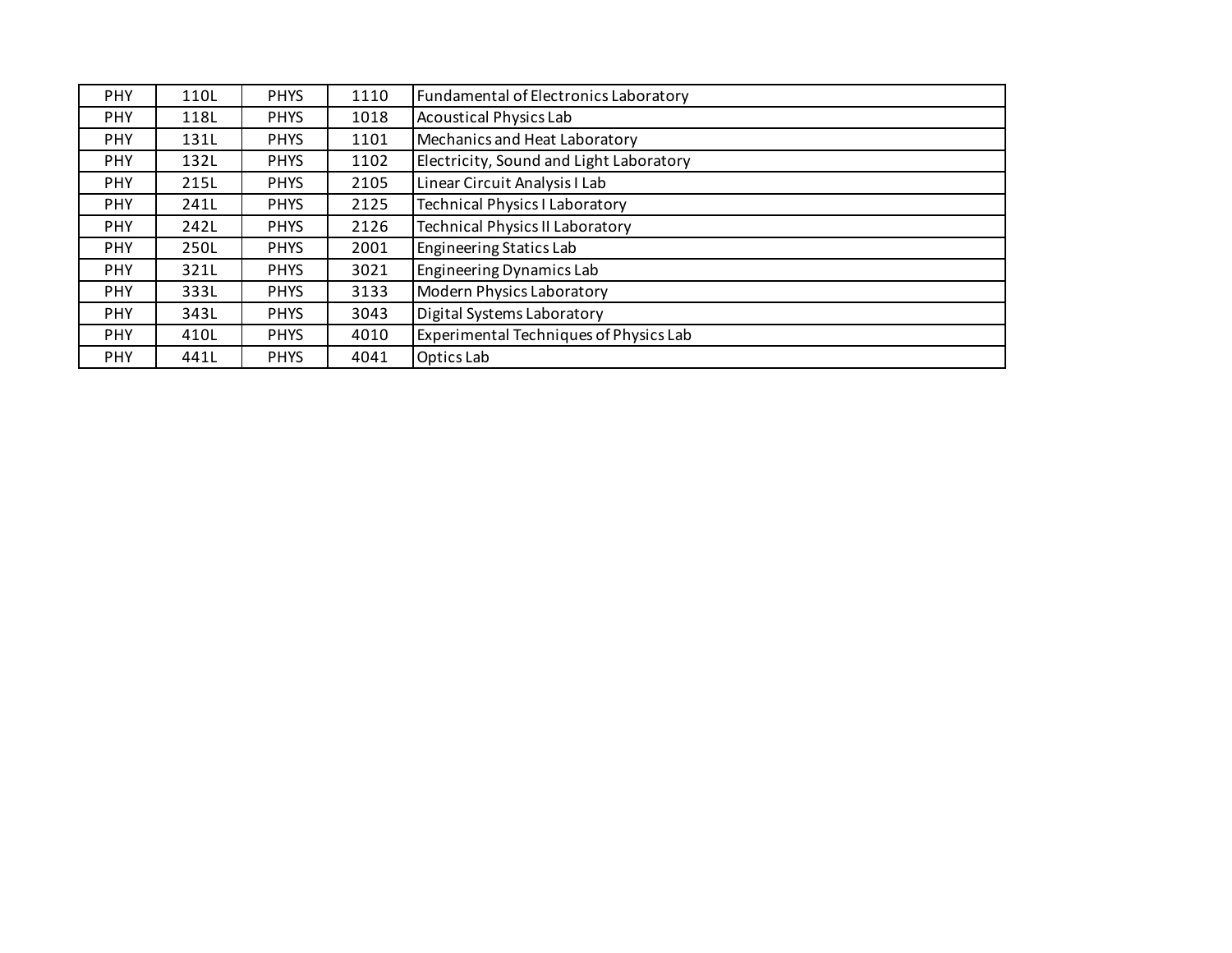| | | | | |
|---|---|---|---|---|
| PHY | 110L | PHYS | 1110 | Fundamental of Electronics Laboratory |
| PHY | 118L | PHYS | 1018 | Acoustical Physics Lab |
| PHY | 131L | PHYS | 1101 | Mechanics and Heat Laboratory |
| PHY | 132L | PHYS | 1102 | Electricity, Sound and Light Laboratory |
| PHY | 215L | PHYS | 2105 | Linear Circuit Analysis I Lab |
| PHY | 241L | PHYS | 2125 | Technical Physics I Laboratory |
| PHY | 242L | PHYS | 2126 | Technical Physics II Laboratory |
| PHY | 250L | PHYS | 2001 | Engineering Statics Lab |
| PHY | 321L | PHYS | 3021 | Engineering Dynamics Lab |
| PHY | 333L | PHYS | 3133 | Modern Physics Laboratory |
| PHY | 343L | PHYS | 3043 | Digital Systems Laboratory |
| PHY | 410L | PHYS | 4010 | Experimental Techniques of Physics Lab |
| PHY | 441L | PHYS | 4041 | Optics Lab |